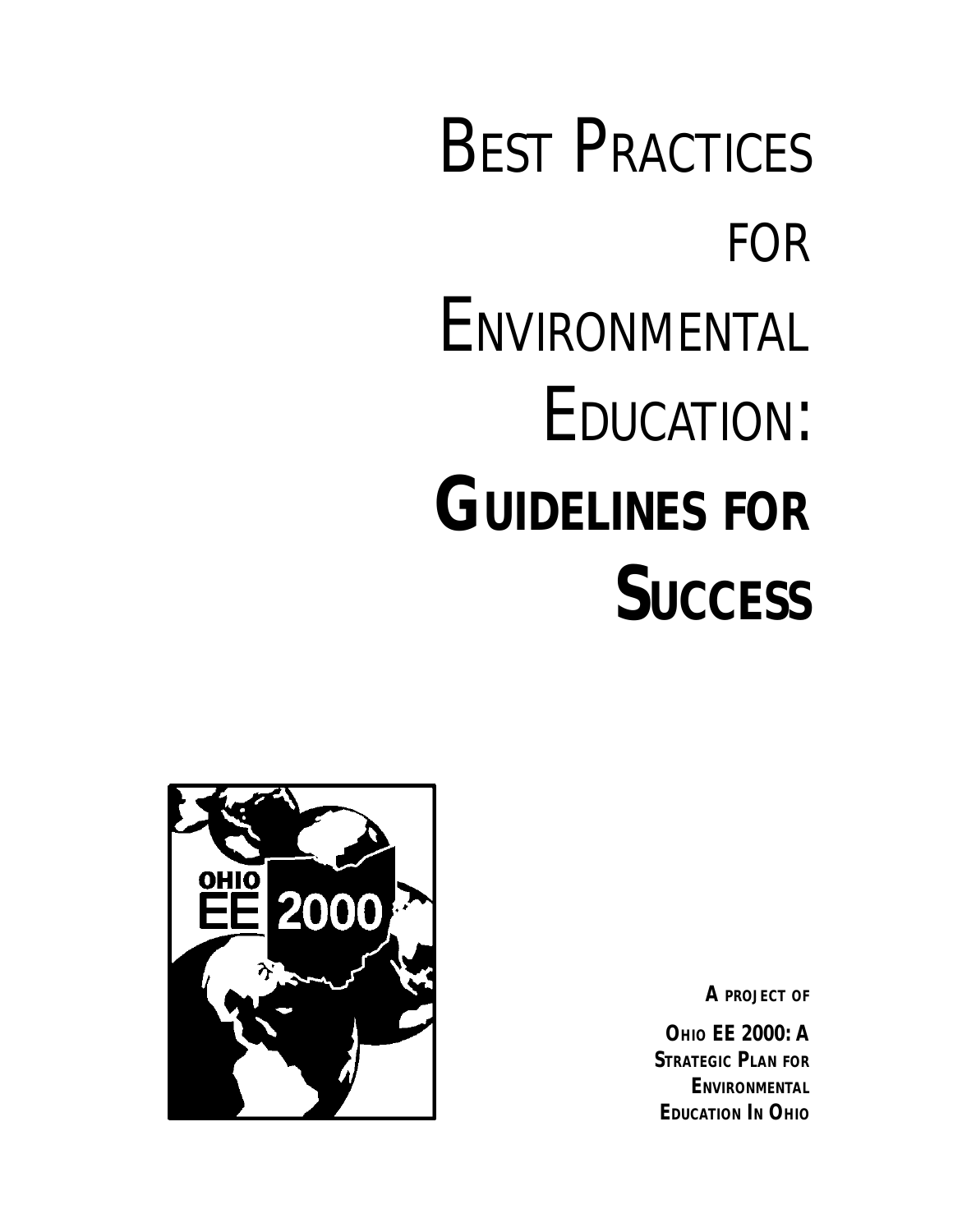# Best Practices for Environmental Education: Guidelines for Success

**A project of**

**Ohio EE 2000: A Strategic Plan for Environmental Education In Ohio**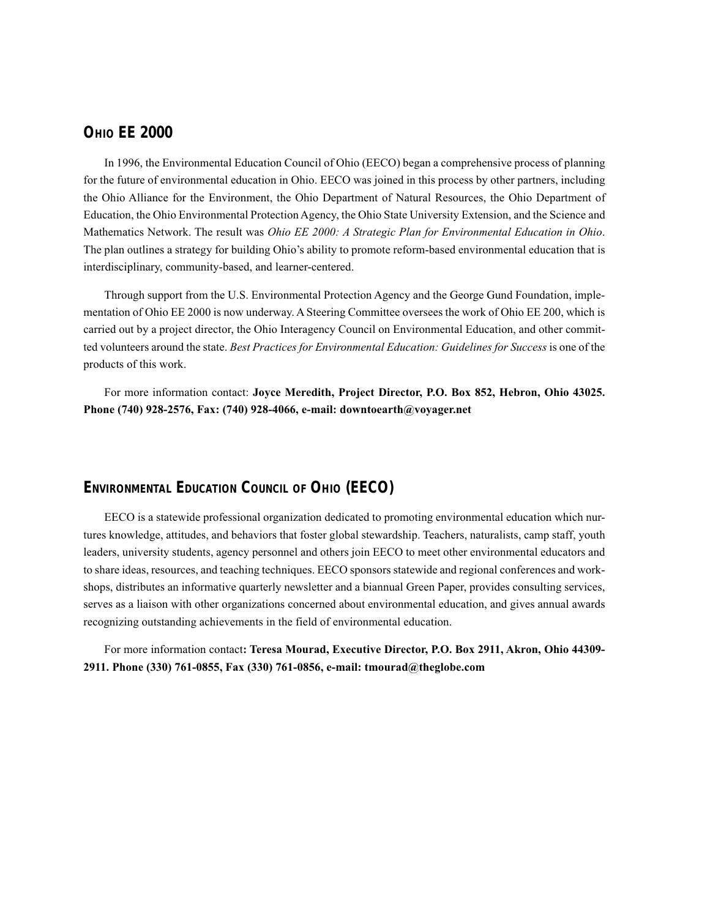## Ohio EE 2000

In 1996, the Environmental Education Council of Ohio (EECO) began a comprehensive process of planning for the future of environmental education in Ohio. EECO was joined in this process by other partners, including the Ohio Alliance for the Environment, the Ohio Department of Natural Resources, the Ohio Department of Education, the Ohio Environmental Protection Agency, the Ohio State University Extension, and the Science and Mathematics Network. The result was *Ohio EE 2000: A Strategic Plan for Environmental Education in Ohio*. The plan outlines a strategy for building Ohio's ability to promote reform-based environmental education that is interdisciplinary, community-based, and learner-centered.

Through support from the U.S. Environmental Protection Agency and the George Gund Foundation, implementation of Ohio EE 2000 is now underway. A Steering Committee oversees the work of Ohio EE 200, which is carried out by a project director, the Ohio Interagency Council on Environmental Education, and other committed volunteers around the state. *Best Practices for Environmental Education: Guidelines for Success* is one of the products of this work.

For more information contact: **Joyce Meredith, Project Director, P.O. Box 852, Hebron, Ohio 43025. Phone (740) 928-2576, Fax: (740) 928-4066, e-mail: downtoearth@voyager.net**

## Environmental Education Council of Ohio (EECO)

EECO is a statewide professional organization dedicated to promoting environmental education which nurtures knowledge, attitudes, and behaviors that foster global stewardship. Teachers, naturalists, camp staff, youth leaders, university students, agency personnel and others join EECO to meet other environmental educators and to share ideas, resources, and teaching techniques. EECO sponsors statewide and regional conferences and workshops, distributes an informative quarterly newsletter and a biannual Green Paper, provides consulting services, serves as a liaison with other organizations concerned about environmental education, and gives annual awards recognizing outstanding achievements in the field of environmental education.

For more information contact**: Teresa Mourad, Executive Director, P.O. Box 2911, Akron, Ohio 44309-2911. Phone (330) 761-0855, Fax (330) 761-0856, e-mail: tmourad@theglobe.com**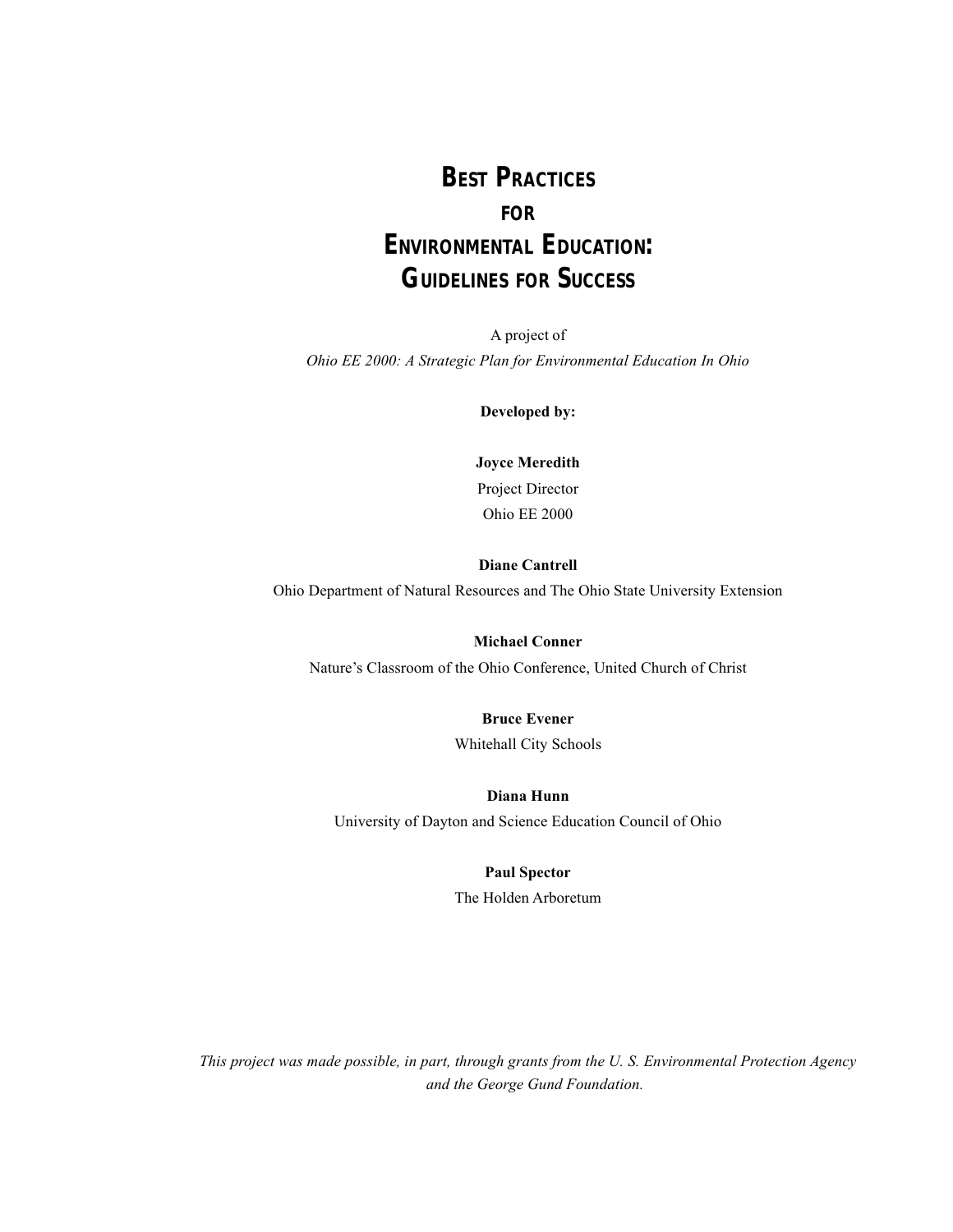# Best Practices for Environmental Education: Guidelines for Success

A project of

*Ohio EE 2000: A Strategic Plan for Environmental Education In Ohio*

**Developed by:**

**Joyce Meredith**
Project Director
Ohio EE 2000

**Diane Cantrell**
Ohio Department of Natural Resources and The Ohio State University Extension

**Michael Conner**
Nature's Classroom of the Ohio Conference, United Church of Christ

**Bruce Evener**
Whitehall City Schools

**Diana Hunn**
University of Dayton and Science Education Council of Ohio

**Paul Spector**
The Holden Arboretum

*This project was made possible, in part, through grants from the U. S. Environmental Protection Agency and the George Gund Foundation.*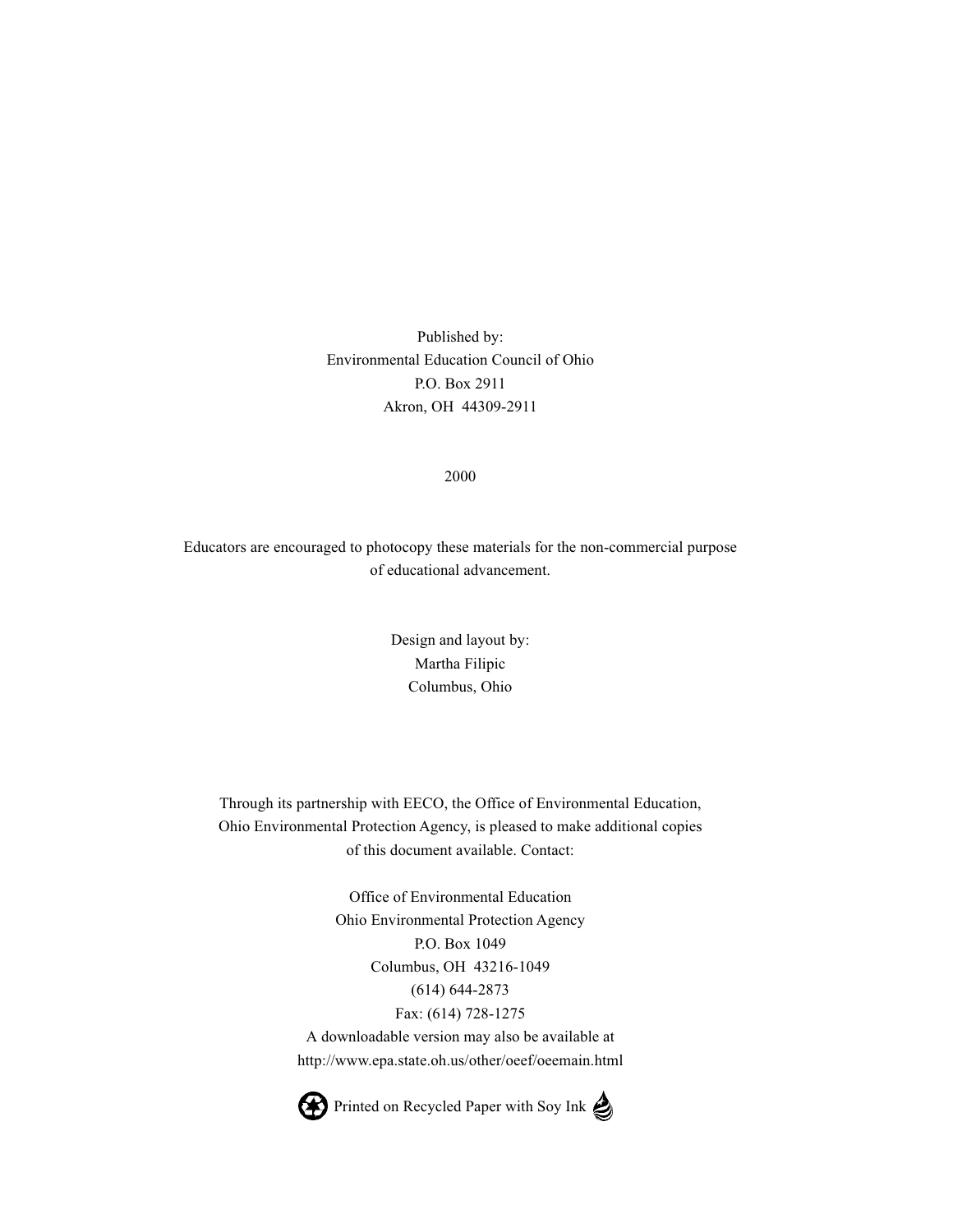Published by:
Environmental Education Council of Ohio
P.O. Box 2911
Akron, OH 44309-2911

2000

Educators are encouraged to photocopy these materials for the non-commercial purpose of educational advancement.

Design and layout by:
Martha Filipic
Columbus, Ohio

Through its partnership with EECO, the Office of Environmental Education, Ohio Environmental Protection Agency, is pleased to make additional copies of this document available. Contact:

Office of Environmental Education
Ohio Environmental Protection Agency
P.O. Box 1049
Columbus, OH 43216-1049
(614) 644-2873
Fax: (614) 728-1275
A downloadable version may also be available at
http://www.epa.state.oh.us/other/oeef/oeemain.html

Printed on Recycled Paper with Soy Ink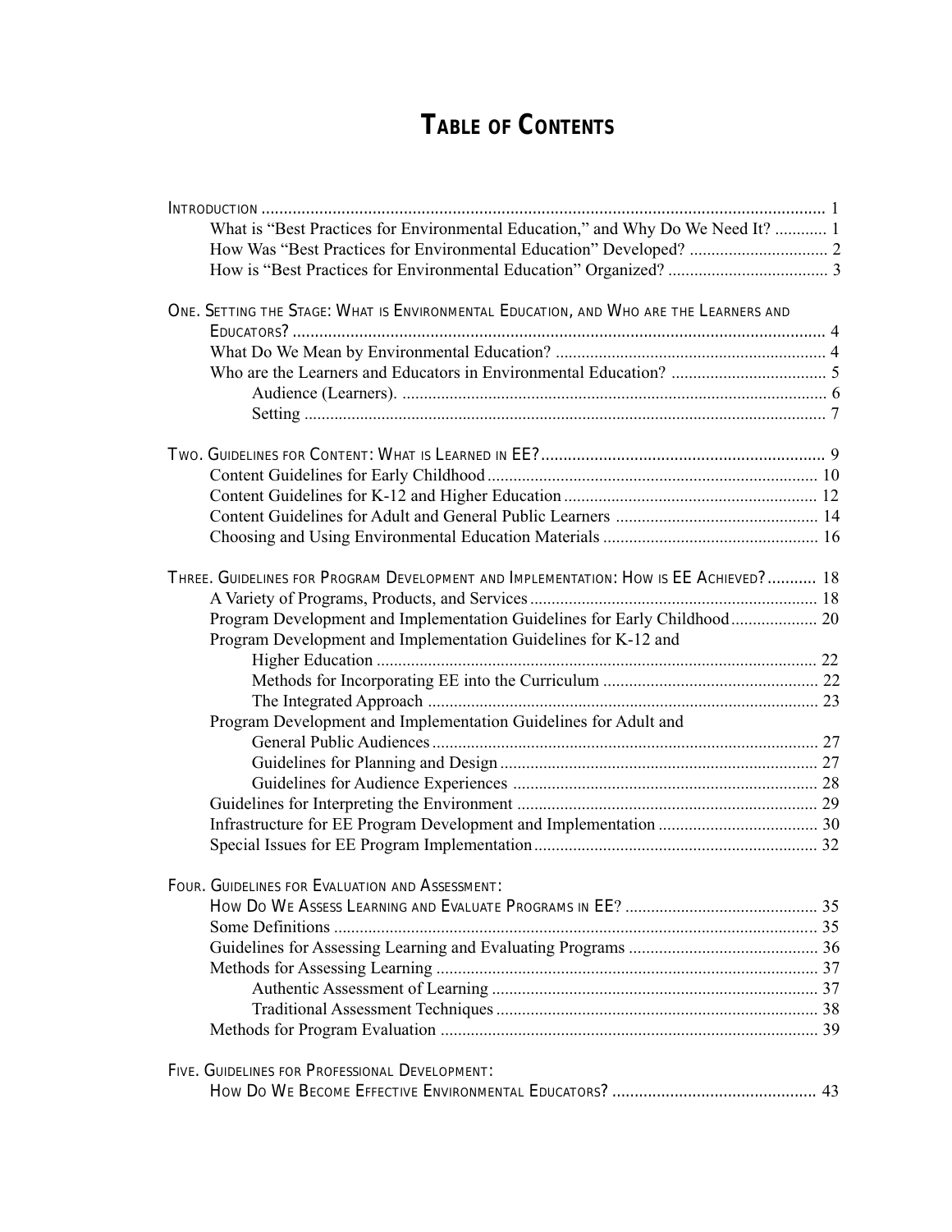# Table of Contents

Introduction ........ 1
- What is "Best Practices for Environmental Education," and Why Do We Need It? ........ 1
- How Was "Best Practices for Environmental Education" Developed? ........ 2
- How is "Best Practices for Environmental Education" Organized? ........ 3

One. Setting the Stage: What is Environmental Education, and Who are the Learners and Educators? ........ 4
- What Do We Mean by Environmental Education? ........ 4
- Who are the Learners and Educators in Environmental Education? ........ 5
  - Audience (Learners). ........ 6
  - Setting ........ 7

Two. Guidelines for Content: What is Learned in EE? ........ 9
- Content Guidelines for Early Childhood ........ 10
- Content Guidelines for K-12 and Higher Education ........ 12
- Content Guidelines for Adult and General Public Learners ........ 14
- Choosing and Using Environmental Education Materials ........ 16

Three. Guidelines for Program Development and Implementation: How is EE Achieved? ........ 18
- A Variety of Programs, Products, and Services ........ 18
- Program Development and Implementation Guidelines for Early Childhood ........ 20
- Program Development and Implementation Guidelines for K-12 and Higher Education ........ 22
  - Methods for Incorporating EE into the Curriculum ........ 22
  - The Integrated Approach ........ 23
- Program Development and Implementation Guidelines for Adult and General Public Audiences ........ 27
  - Guidelines for Planning and Design ........ 27
  - Guidelines for Audience Experiences ........ 28
- Guidelines for Interpreting the Environment ........ 29
- Infrastructure for EE Program Development and Implementation ........ 30
- Special Issues for EE Program Implementation ........ 32

Four. Guidelines for Evaluation and Assessment: How Do We Assess Learning and Evaluate Programs in EE? ........ 35
- Some Definitions ........ 35
- Guidelines for Assessing Learning and Evaluating Programs ........ 36
- Methods for Assessing Learning ........ 37
  - Authentic Assessment of Learning ........ 37
  - Traditional Assessment Techniques ........ 38
- Methods for Program Evaluation ........ 39

Five. Guidelines for Professional Development: How Do We Become Effective Environmental Educators? ........ 43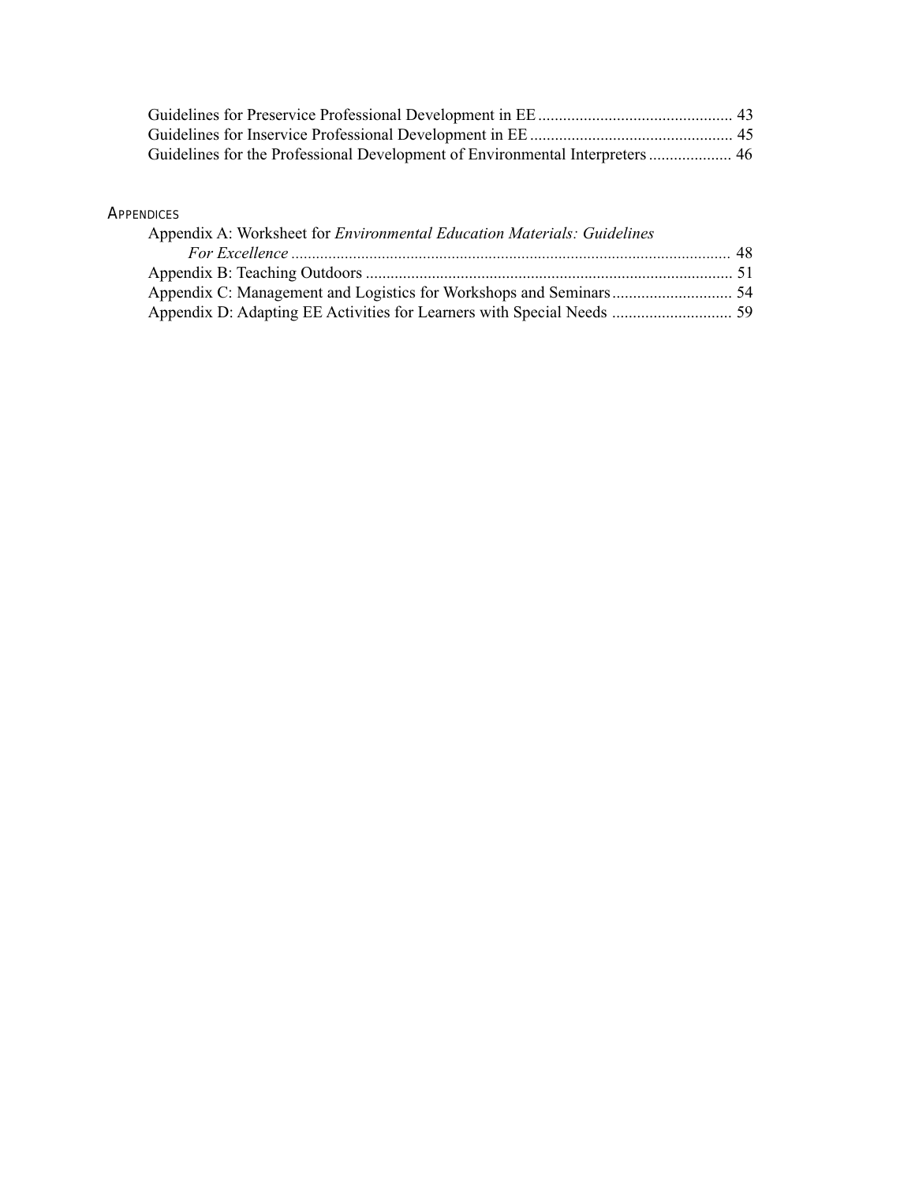Guidelines for Preservice Professional Development in EE .............................................. 43
Guidelines for Inservice Professional Development in EE ................................................ 45
Guidelines for the Professional Development of Environmental Interpreters .................... 46

## Appendices

Appendix A: Worksheet for *Environmental Education Materials: Guidelines For Excellence* .......................................................................................................... 48
Appendix B: Teaching Outdoors ......................................................................................... 51
Appendix C: Management and Logistics for Workshops and Seminars ............................. 54
Appendix D: Adapting EE Activities for Learners with Special Needs ............................. 59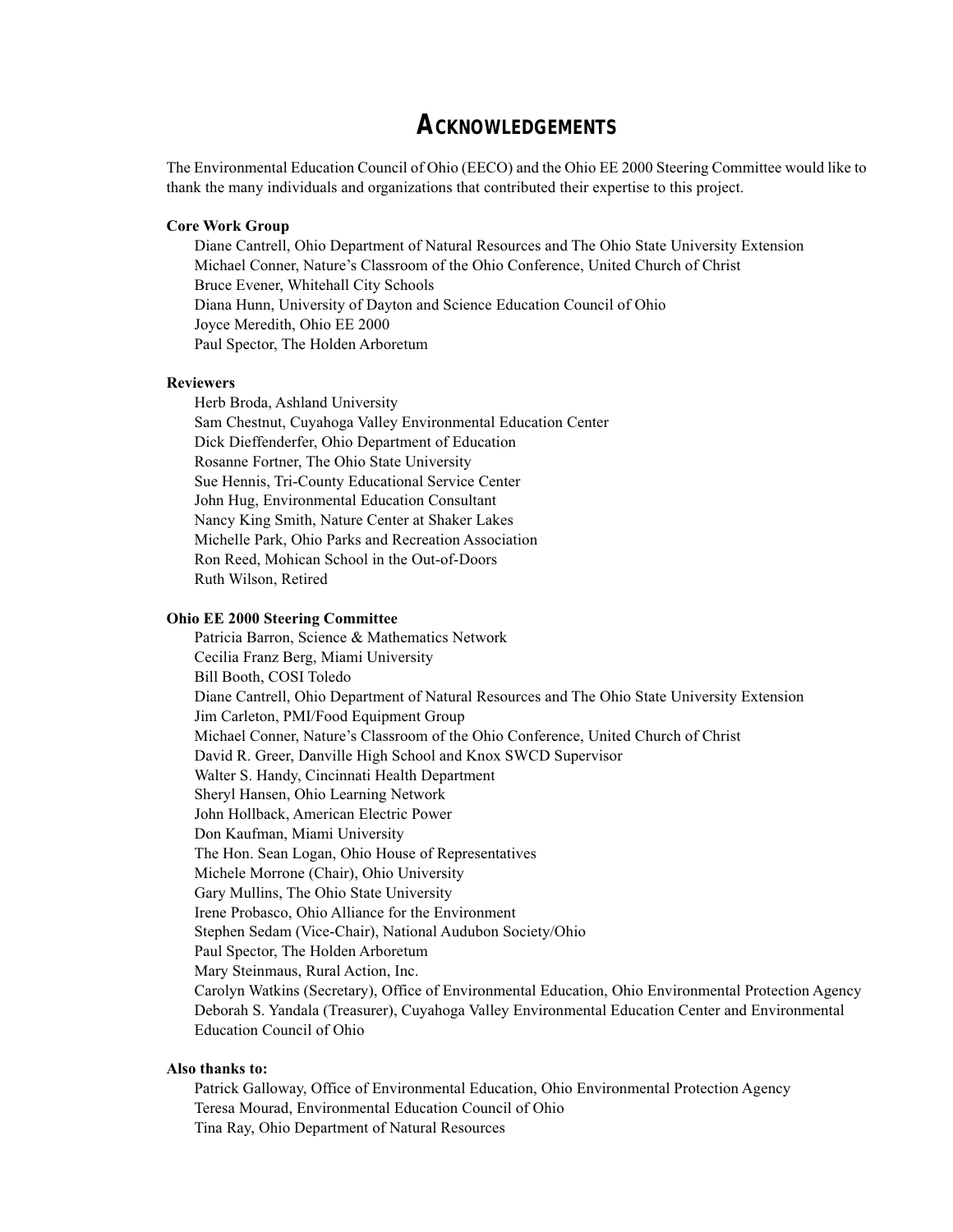# ACKNOWLEDGEMENTS

The Environmental Education Council of Ohio (EECO) and the Ohio EE 2000 Steering Committee would like to thank the many individuals and organizations that contributed their expertise to this project.

**Core Work Group**

Diane Cantrell, Ohio Department of Natural Resources and The Ohio State University Extension
Michael Conner, Nature's Classroom of the Ohio Conference, United Church of Christ
Bruce Evener, Whitehall City Schools
Diana Hunn, University of Dayton and Science Education Council of Ohio
Joyce Meredith, Ohio EE 2000
Paul Spector, The Holden Arboretum

**Reviewers**

Herb Broda, Ashland University
Sam Chestnut, Cuyahoga Valley Environmental Education Center
Dick Dieffenderfer, Ohio Department of Education
Rosanne Fortner, The Ohio State University
Sue Hennis, Tri-County Educational Service Center
John Hug, Environmental Education Consultant
Nancy King Smith, Nature Center at Shaker Lakes
Michelle Park, Ohio Parks and Recreation Association
Ron Reed, Mohican School in the Out-of-Doors
Ruth Wilson, Retired

**Ohio EE 2000 Steering Committee**

Patricia Barron, Science & Mathematics Network
Cecilia Franz Berg, Miami University
Bill Booth, COSI Toledo
Diane Cantrell, Ohio Department of Natural Resources and The Ohio State University Extension
Jim Carleton, PMI/Food Equipment Group
Michael Conner, Nature's Classroom of the Ohio Conference, United Church of Christ
David R. Greer, Danville High School and Knox SWCD Supervisor
Walter S. Handy, Cincinnati Health Department
Sheryl Hansen, Ohio Learning Network
John Hollback, American Electric Power
Don Kaufman, Miami University
The Hon. Sean Logan, Ohio House of Representatives
Michele Morrone (Chair), Ohio University
Gary Mullins, The Ohio State University
Irene Probasco, Ohio Alliance for the Environment
Stephen Sedam (Vice-Chair), National Audubon Society/Ohio
Paul Spector, The Holden Arboretum
Mary Steinmaus, Rural Action, Inc.
Carolyn Watkins (Secretary), Office of Environmental Education, Ohio Environmental Protection Agency
Deborah S. Yandala (Treasurer), Cuyahoga Valley Environmental Education Center and Environmental Education Council of Ohio

**Also thanks to:**

Patrick Galloway, Office of Environmental Education, Ohio Environmental Protection Agency
Teresa Mourad, Environmental Education Council of Ohio
Tina Ray, Ohio Department of Natural Resources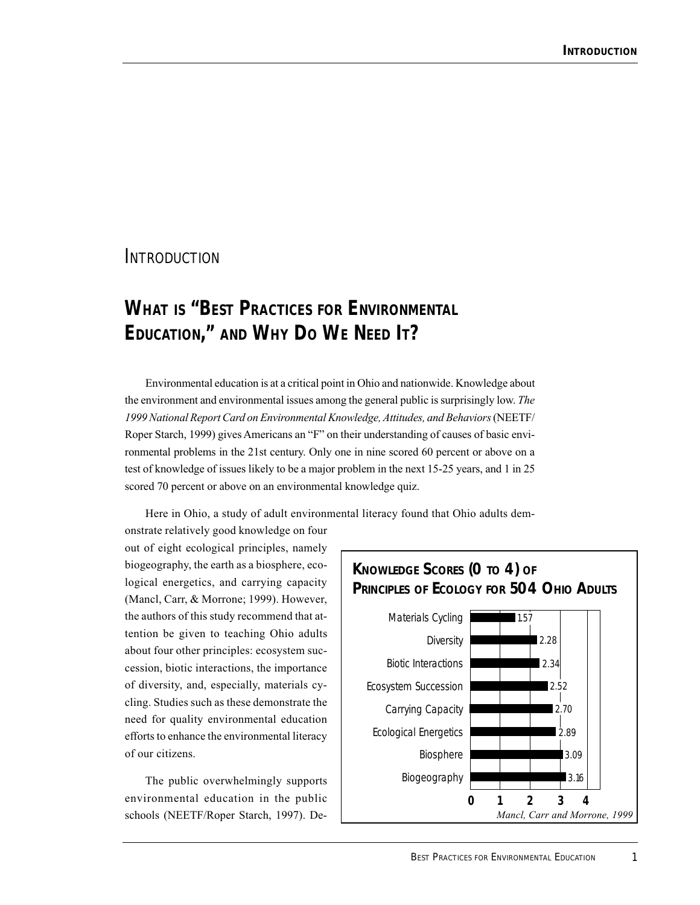# INTRODUCTION

## WHAT IS "BEST PRACTICES FOR ENVIRONMENTAL EDUCATION," AND WHY DO WE NEED IT?

Environmental education is at a critical point in Ohio and nationwide. Knowledge about the environment and environmental issues among the general public is surprisingly low. *The 1999 National Report Card on Environmental Knowledge, Attitudes, and Behaviors* (NEETF/Roper Starch, 1999) gives Americans an "F" on their understanding of causes of basic environmental problems in the 21st century. Only one in nine scored 60 percent or above on a test of knowledge of issues likely to be a major problem in the next 15-25 years, and 1 in 25 scored 70 percent or above on an environmental knowledge quiz.

Here in Ohio, a study of adult environmental literacy found that Ohio adults demonstrate relatively good knowledge on four out of eight ecological principles, namely biogeography, the earth as a biosphere, ecological energetics, and carrying capacity (Mancl, Carr, & Morrone; 1999). However, the authors of this study recommend that attention be given to teaching Ohio adults about four other principles: ecosystem succession, biotic interactions, the importance of diversity, and, especially, materials cycling. Studies such as these demonstrate the need for quality environmental education efforts to enhance the environmental literacy of our citizens.

**KNOWLEDGE SCORES (0 TO 4) OF PRINCIPLES OF ECOLOGY FOR 504 OHIO ADULTS**

| Principle | Score (0 to 4) |
|---|---|
| Materials Cycling | 1.57 |
| Diversity | 2.28 |
| Biotic Interactions | 2.34 |
| Ecosystem Succession | 2.52 |
| Carrying Capacity | 2.70 |
| Ecological Energetics | 2.89 |
| Biosphere | 3.09 |
| Biogeography | 3.16 |

*Mancl, Carr and Morrone, 1999*

The public overwhelmingly supports environmental education in the public schools (NEETF/Roper Starch, 1997). De-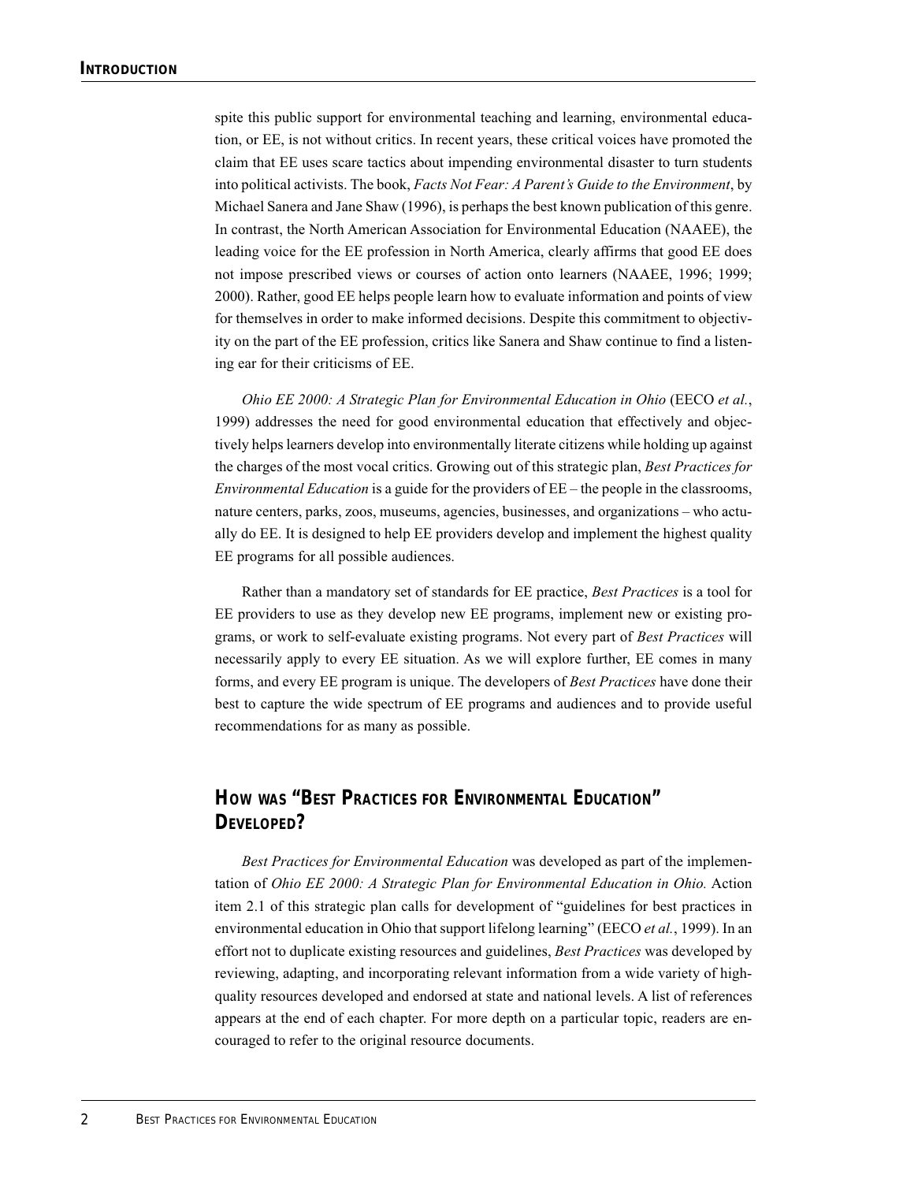spite this public support for environmental teaching and learning, environmental education, or EE, is not without critics. In recent years, these critical voices have promoted the claim that EE uses scare tactics about impending environmental disaster to turn students into political activists. The book, *Facts Not Fear: A Parent's Guide to the Environment*, by Michael Sanera and Jane Shaw (1996), is perhaps the best known publication of this genre. In contrast, the North American Association for Environmental Education (NAAEE), the leading voice for the EE profession in North America, clearly affirms that good EE does not impose prescribed views or courses of action onto learners (NAAEE, 1996; 1999; 2000). Rather, good EE helps people learn how to evaluate information and points of view for themselves in order to make informed decisions. Despite this commitment to objectivity on the part of the EE profession, critics like Sanera and Shaw continue to find a listening ear for their criticisms of EE.

*Ohio EE 2000: A Strategic Plan for Environmental Education in Ohio* (EECO *et al.*, 1999) addresses the need for good environmental education that effectively and objectively helps learners develop into environmentally literate citizens while holding up against the charges of the most vocal critics. Growing out of this strategic plan, *Best Practices for Environmental Education* is a guide for the providers of EE – the people in the classrooms, nature centers, parks, zoos, museums, agencies, businesses, and organizations – who actually do EE. It is designed to help EE providers develop and implement the highest quality EE programs for all possible audiences.

Rather than a mandatory set of standards for EE practice, *Best Practices* is a tool for EE providers to use as they develop new EE programs, implement new or existing programs, or work to self-evaluate existing programs. Not every part of *Best Practices* will necessarily apply to every EE situation. As we will explore further, EE comes in many forms, and every EE program is unique. The developers of *Best Practices* have done their best to capture the wide spectrum of EE programs and audiences and to provide useful recommendations for as many as possible.

## How was "Best Practices for Environmental Education" Developed?

*Best Practices for Environmental Education* was developed as part of the implementation of *Ohio EE 2000: A Strategic Plan for Environmental Education in Ohio.* Action item 2.1 of this strategic plan calls for development of "guidelines for best practices in environmental education in Ohio that support lifelong learning" (EECO *et al.*, 1999). In an effort not to duplicate existing resources and guidelines, *Best Practices* was developed by reviewing, adapting, and incorporating relevant information from a wide variety of high-quality resources developed and endorsed at state and national levels. A list of references appears at the end of each chapter. For more depth on a particular topic, readers are encouraged to refer to the original resource documents.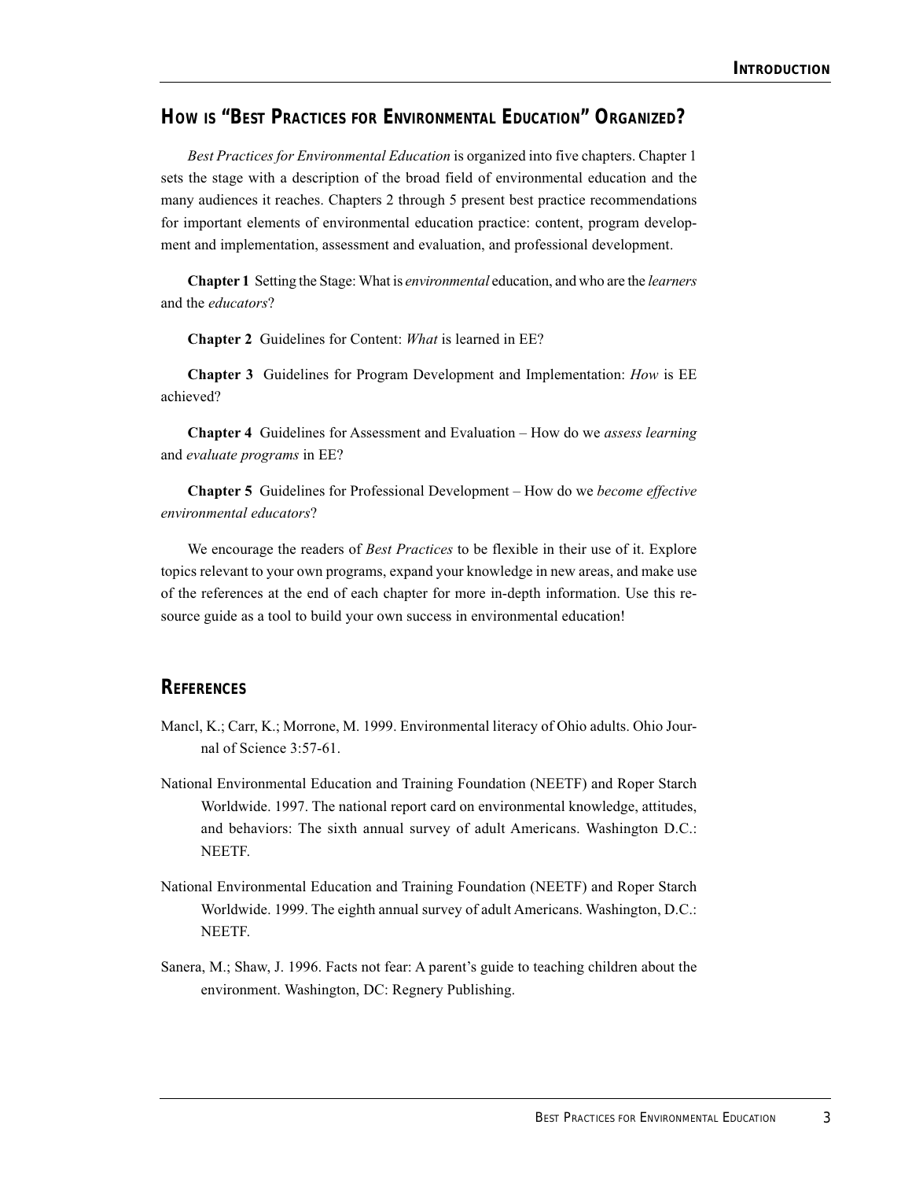## How is "Best Practices for Environmental Education" Organized?

*Best Practices for Environmental Education* is organized into five chapters. Chapter 1 sets the stage with a description of the broad field of environmental education and the many audiences it reaches. Chapters 2 through 5 present best practice recommendations for important elements of environmental education practice: content, program development and implementation, assessment and evaluation, and professional development.

**Chapter 1** Setting the Stage: What is *environmental* education, and who are the *learners* and the *educators*?

**Chapter 2** Guidelines for Content: *What* is learned in EE?

**Chapter 3** Guidelines for Program Development and Implementation: *How* is EE achieved?

**Chapter 4** Guidelines for Assessment and Evaluation – How do we *assess learning* and *evaluate programs* in EE?

**Chapter 5** Guidelines for Professional Development – How do we *become effective environmental educators*?

We encourage the readers of *Best Practices* to be flexible in their use of it. Explore topics relevant to your own programs, expand your knowledge in new areas, and make use of the references at the end of each chapter for more in-depth information. Use this resource guide as a tool to build your own success in environmental education!

## References

Mancl, K.; Carr, K.; Morrone, M. 1999. Environmental literacy of Ohio adults. Ohio Journal of Science 3:57-61.

National Environmental Education and Training Foundation (NEETF) and Roper Starch Worldwide. 1997. The national report card on environmental knowledge, attitudes, and behaviors: The sixth annual survey of adult Americans. Washington D.C.: NEETF.

National Environmental Education and Training Foundation (NEETF) and Roper Starch Worldwide. 1999. The eighth annual survey of adult Americans. Washington, D.C.: NEETF.

Sanera, M.; Shaw, J. 1996. Facts not fear: A parent's guide to teaching children about the environment. Washington, DC: Regnery Publishing.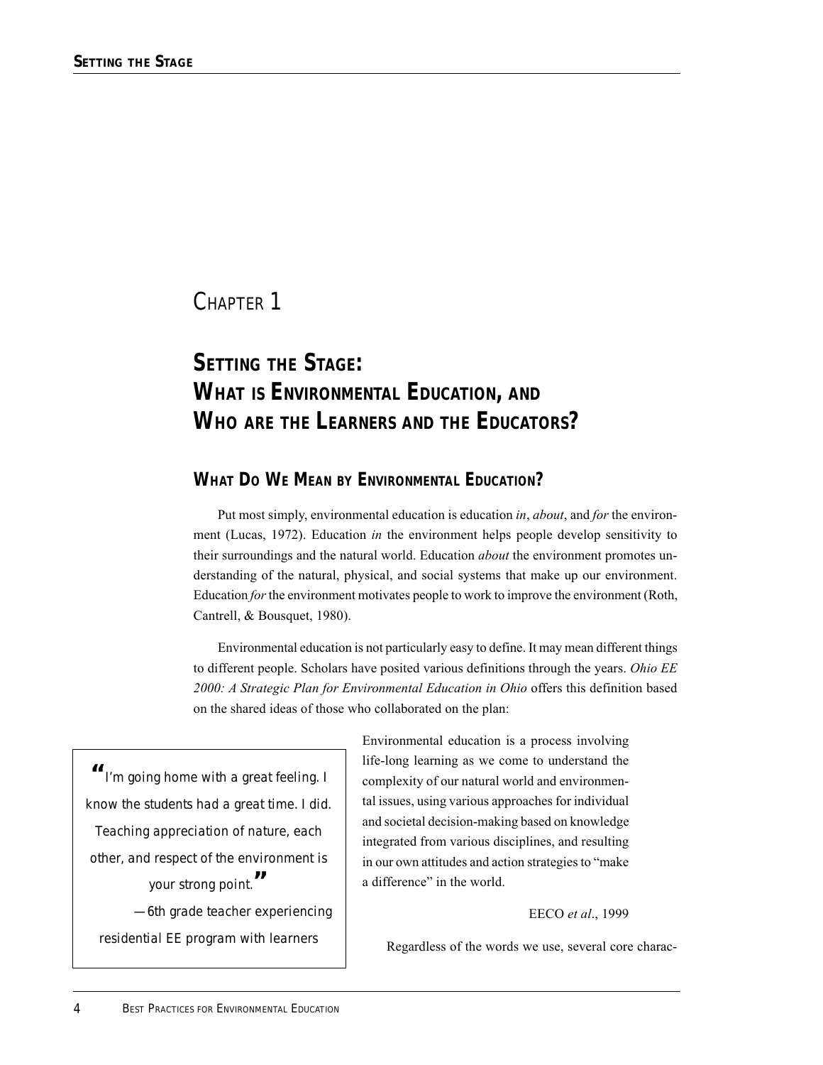# Chapter 1

# Setting the Stage: What is Environmental Education, and Who are the Learners and the Educators?

## What Do We Mean by Environmental Education?

Put most simply, environmental education is education *in*, *about*, and *for* the environment (Lucas, 1972). Education *in* the environment helps people develop sensitivity to their surroundings and the natural world. Education *about* the environment promotes understanding of the natural, physical, and social systems that make up our environment. Education *for* the environment motivates people to work to improve the environment (Roth, Cantrell, & Bousquet, 1980).

Environmental education is not particularly easy to define. It may mean different things to different people. Scholars have posited various definitions through the years. *Ohio EE 2000: A Strategic Plan for Environmental Education in Ohio* offers this definition based on the shared ideas of those who collaborated on the plan:

> Environmental education is a process involving life-long learning as we come to understand the complexity of our natural world and environmental issues, using various approaches for individual and societal decision-making based on knowledge integrated from various disciplines, and resulting in our own attitudes and action strategies to "make a difference" in the world.
>
> EECO *et al*., 1999

> "I'm going home with a great feeling. I know the students had a great time. I did. Teaching appreciation of nature, each other, and respect of the environment is your strong point."
>
> —6th grade teacher experiencing residential EE program with learners

Regardless of the words we use, several core charac-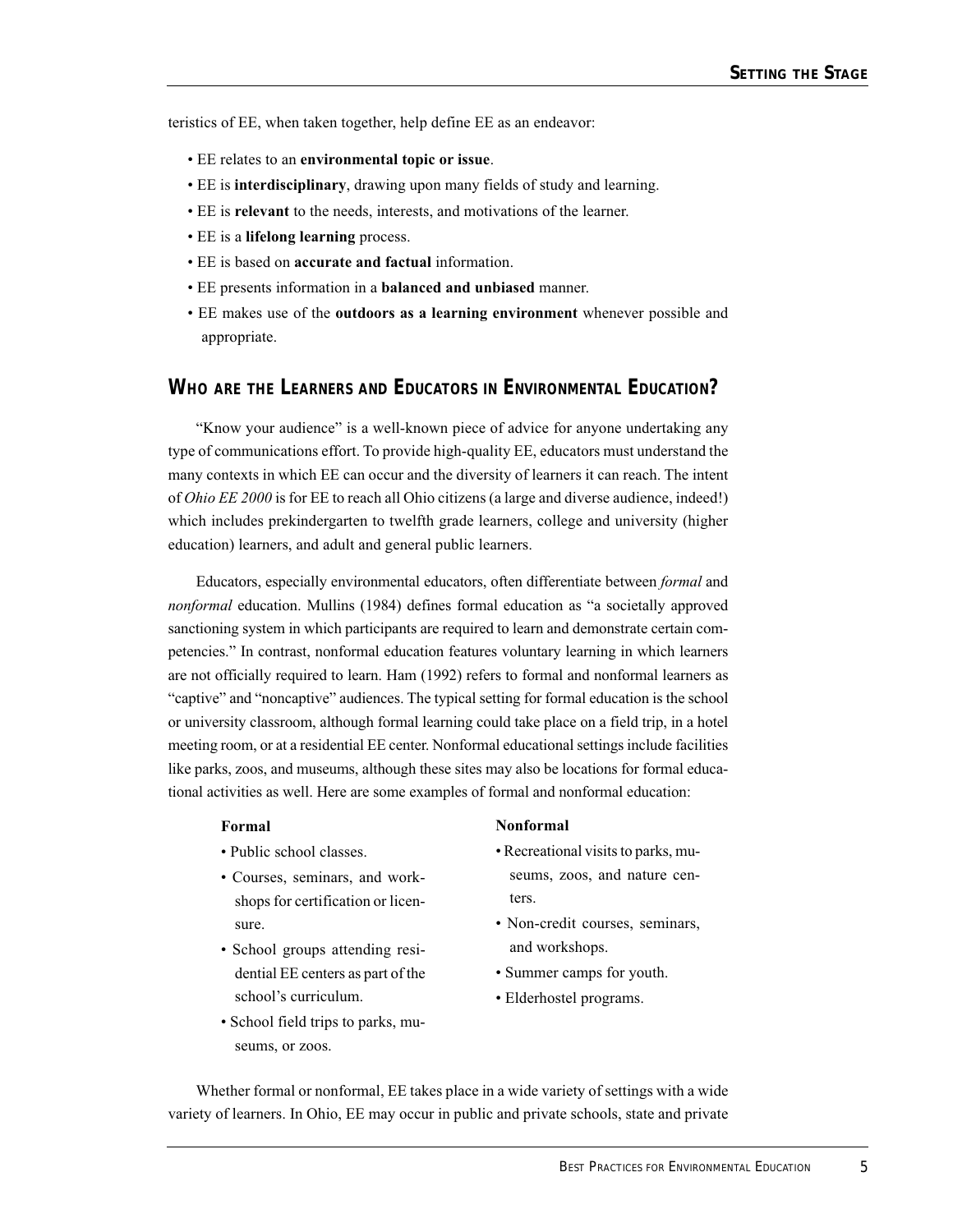teristics of EE, when taken together, help define EE as an endeavor:

- EE relates to an **environmental topic or issue**.
- EE is **interdisciplinary**, drawing upon many fields of study and learning.
- EE is **relevant** to the needs, interests, and motivations of the learner.
- EE is a **lifelong learning** process.
- EE is based on **accurate and factual** information.
- EE presents information in a **balanced and unbiased** manner.
- EE makes use of the **outdoors as a learning environment** whenever possible and appropriate.

## Who are the Learners and Educators in Environmental Education?

"Know your audience" is a well-known piece of advice for anyone undertaking any type of communications effort. To provide high-quality EE, educators must understand the many contexts in which EE can occur and the diversity of learners it can reach. The intent of *Ohio EE 2000* is for EE to reach all Ohio citizens (a large and diverse audience, indeed!) which includes prekindergarten to twelfth grade learners, college and university (higher education) learners, and adult and general public learners.

Educators, especially environmental educators, often differentiate between *formal* and *nonformal* education. Mullins (1984) defines formal education as "a societally approved sanctioning system in which participants are required to learn and demonstrate certain competencies." In contrast, nonformal education features voluntary learning in which learners are not officially required to learn. Ham (1992) refers to formal and nonformal learners as "captive" and "noncaptive" audiences. The typical setting for formal education is the school or university classroom, although formal learning could take place on a field trip, in a hotel meeting room, or at a residential EE center. Nonformal educational settings include facilities like parks, zoos, and museums, although these sites may also be locations for formal educational activities as well. Here are some examples of formal and nonformal education:

**Formal**

- Public school classes.
- Courses, seminars, and workshops for certification or licensure.
- School groups attending residential EE centers as part of the school's curriculum.
- School field trips to parks, museums, or zoos.

**Nonformal**

- Recreational visits to parks, museums, zoos, and nature centers.
- Non-credit courses, seminars, and workshops.
- Summer camps for youth.
- Elderhostel programs.

Whether formal or nonformal, EE takes place in a wide variety of settings with a wide variety of learners. In Ohio, EE may occur in public and private schools, state and private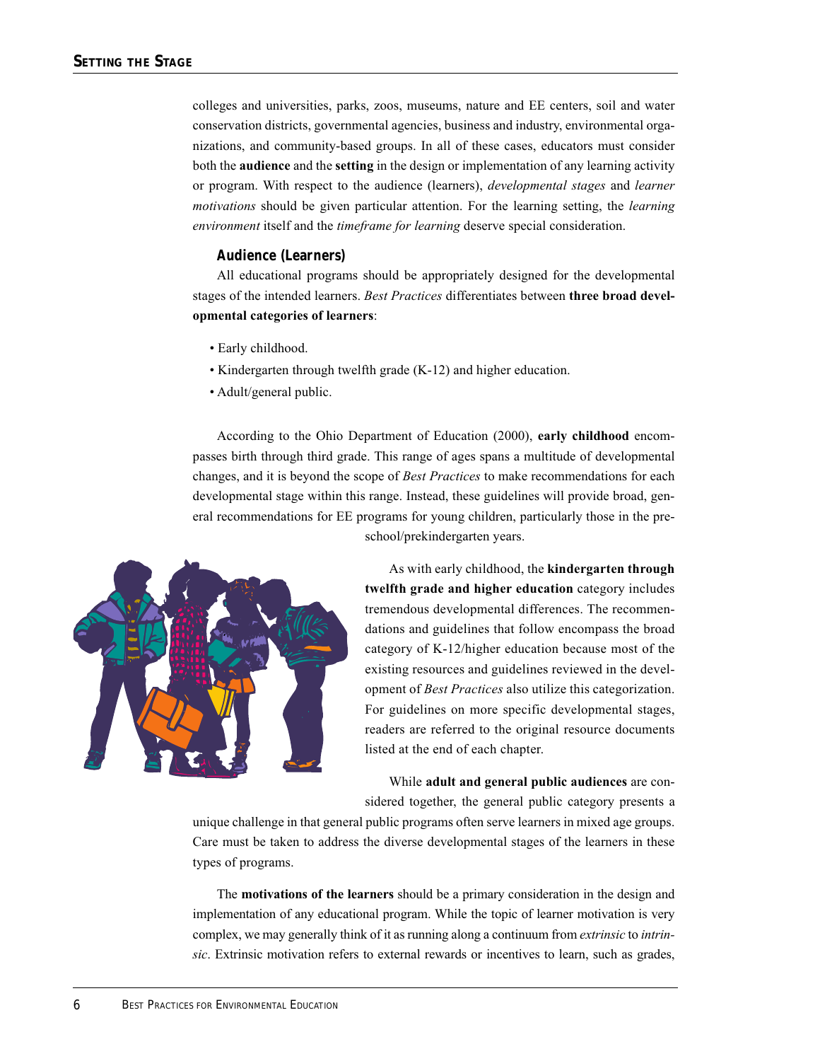colleges and universities, parks, zoos, museums, nature and EE centers, soil and water conservation districts, governmental agencies, business and industry, environmental organizations, and community-based groups. In all of these cases, educators must consider both the **audience** and the **setting** in the design or implementation of any learning activity or program. With respect to the audience (learners), *developmental stages* and *learner motivations* should be given particular attention. For the learning setting, the *learning environment* itself and the *timeframe for learning* deserve special consideration.

### Audience (Learners)

All educational programs should be appropriately designed for the developmental stages of the intended learners. *Best Practices* differentiates between **three broad developmental categories of learners**:

- Early childhood.
- Kindergarten through twelfth grade (K-12) and higher education.
- Adult/general public.

According to the Ohio Department of Education (2000), **early childhood** encompasses birth through third grade. This range of ages spans a multitude of developmental changes, and it is beyond the scope of *Best Practices* to make recommendations for each developmental stage within this range. Instead, these guidelines will provide broad, general recommendations for EE programs for young children, particularly those in the preschool/prekindergarten years.

As with early childhood, the **kindergarten through twelfth grade and higher education** category includes tremendous developmental differences. The recommendations and guidelines that follow encompass the broad category of K-12/higher education because most of the existing resources and guidelines reviewed in the development of *Best Practices* also utilize this categorization. For guidelines on more specific developmental stages, readers are referred to the original resource documents listed at the end of each chapter.

While **adult and general public audiences** are considered together, the general public category presents a unique challenge in that general public programs often serve learners in mixed age groups. Care must be taken to address the diverse developmental stages of the learners in these types of programs.

The **motivations of the learners** should be a primary consideration in the design and implementation of any educational program. While the topic of learner motivation is very complex, we may generally think of it as running along a continuum from *extrinsic* to *intrinsic*. Extrinsic motivation refers to external rewards or incentives to learn, such as grades,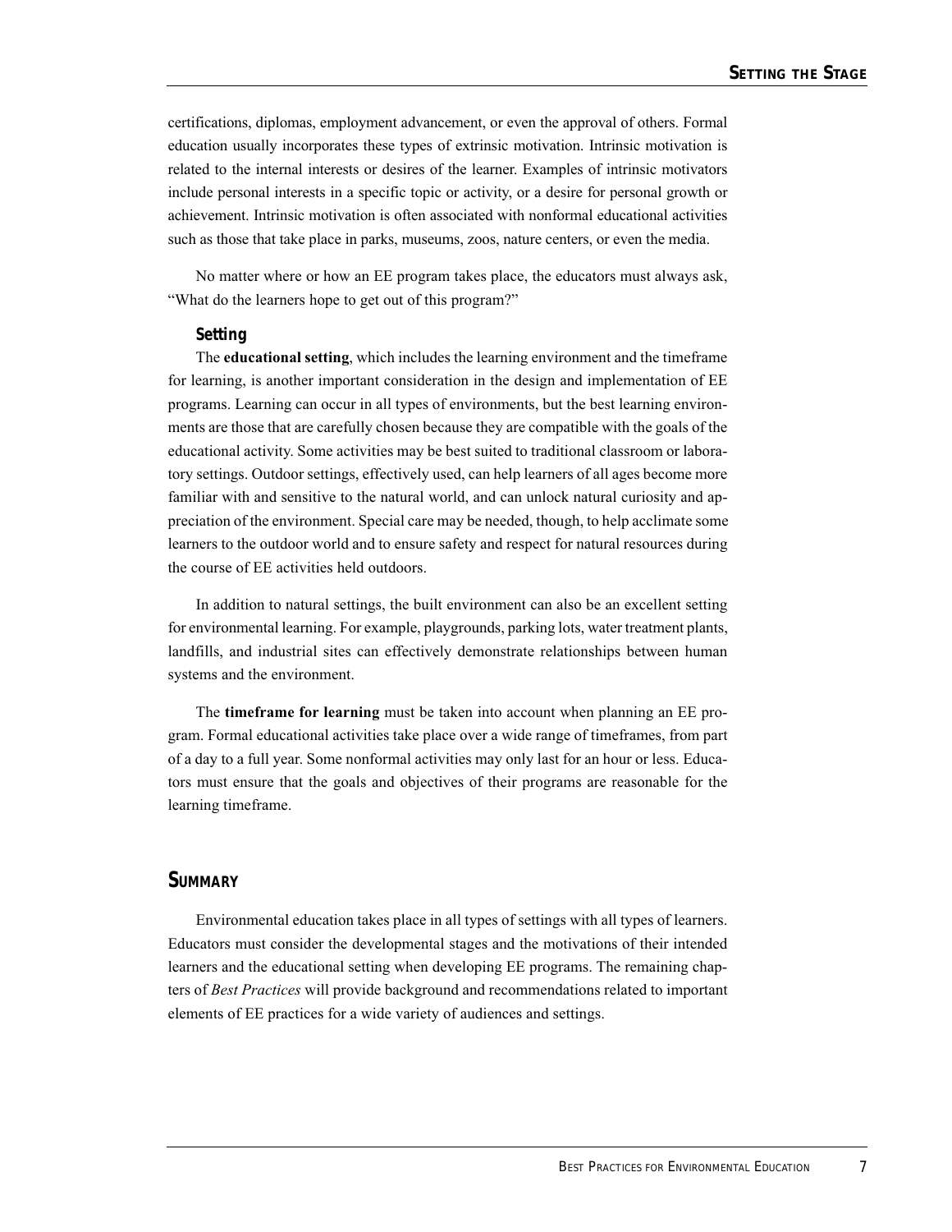certifications, diplomas, employment advancement, or even the approval of others. Formal education usually incorporates these types of extrinsic motivation. Intrinsic motivation is related to the internal interests or desires of the learner. Examples of intrinsic motivators include personal interests in a specific topic or activity, or a desire for personal growth or achievement. Intrinsic motivation is often associated with nonformal educational activities such as those that take place in parks, museums, zoos, nature centers, or even the media.

No matter where or how an EE program takes place, the educators must always ask, "What do the learners hope to get out of this program?"

### Setting

The **educational setting**, which includes the learning environment and the timeframe for learning, is another important consideration in the design and implementation of EE programs. Learning can occur in all types of environments, but the best learning environments are those that are carefully chosen because they are compatible with the goals of the educational activity. Some activities may be best suited to traditional classroom or laboratory settings. Outdoor settings, effectively used, can help learners of all ages become more familiar with and sensitive to the natural world, and can unlock natural curiosity and appreciation of the environment. Special care may be needed, though, to help acclimate some learners to the outdoor world and to ensure safety and respect for natural resources during the course of EE activities held outdoors.

In addition to natural settings, the built environment can also be an excellent setting for environmental learning. For example, playgrounds, parking lots, water treatment plants, landfills, and industrial sites can effectively demonstrate relationships between human systems and the environment.

The **timeframe for learning** must be taken into account when planning an EE program. Formal educational activities take place over a wide range of timeframes, from part of a day to a full year. Some nonformal activities may only last for an hour or less. Educators must ensure that the goals and objectives of their programs are reasonable for the learning timeframe.

## Summary

Environmental education takes place in all types of settings with all types of learners. Educators must consider the developmental stages and the motivations of their intended learners and the educational setting when developing EE programs. The remaining chapters of *Best Practices* will provide background and recommendations related to important elements of EE practices for a wide variety of audiences and settings.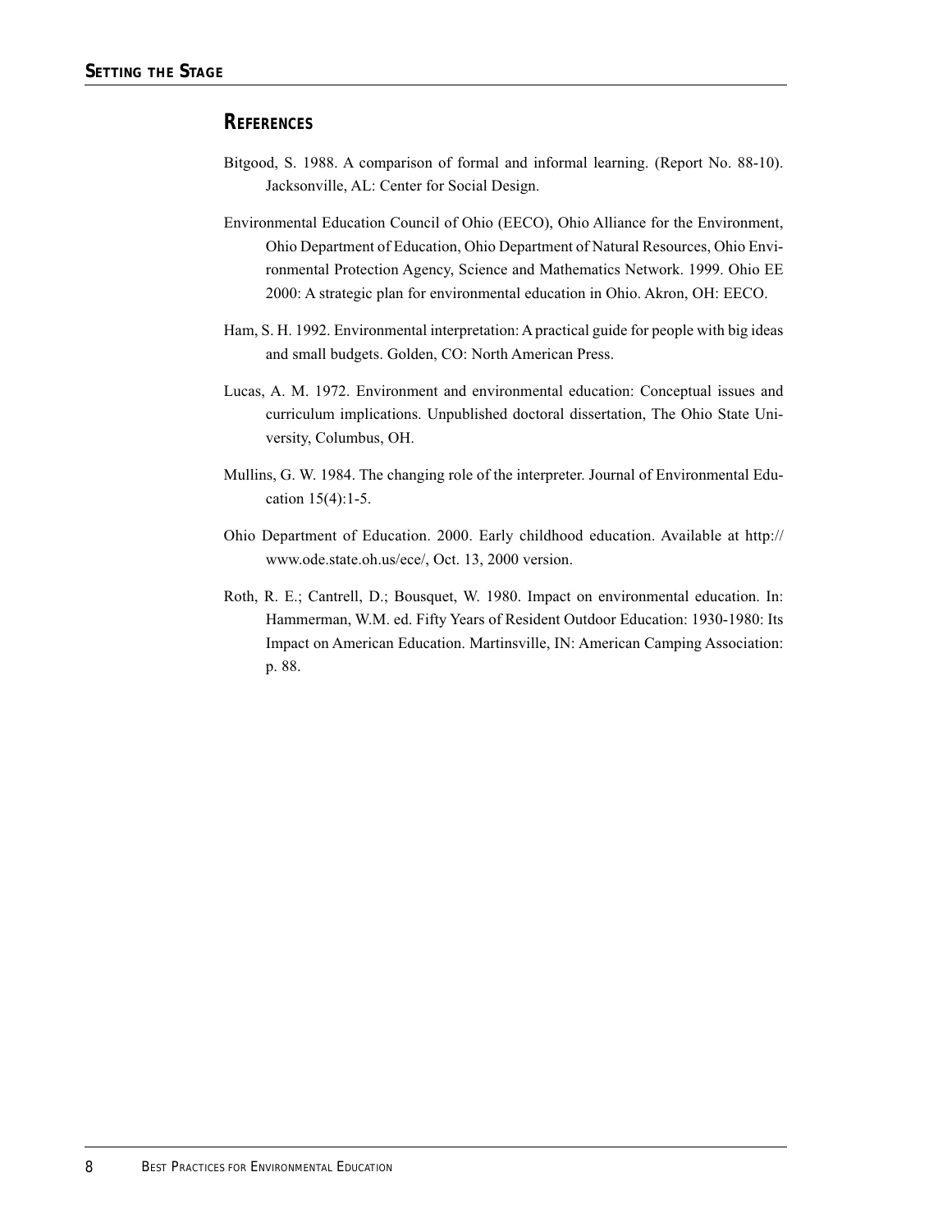## REFERENCES

Bitgood, S. 1988. A comparison of formal and informal learning. (Report No. 88-10). Jacksonville, AL: Center for Social Design.

Environmental Education Council of Ohio (EECO), Ohio Alliance for the Environment, Ohio Department of Education, Ohio Department of Natural Resources, Ohio Environmental Protection Agency, Science and Mathematics Network. 1999. Ohio EE 2000: A strategic plan for environmental education in Ohio. Akron, OH: EECO.

Ham, S. H. 1992. Environmental interpretation: A practical guide for people with big ideas and small budgets. Golden, CO: North American Press.

Lucas, A. M. 1972. Environment and environmental education: Conceptual issues and curriculum implications. Unpublished doctoral dissertation, The Ohio State University, Columbus, OH.

Mullins, G. W. 1984. The changing role of the interpreter. Journal of Environmental Education 15(4):1-5.

Ohio Department of Education. 2000. Early childhood education. Available at http://www.ode.state.oh.us/ece/, Oct. 13, 2000 version.

Roth, R. E.; Cantrell, D.; Bousquet, W. 1980. Impact on environmental education. In: Hammerman, W.M. ed. Fifty Years of Resident Outdoor Education: 1930-1980: Its Impact on American Education. Martinsville, IN: American Camping Association: p. 88.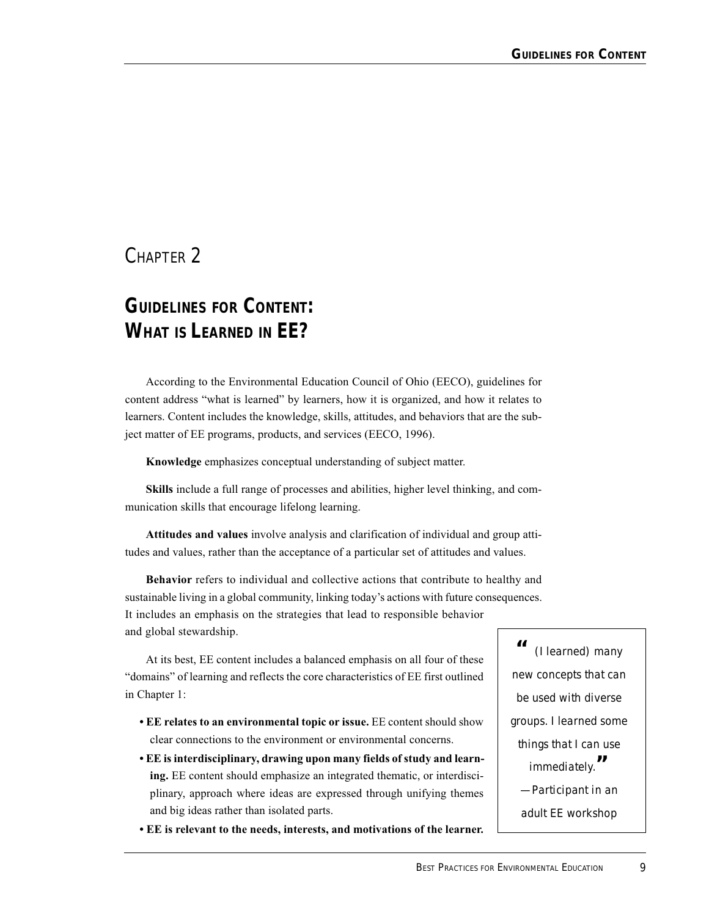# CHAPTER 2

## GUIDELINES FOR CONTENT: WHAT IS LEARNED IN EE?

According to the Environmental Education Council of Ohio (EECO), guidelines for content address "what is learned" by learners, how it is organized, and how it relates to learners. Content includes the knowledge, skills, attitudes, and behaviors that are the subject matter of EE programs, products, and services (EECO, 1996).

**Knowledge** emphasizes conceptual understanding of subject matter.

**Skills** include a full range of processes and abilities, higher level thinking, and communication skills that encourage lifelong learning.

**Attitudes and values** involve analysis and clarification of individual and group attitudes and values, rather than the acceptance of a particular set of attitudes and values.

**Behavior** refers to individual and collective actions that contribute to healthy and sustainable living in a global community, linking today's actions with future consequences. It includes an emphasis on the strategies that lead to responsible behavior and global stewardship.

At its best, EE content includes a balanced emphasis on all four of these "domains" of learning and reflects the core characteristics of EE first outlined in Chapter 1:

- **EE relates to an environmental topic or issue.** EE content should show clear connections to the environment or environmental concerns.
- **EE is interdisciplinary, drawing upon many fields of study and learning.** EE content should emphasize an integrated thematic, or interdisciplinary, approach where ideas are expressed through unifying themes and big ideas rather than isolated parts.
- **EE is relevant to the needs, interests, and motivations of the learner.**

> *"(I learned) many new concepts that can be used with diverse groups. I learned some things that I can use immediately."*
>
> *—Participant in an adult EE workshop*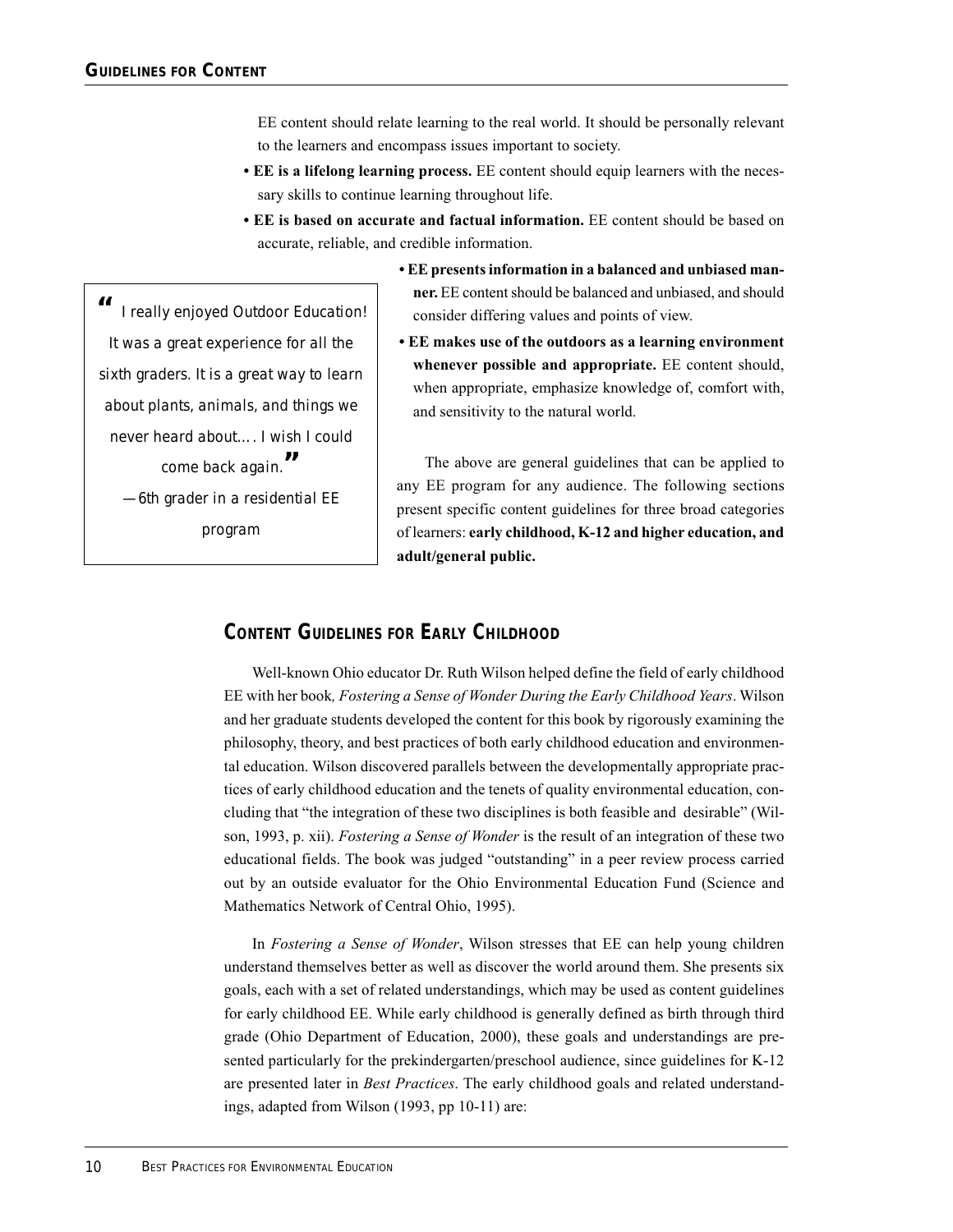EE content should relate learning to the real world. It should be personally relevant to the learners and encompass issues important to society.

- **EE is a lifelong learning process.** EE content should equip learners with the necessary skills to continue learning throughout life.
- **EE is based on accurate and factual information.** EE content should be based on accurate, reliable, and credible information.
- **EE presents information in a balanced and unbiased manner.** EE content should be balanced and unbiased, and should consider differing values and points of view.
- **EE makes use of the outdoors as a learning environment whenever possible and appropriate.** EE content should, when appropriate, emphasize knowledge of, comfort with, and sensitivity to the natural world.

> "I really enjoyed Outdoor Education! It was a great experience for all the sixth graders. It is a great way to learn about plants, animals, and things we never heard about.... I wish I could come back again."
>
> —6th grader in a residential EE program

The above are general guidelines that can be applied to any EE program for any audience. The following sections present specific content guidelines for three broad categories of learners: **early childhood, K-12 and higher education, and adult/general public.**

## Content Guidelines for Early Childhood

Well-known Ohio educator Dr. Ruth Wilson helped define the field of early childhood EE with her book, *Fostering a Sense of Wonder During the Early Childhood Years*. Wilson and her graduate students developed the content for this book by rigorously examining the philosophy, theory, and best practices of both early childhood education and environmental education. Wilson discovered parallels between the developmentally appropriate practices of early childhood education and the tenets of quality environmental education, concluding that "the integration of these two disciplines is both feasible and desirable" (Wilson, 1993, p. xii). *Fostering a Sense of Wonder* is the result of an integration of these two educational fields. The book was judged "outstanding" in a peer review process carried out by an outside evaluator for the Ohio Environmental Education Fund (Science and Mathematics Network of Central Ohio, 1995).

In *Fostering a Sense of Wonder*, Wilson stresses that EE can help young children understand themselves better as well as discover the world around them. She presents six goals, each with a set of related understandings, which may be used as content guidelines for early childhood EE. While early childhood is generally defined as birth through third grade (Ohio Department of Education, 2000), these goals and understandings are presented particularly for the prekindergarten/preschool audience, since guidelines for K-12 are presented later in *Best Practices*. The early childhood goals and related understandings, adapted from Wilson (1993, pp 10-11) are: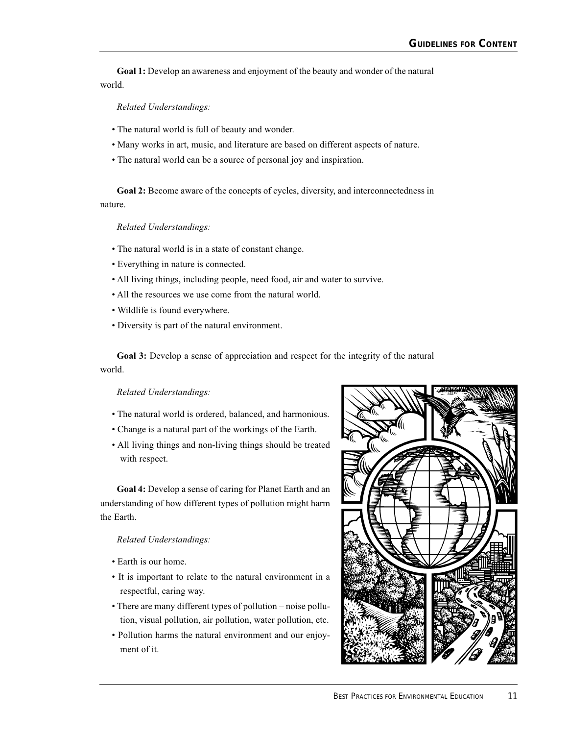**Goal 1:** Develop an awareness and enjoyment of the beauty and wonder of the natural world.

*Related Understandings:*

- The natural world is full of beauty and wonder.
- Many works in art, music, and literature are based on different aspects of nature.
- The natural world can be a source of personal joy and inspiration.

**Goal 2:** Become aware of the concepts of cycles, diversity, and interconnectedness in nature.

*Related Understandings:*

- The natural world is in a state of constant change.
- Everything in nature is connected.
- All living things, including people, need food, air and water to survive.
- All the resources we use come from the natural world.
- Wildlife is found everywhere.
- Diversity is part of the natural environment.

**Goal 3:** Develop a sense of appreciation and respect for the integrity of the natural world.

*Related Understandings:*

- The natural world is ordered, balanced, and harmonious.
- Change is a natural part of the workings of the Earth.
- All living things and non-living things should be treated with respect.

**Goal 4:** Develop a sense of caring for Planet Earth and an understanding of how different types of pollution might harm the Earth.

*Related Understandings:*

- Earth is our home.
- It is important to relate to the natural environment in a respectful, caring way.
- There are many different types of pollution – noise pollution, visual pollution, air pollution, water pollution, etc.
- Pollution harms the natural environment and our enjoyment of it.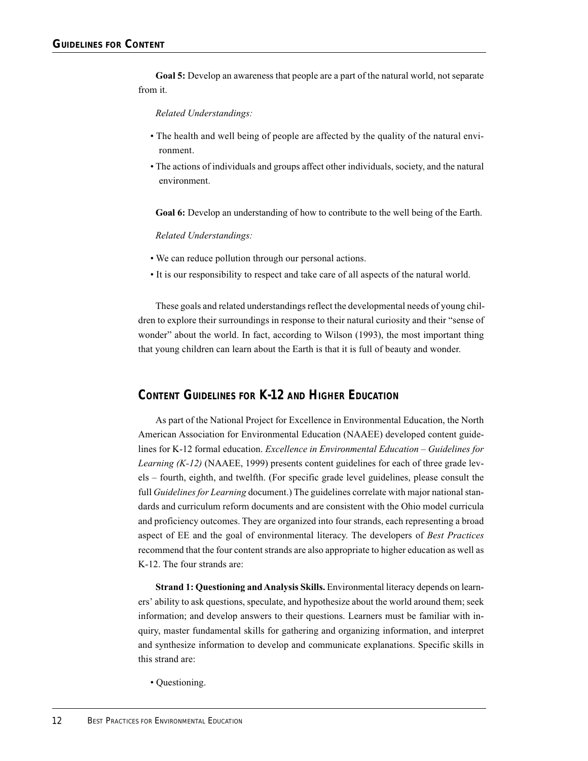**Goal 5:** Develop an awareness that people are a part of the natural world, not separate from it.

*Related Understandings:*

- The health and well being of people are affected by the quality of the natural environment.
- The actions of individuals and groups affect other individuals, society, and the natural environment.

**Goal 6:** Develop an understanding of how to contribute to the well being of the Earth.

*Related Understandings:*

- We can reduce pollution through our personal actions.
- It is our responsibility to respect and take care of all aspects of the natural world.

These goals and related understandings reflect the developmental needs of young children to explore their surroundings in response to their natural curiosity and their "sense of wonder" about the world. In fact, according to Wilson (1993), the most important thing that young children can learn about the Earth is that it is full of beauty and wonder.

## Content Guidelines for K-12 and Higher Education

As part of the National Project for Excellence in Environmental Education, the North American Association for Environmental Education (NAAEE) developed content guidelines for K-12 formal education. *Excellence in Environmental Education – Guidelines for Learning (K-12)* (NAAEE, 1999) presents content guidelines for each of three grade levels – fourth, eighth, and twelfth. (For specific grade level guidelines, please consult the full *Guidelines for Learning* document.) The guidelines correlate with major national standards and curriculum reform documents and are consistent with the Ohio model curricula and proficiency outcomes. They are organized into four strands, each representing a broad aspect of EE and the goal of environmental literacy. The developers of *Best Practices* recommend that the four content strands are also appropriate to higher education as well as K-12. The four strands are:

**Strand 1: Questioning and Analysis Skills.** Environmental literacy depends on learners' ability to ask questions, speculate, and hypothesize about the world around them; seek information; and develop answers to their questions. Learners must be familiar with inquiry, master fundamental skills for gathering and organizing information, and interpret and synthesize information to develop and communicate explanations. Specific skills in this strand are:

- Questioning.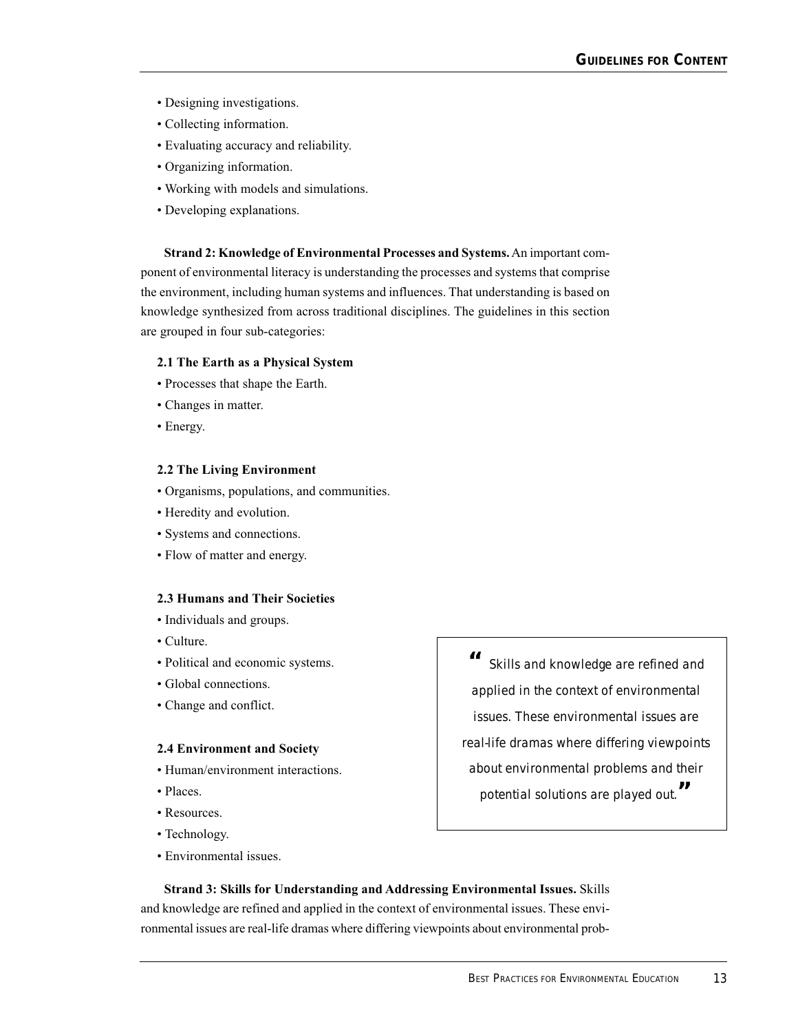- Designing investigations.
- Collecting information.
- Evaluating accuracy and reliability.
- Organizing information.
- Working with models and simulations.
- Developing explanations.

**Strand 2: Knowledge of Environmental Processes and Systems.** An important component of environmental literacy is understanding the processes and systems that comprise the environment, including human systems and influences. That understanding is based on knowledge synthesized from across traditional disciplines. The guidelines in this section are grouped in four sub-categories:

**2.1 The Earth as a Physical System**

- Processes that shape the Earth.
- Changes in matter.
- Energy.

**2.2 The Living Environment**

- Organisms, populations, and communities.
- Heredity and evolution.
- Systems and connections.
- Flow of matter and energy.

**2.3 Humans and Their Societies**

- Individuals and groups.
- Culture.
- Political and economic systems.
- Global connections.
- Change and conflict.

**2.4 Environment and Society**

- Human/environment interactions.
- Places.
- Resources.
- Technology.
- Environmental issues.

> *"Skills and knowledge are refined and applied in the context of environmental issues. These environmental issues are real-life dramas where differing viewpoints about environmental problems and their potential solutions are played out."*

**Strand 3: Skills for Understanding and Addressing Environmental Issues.** Skills and knowledge are refined and applied in the context of environmental issues. These environmental issues are real-life dramas where differing viewpoints about environmental prob-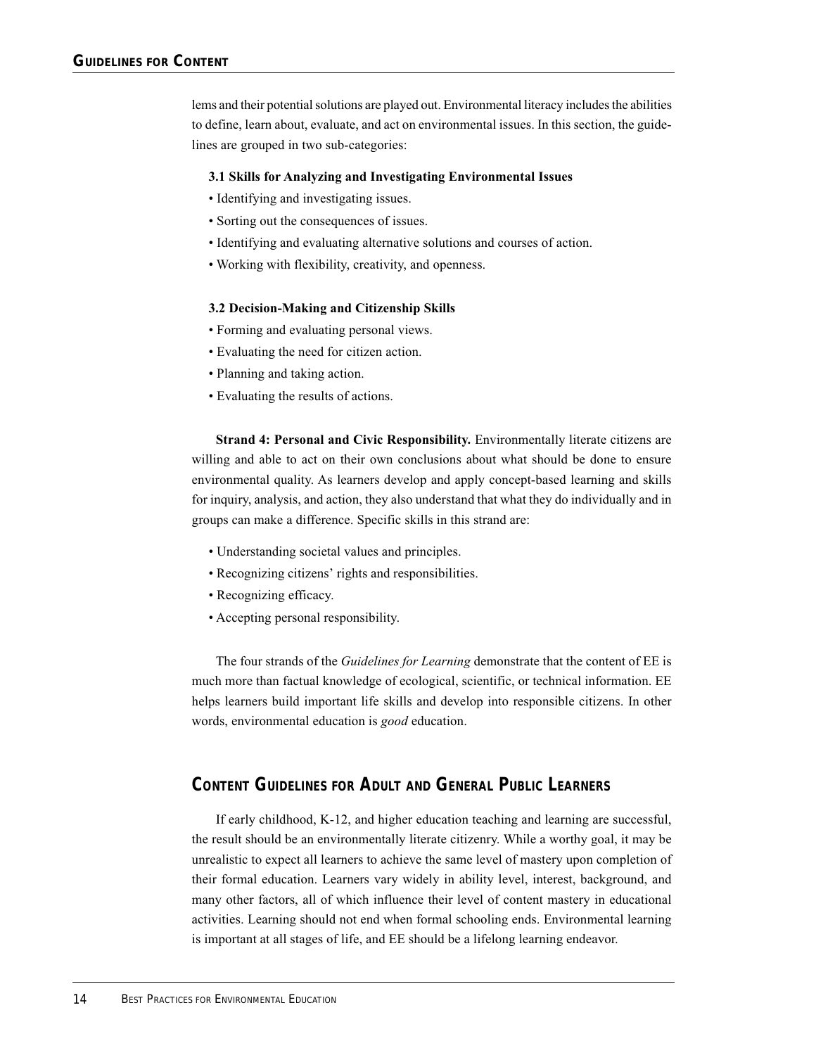lems and their potential solutions are played out. Environmental literacy includes the abilities to define, learn about, evaluate, and act on environmental issues. In this section, the guidelines are grouped in two sub-categories:

**3.1 Skills for Analyzing and Investigating Environmental Issues**

- Identifying and investigating issues.
- Sorting out the consequences of issues.
- Identifying and evaluating alternative solutions and courses of action.
- Working with flexibility, creativity, and openness.

**3.2 Decision-Making and Citizenship Skills**

- Forming and evaluating personal views.
- Evaluating the need for citizen action.
- Planning and taking action.
- Evaluating the results of actions.

**Strand 4: Personal and Civic Responsibility.** Environmentally literate citizens are willing and able to act on their own conclusions about what should be done to ensure environmental quality. As learners develop and apply concept-based learning and skills for inquiry, analysis, and action, they also understand that what they do individually and in groups can make a difference. Specific skills in this strand are:

- Understanding societal values and principles.
- Recognizing citizens' rights and responsibilities.
- Recognizing efficacy.
- Accepting personal responsibility.

The four strands of the *Guidelines for Learning* demonstrate that the content of EE is much more than factual knowledge of ecological, scientific, or technical information. EE helps learners build important life skills and develop into responsible citizens. In other words, environmental education is *good* education.

## Content Guidelines for Adult and General Public Learners

If early childhood, K-12, and higher education teaching and learning are successful, the result should be an environmentally literate citizenry. While a worthy goal, it may be unrealistic to expect all learners to achieve the same level of mastery upon completion of their formal education. Learners vary widely in ability level, interest, background, and many other factors, all of which influence their level of content mastery in educational activities. Learning should not end when formal schooling ends. Environmental learning is important at all stages of life, and EE should be a lifelong learning endeavor.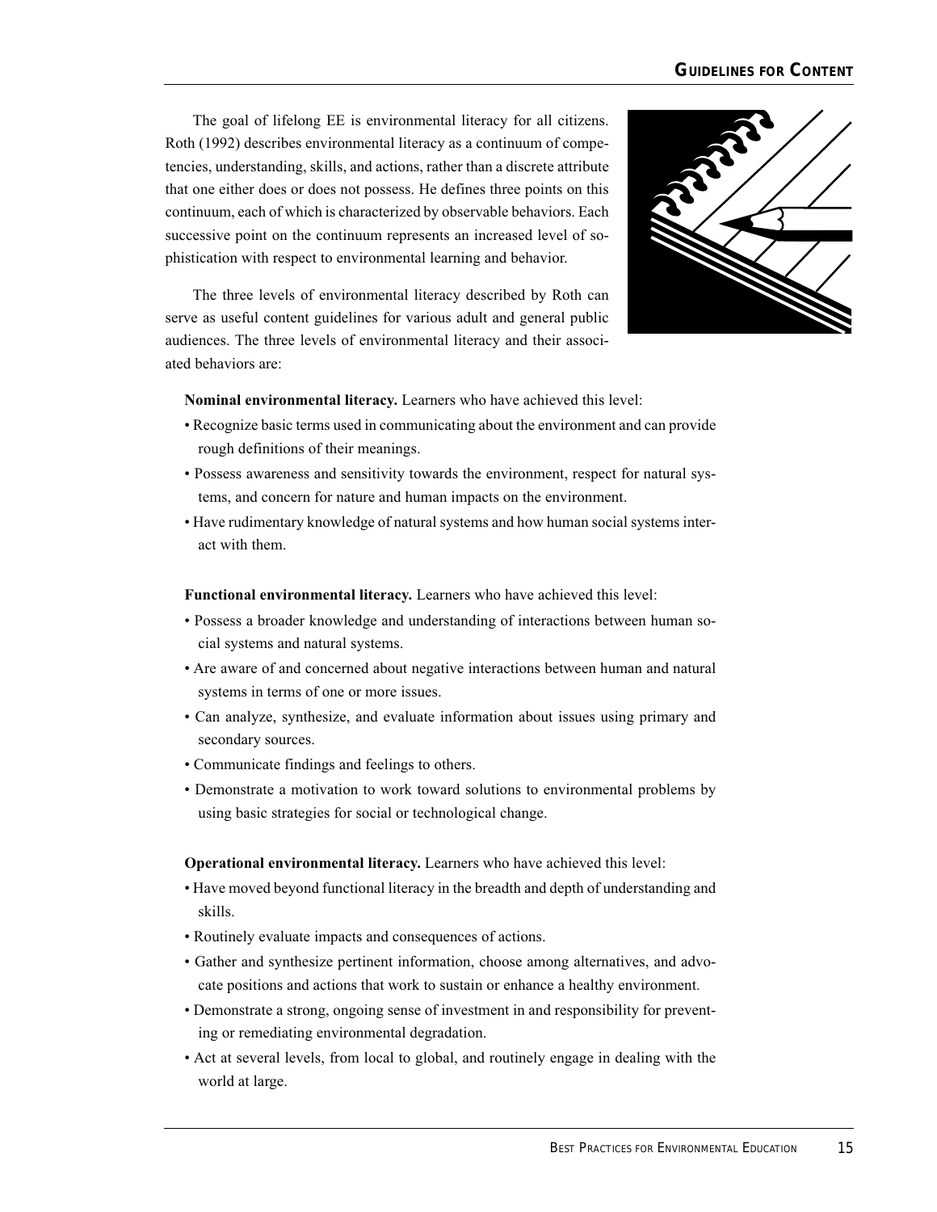The goal of lifelong EE is environmental literacy for all citizens. Roth (1992) describes environmental literacy as a continuum of competencies, understanding, skills, and actions, rather than a discrete attribute that one either does or does not possess. He defines three points on this continuum, each of which is characterized by observable behaviors. Each successive point on the continuum represents an increased level of sophistication with respect to environmental learning and behavior.

The three levels of environmental literacy described by Roth can serve as useful content guidelines for various adult and general public audiences. The three levels of environmental literacy and their associated behaviors are:

**Nominal environmental literacy.** Learners who have achieved this level:

- Recognize basic terms used in communicating about the environment and can provide rough definitions of their meanings.
- Possess awareness and sensitivity towards the environment, respect for natural systems, and concern for nature and human impacts on the environment.
- Have rudimentary knowledge of natural systems and how human social systems interact with them.

**Functional environmental literacy.** Learners who have achieved this level:

- Possess a broader knowledge and understanding of interactions between human social systems and natural systems.
- Are aware of and concerned about negative interactions between human and natural systems in terms of one or more issues.
- Can analyze, synthesize, and evaluate information about issues using primary and secondary sources.
- Communicate findings and feelings to others.
- Demonstrate a motivation to work toward solutions to environmental problems by using basic strategies for social or technological change.

**Operational environmental literacy.** Learners who have achieved this level:

- Have moved beyond functional literacy in the breadth and depth of understanding and skills.
- Routinely evaluate impacts and consequences of actions.
- Gather and synthesize pertinent information, choose among alternatives, and advocate positions and actions that work to sustain or enhance a healthy environment.
- Demonstrate a strong, ongoing sense of investment in and responsibility for preventing or remediating environmental degradation.
- Act at several levels, from local to global, and routinely engage in dealing with the world at large.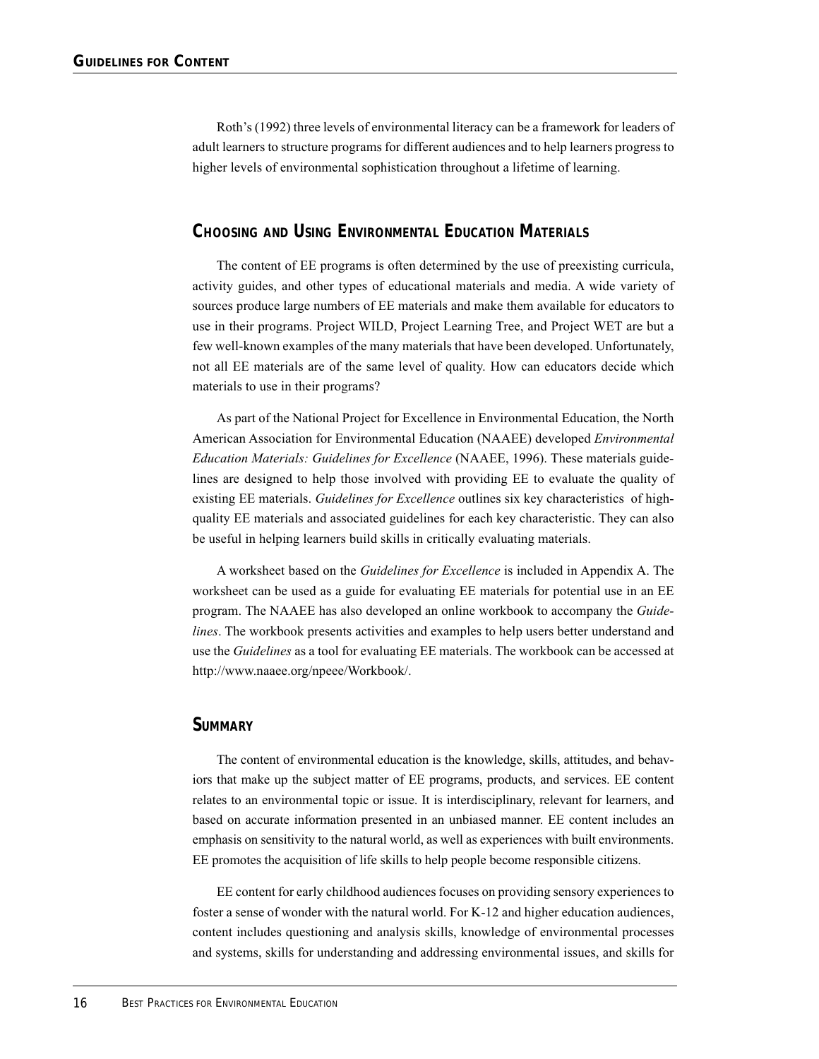Roth's (1992) three levels of environmental literacy can be a framework for leaders of adult learners to structure programs for different audiences and to help learners progress to higher levels of environmental sophistication throughout a lifetime of learning.

## Choosing and Using Environmental Education Materials

The content of EE programs is often determined by the use of preexisting curricula, activity guides, and other types of educational materials and media. A wide variety of sources produce large numbers of EE materials and make them available for educators to use in their programs. Project WILD, Project Learning Tree, and Project WET are but a few well-known examples of the many materials that have been developed. Unfortunately, not all EE materials are of the same level of quality. How can educators decide which materials to use in their programs?

As part of the National Project for Excellence in Environmental Education, the North American Association for Environmental Education (NAAEE) developed *Environmental Education Materials: Guidelines for Excellence* (NAAEE, 1996). These materials guidelines are designed to help those involved with providing EE to evaluate the quality of existing EE materials. *Guidelines for Excellence* outlines six key characteristics of high-quality EE materials and associated guidelines for each key characteristic. They can also be useful in helping learners build skills in critically evaluating materials.

A worksheet based on the *Guidelines for Excellence* is included in Appendix A. The worksheet can be used as a guide for evaluating EE materials for potential use in an EE program. The NAAEE has also developed an online workbook to accompany the *Guidelines*. The workbook presents activities and examples to help users better understand and use the *Guidelines* as a tool for evaluating EE materials. The workbook can be accessed at http://www.naaee.org/npeee/Workbook/.

## Summary

The content of environmental education is the knowledge, skills, attitudes, and behaviors that make up the subject matter of EE programs, products, and services. EE content relates to an environmental topic or issue. It is interdisciplinary, relevant for learners, and based on accurate information presented in an unbiased manner. EE content includes an emphasis on sensitivity to the natural world, as well as experiences with built environments. EE promotes the acquisition of life skills to help people become responsible citizens.

EE content for early childhood audiences focuses on providing sensory experiences to foster a sense of wonder with the natural world. For K-12 and higher education audiences, content includes questioning and analysis skills, knowledge of environmental processes and systems, skills for understanding and addressing environmental issues, and skills for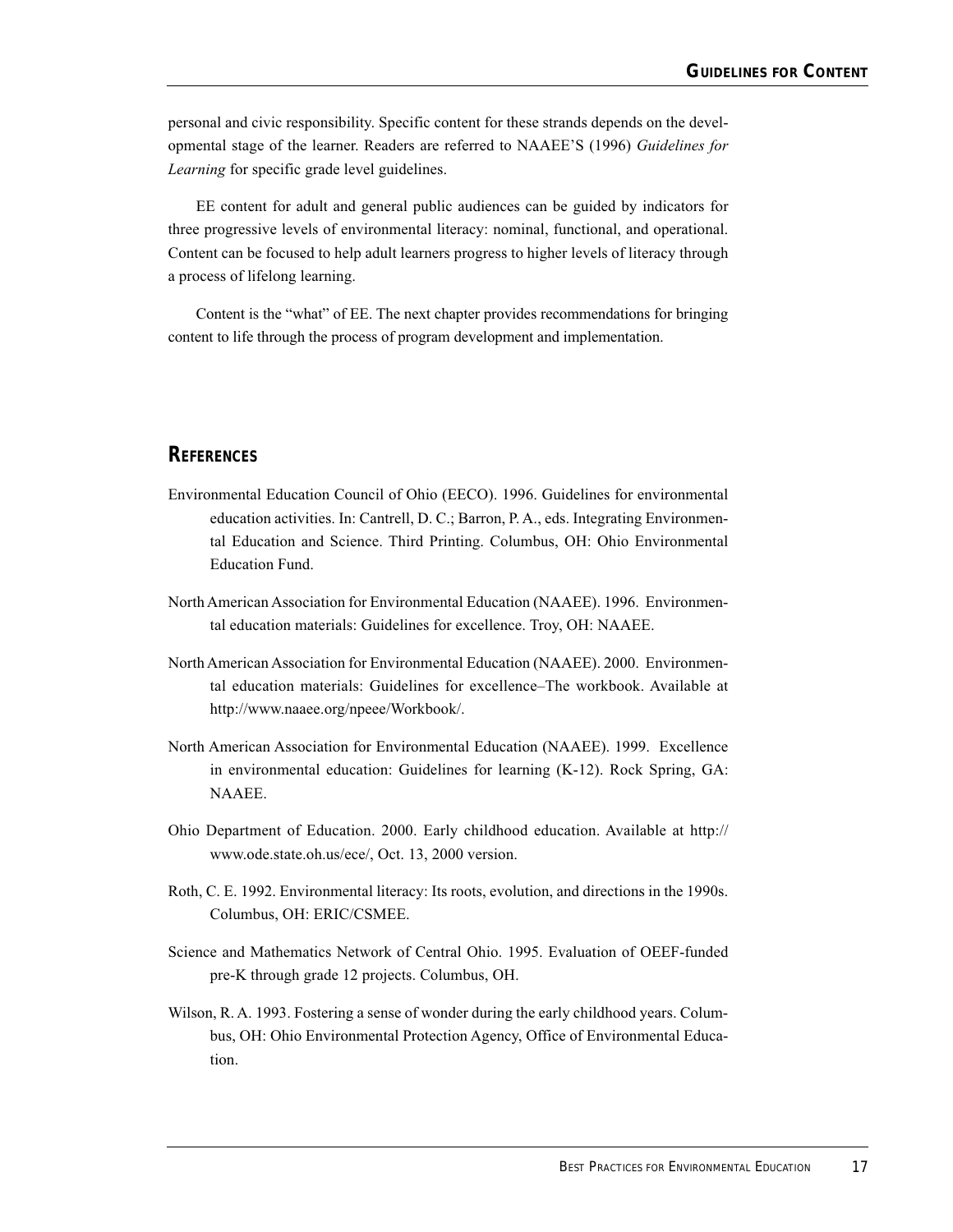personal and civic responsibility. Specific content for these strands depends on the developmental stage of the learner. Readers are referred to NAAEE'S (1996) *Guidelines for Learning* for specific grade level guidelines.

EE content for adult and general public audiences can be guided by indicators for three progressive levels of environmental literacy: nominal, functional, and operational. Content can be focused to help adult learners progress to higher levels of literacy through a process of lifelong learning.

Content is the "what" of EE. The next chapter provides recommendations for bringing content to life through the process of program development and implementation.

## References

Environmental Education Council of Ohio (EECO). 1996. Guidelines for environmental education activities. In: Cantrell, D. C.; Barron, P. A., eds. Integrating Environmental Education and Science. Third Printing. Columbus, OH: Ohio Environmental Education Fund.

North American Association for Environmental Education (NAAEE). 1996. Environmental education materials: Guidelines for excellence. Troy, OH: NAAEE.

North American Association for Environmental Education (NAAEE). 2000. Environmental education materials: Guidelines for excellence–The workbook. Available at http://www.naaee.org/npeee/Workbook/.

North American Association for Environmental Education (NAAEE). 1999. Excellence in environmental education: Guidelines for learning (K-12). Rock Spring, GA: NAAEE.

Ohio Department of Education. 2000. Early childhood education. Available at http://www.ode.state.oh.us/ece/, Oct. 13, 2000 version.

Roth, C. E. 1992. Environmental literacy: Its roots, evolution, and directions in the 1990s. Columbus, OH: ERIC/CSMEE.

Science and Mathematics Network of Central Ohio. 1995. Evaluation of OEEF-funded pre-K through grade 12 projects. Columbus, OH.

Wilson, R. A. 1993. Fostering a sense of wonder during the early childhood years. Columbus, OH: Ohio Environmental Protection Agency, Office of Environmental Education.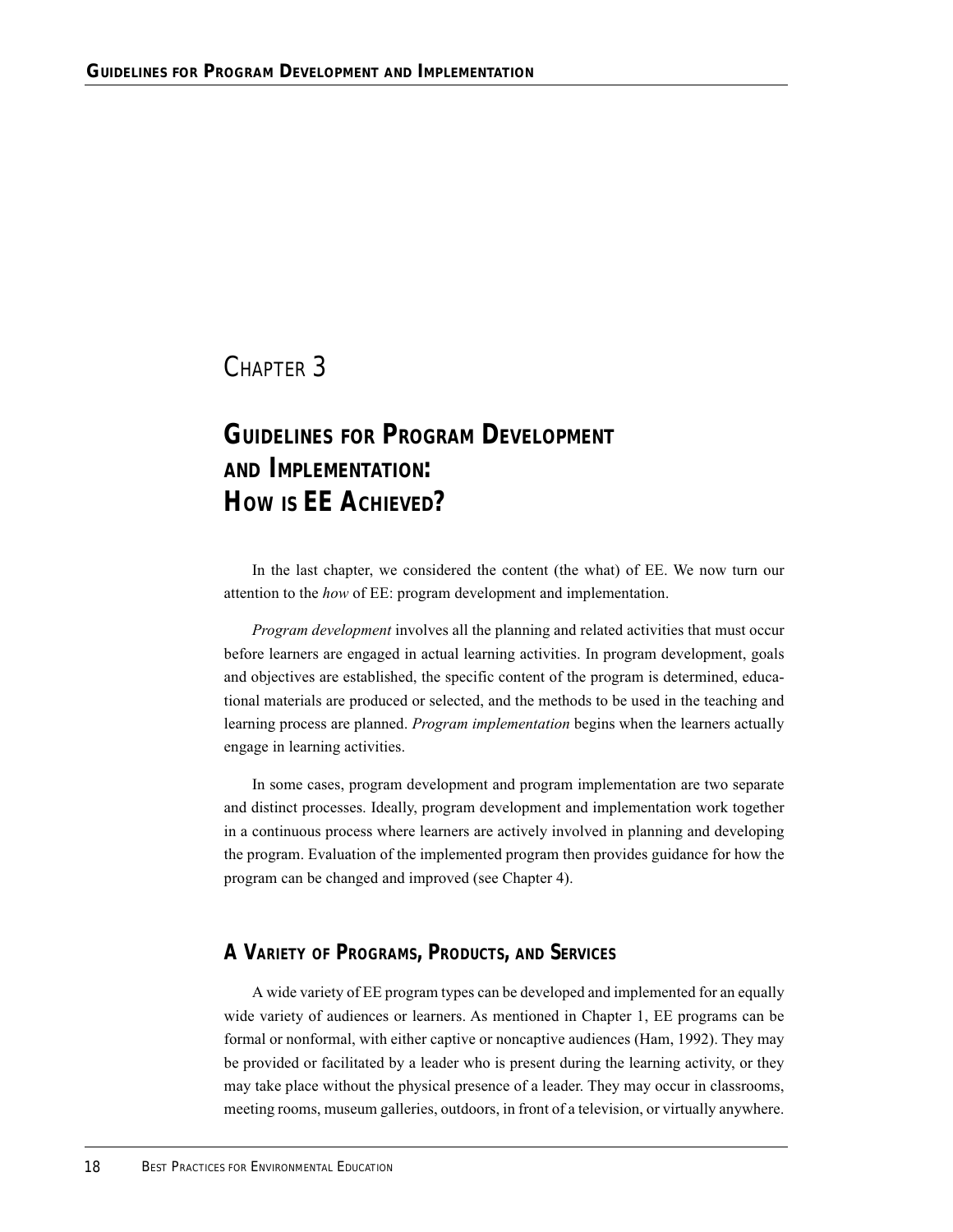# Chapter 3

# Guidelines for Program Development and Implementation: How is EE Achieved?

In the last chapter, we considered the content (the what) of EE. We now turn our attention to the *how* of EE: program development and implementation.

*Program development* involves all the planning and related activities that must occur before learners are engaged in actual learning activities. In program development, goals and objectives are established, the specific content of the program is determined, educational materials are produced or selected, and the methods to be used in the teaching and learning process are planned. *Program implementation* begins when the learners actually engage in learning activities.

In some cases, program development and program implementation are two separate and distinct processes. Ideally, program development and implementation work together in a continuous process where learners are actively involved in planning and developing the program. Evaluation of the implemented program then provides guidance for how the program can be changed and improved (see Chapter 4).

## A Variety of Programs, Products, and Services

A wide variety of EE program types can be developed and implemented for an equally wide variety of audiences or learners. As mentioned in Chapter 1, EE programs can be formal or nonformal, with either captive or noncaptive audiences (Ham, 1992). They may be provided or facilitated by a leader who is present during the learning activity, or they may take place without the physical presence of a leader. They may occur in classrooms, meeting rooms, museum galleries, outdoors, in front of a television, or virtually anywhere.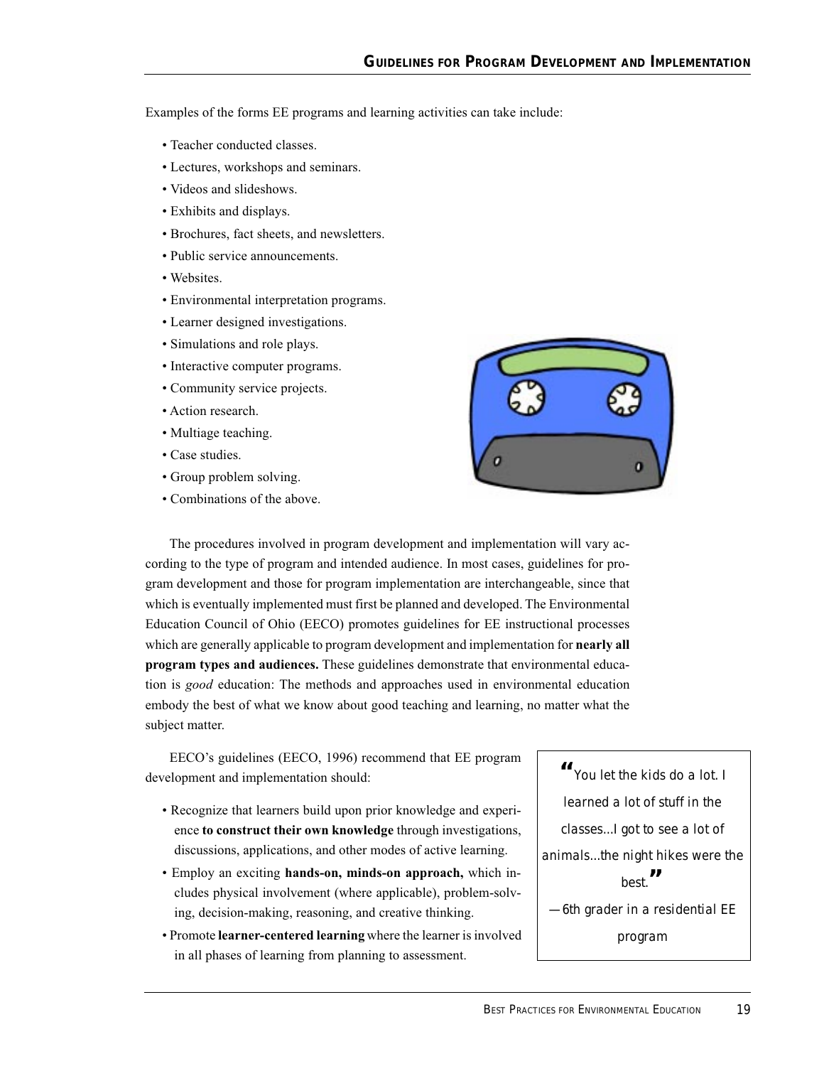Examples of the forms EE programs and learning activities can take include:

- Teacher conducted classes.
- Lectures, workshops and seminars.
- Videos and slideshows.
- Exhibits and displays.
- Brochures, fact sheets, and newsletters.
- Public service announcements.
- Websites.
- Environmental interpretation programs.
- Learner designed investigations.
- Simulations and role plays.
- Interactive computer programs.
- Community service projects.
- Action research.
- Multiage teaching.
- Case studies.
- Group problem solving.
- Combinations of the above.

The procedures involved in program development and implementation will vary according to the type of program and intended audience. In most cases, guidelines for program development and those for program implementation are interchangeable, since that which is eventually implemented must first be planned and developed. The Environmental Education Council of Ohio (EECO) promotes guidelines for EE instructional processes which are generally applicable to program development and implementation for **nearly all program types and audiences.** These guidelines demonstrate that environmental education is *good* education: The methods and approaches used in environmental education embody the best of what we know about good teaching and learning, no matter what the subject matter.

EECO's guidelines (EECO, 1996) recommend that EE program development and implementation should:

- Recognize that learners build upon prior knowledge and experience **to construct their own knowledge** through investigations, discussions, applications, and other modes of active learning.
- Employ an exciting **hands-on, minds-on approach,** which includes physical involvement (where applicable), problem-solving, decision-making, reasoning, and creative thinking.
- Promote **learner-centered learning** where the learner is involved in all phases of learning from planning to assessment.

> "You let the kids do a lot. I learned a lot of stuff in the classes...I got to see a lot of animals...the night hikes were the best."
>
> —6th grader in a residential EE program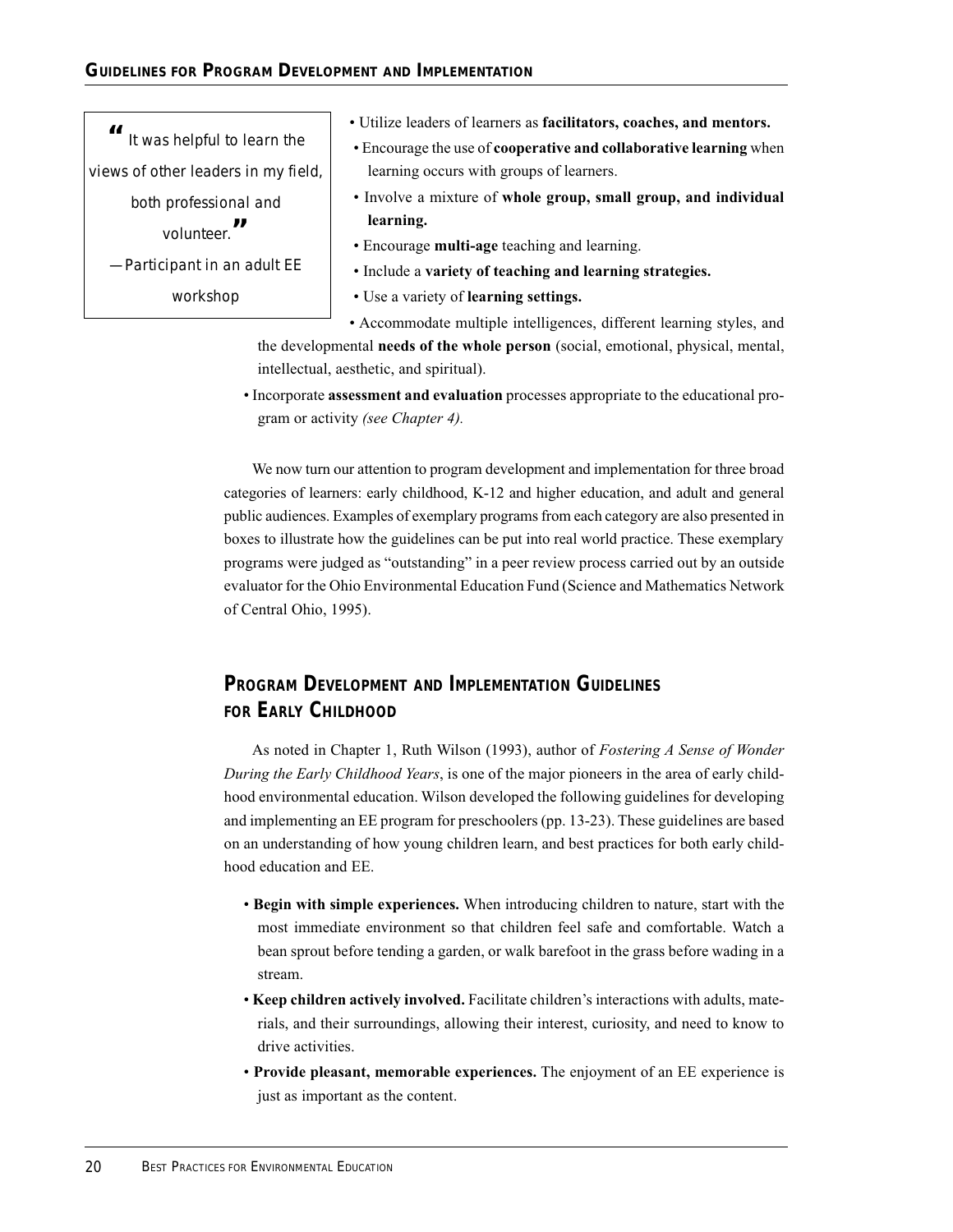> "It was helpful to learn the views of other leaders in my field, both professional and volunteer."
> —Participant in an adult EE workshop

- Utilize leaders of learners as **facilitators, coaches, and mentors.**
- Encourage the use of **cooperative and collaborative learning** when learning occurs with groups of learners.
- Involve a mixture of **whole group, small group, and individual learning.**
- Encourage **multi-age** teaching and learning.
- Include a **variety of teaching and learning strategies.**
- Use a variety of **learning settings.**
- Accommodate multiple intelligences, different learning styles, and the developmental **needs of the whole person** (social, emotional, physical, mental, intellectual, aesthetic, and spiritual).
- Incorporate **assessment and evaluation** processes appropriate to the educational program or activity *(see Chapter 4).*

We now turn our attention to program development and implementation for three broad categories of learners: early childhood, K-12 and higher education, and adult and general public audiences. Examples of exemplary programs from each category are also presented in boxes to illustrate how the guidelines can be put into real world practice. These exemplary programs were judged as "outstanding" in a peer review process carried out by an outside evaluator for the Ohio Environmental Education Fund (Science and Mathematics Network of Central Ohio, 1995).

## Program Development and Implementation Guidelines for Early Childhood

As noted in Chapter 1, Ruth Wilson (1993), author of *Fostering A Sense of Wonder During the Early Childhood Years*, is one of the major pioneers in the area of early childhood environmental education. Wilson developed the following guidelines for developing and implementing an EE program for preschoolers (pp. 13-23). These guidelines are based on an understanding of how young children learn, and best practices for both early childhood education and EE.

- **Begin with simple experiences.** When introducing children to nature, start with the most immediate environment so that children feel safe and comfortable. Watch a bean sprout before tending a garden, or walk barefoot in the grass before wading in a stream.
- **Keep children actively involved.** Facilitate children's interactions with adults, materials, and their surroundings, allowing their interest, curiosity, and need to know to drive activities.
- **Provide pleasant, memorable experiences.** The enjoyment of an EE experience is just as important as the content.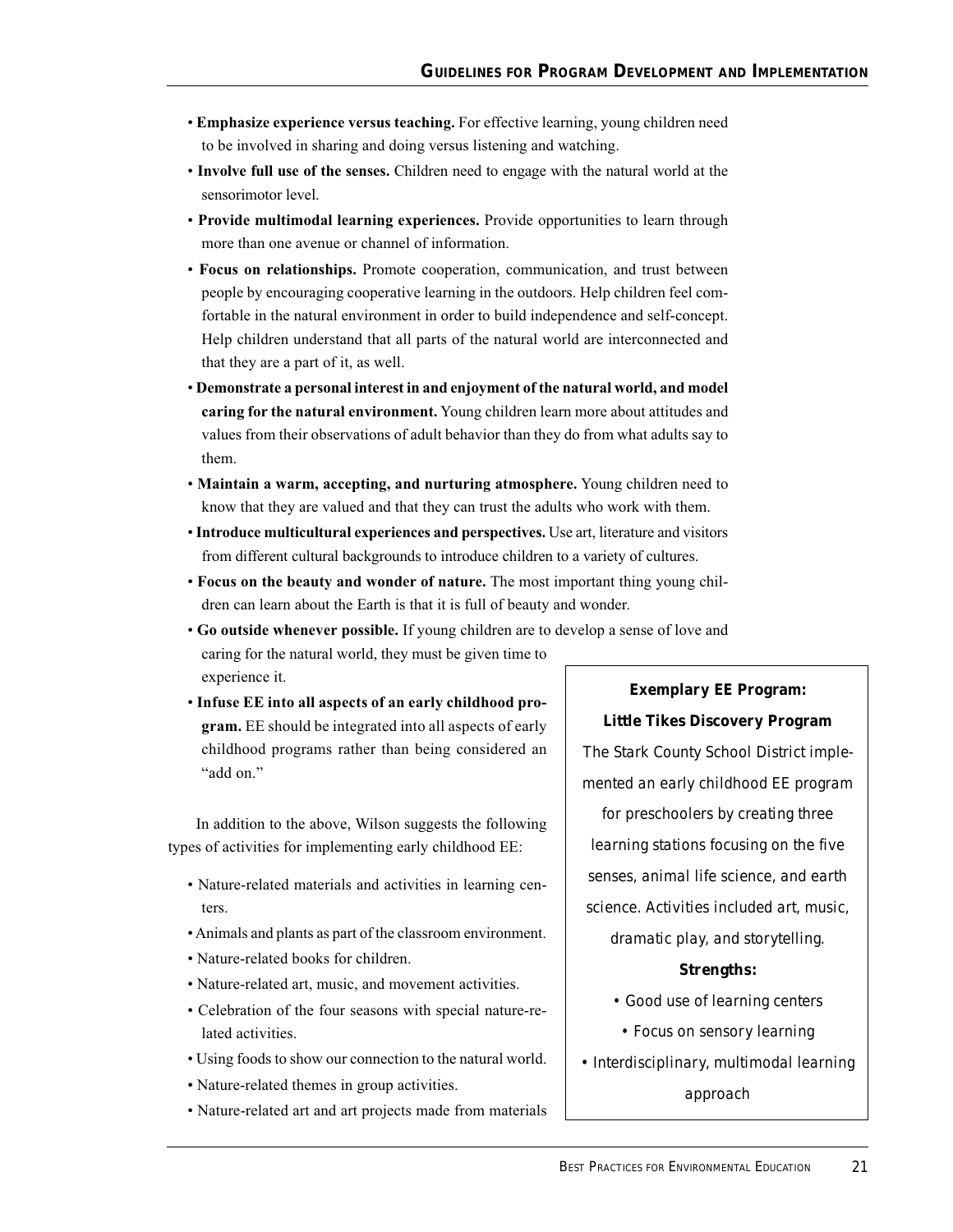- **Emphasize experience versus teaching.** For effective learning, young children need to be involved in sharing and doing versus listening and watching.
- **Involve full use of the senses.** Children need to engage with the natural world at the sensorimotor level.
- **Provide multimodal learning experiences.** Provide opportunities to learn through more than one avenue or channel of information.
- **Focus on relationships.** Promote cooperation, communication, and trust between people by encouraging cooperative learning in the outdoors. Help children feel comfortable in the natural environment in order to build independence and self-concept. Help children understand that all parts of the natural world are interconnected and that they are a part of it, as well.
- **Demonstrate a personal interest in and enjoyment of the natural world, and model caring for the natural environment.** Young children learn more about attitudes and values from their observations of adult behavior than they do from what adults say to them.
- **Maintain a warm, accepting, and nurturing atmosphere.** Young children need to know that they are valued and that they can trust the adults who work with them.
- **Introduce multicultural experiences and perspectives.** Use art, literature and visitors from different cultural backgrounds to introduce children to a variety of cultures.
- **Focus on the beauty and wonder of nature.** The most important thing young children can learn about the Earth is that it is full of beauty and wonder.
- **Go outside whenever possible.** If young children are to develop a sense of love and caring for the natural world, they must be given time to experience it.
- **Infuse EE into all aspects of an early childhood program.** EE should be integrated into all aspects of early childhood programs rather than being considered an "add on."

In addition to the above, Wilson suggests the following types of activities for implementing early childhood EE:

- Nature-related materials and activities in learning centers.
- Animals and plants as part of the classroom environment.
- Nature-related books for children.
- Nature-related art, music, and movement activities.
- Celebration of the four seasons with special nature-related activities.
- Using foods to show our connection to the natural world.
- Nature-related themes in group activities.
- Nature-related art and art projects made from materials

> **Exemplary EE Program:**
> **Little Tikes Discovery Program**
>
> The Stark County School District implemented an early childhood EE program for preschoolers by creating three learning stations focusing on the five senses, animal life science, and earth science. Activities included art, music, dramatic play, and storytelling.
>
> **Strengths:**
>
> - Good use of learning centers
> - Focus on sensory learning
> - Interdisciplinary, multimodal learning approach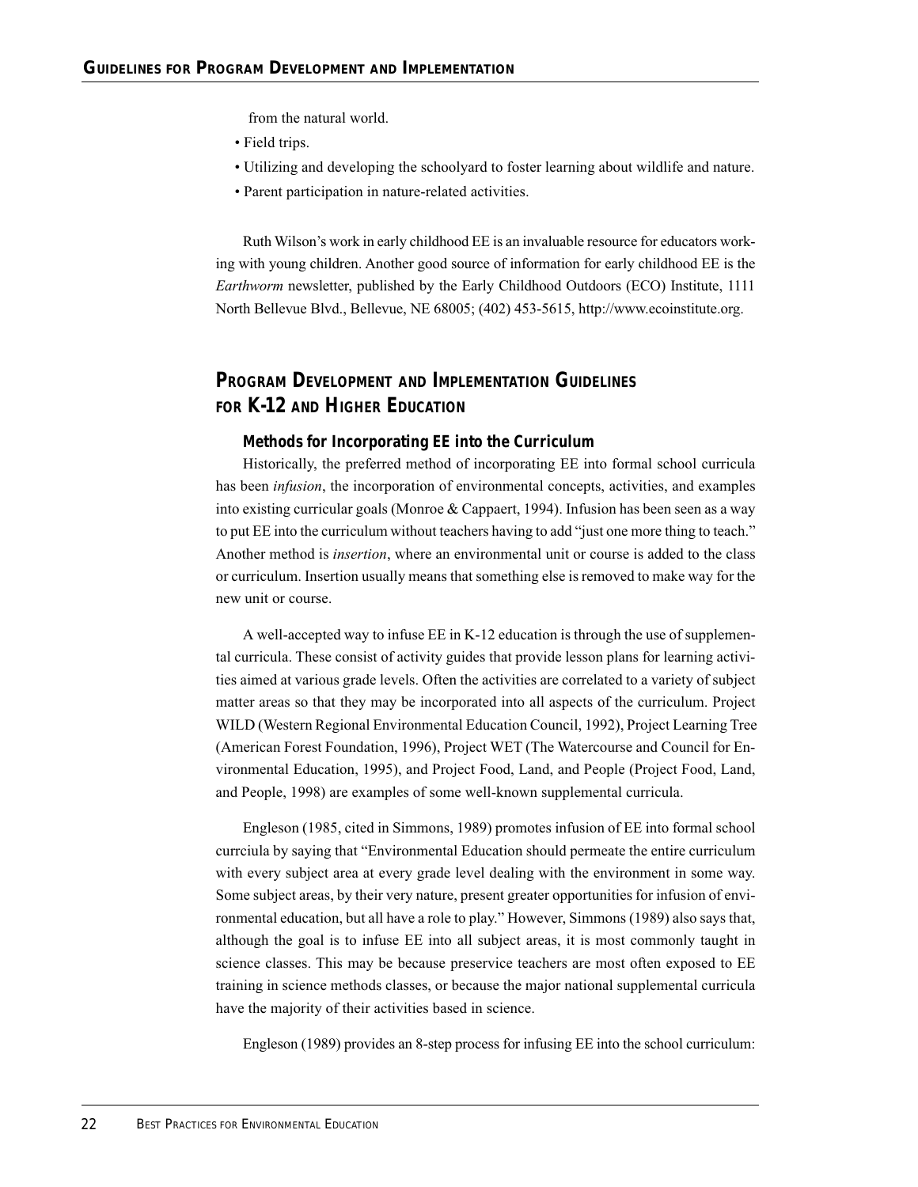from the natural world.

- Field trips.
- Utilizing and developing the schoolyard to foster learning about wildlife and nature.
- Parent participation in nature-related activities.

Ruth Wilson's work in early childhood EE is an invaluable resource for educators working with young children. Another good source of information for early childhood EE is the *Earthworm* newsletter, published by the Early Childhood Outdoors (ECO) Institute, 1111 North Bellevue Blvd., Bellevue, NE 68005; (402) 453-5615, http://www.ecoinstitute.org.

## Program Development and Implementation Guidelines for K-12 and Higher Education

### Methods for Incorporating EE into the Curriculum

Historically, the preferred method of incorporating EE into formal school curricula has been *infusion*, the incorporation of environmental concepts, activities, and examples into existing curricular goals (Monroe & Cappaert, 1994). Infusion has been seen as a way to put EE into the curriculum without teachers having to add "just one more thing to teach." Another method is *insertion*, where an environmental unit or course is added to the class or curriculum. Insertion usually means that something else is removed to make way for the new unit or course.

A well-accepted way to infuse EE in K-12 education is through the use of supplemental curricula. These consist of activity guides that provide lesson plans for learning activities aimed at various grade levels. Often the activities are correlated to a variety of subject matter areas so that they may be incorporated into all aspects of the curriculum. Project WILD (Western Regional Environmental Education Council, 1992), Project Learning Tree (American Forest Foundation, 1996), Project WET (The Watercourse and Council for Environmental Education, 1995), and Project Food, Land, and People (Project Food, Land, and People, 1998) are examples of some well-known supplemental curricula.

Engleson (1985, cited in Simmons, 1989) promotes infusion of EE into formal school currciula by saying that "Environmental Education should permeate the entire curriculum with every subject area at every grade level dealing with the environment in some way. Some subject areas, by their very nature, present greater opportunities for infusion of environmental education, but all have a role to play." However, Simmons (1989) also says that, although the goal is to infuse EE into all subject areas, it is most commonly taught in science classes. This may be because preservice teachers are most often exposed to EE training in science methods classes, or because the major national supplemental curricula have the majority of their activities based in science.

Engleson (1989) provides an 8-step process for infusing EE into the school curriculum: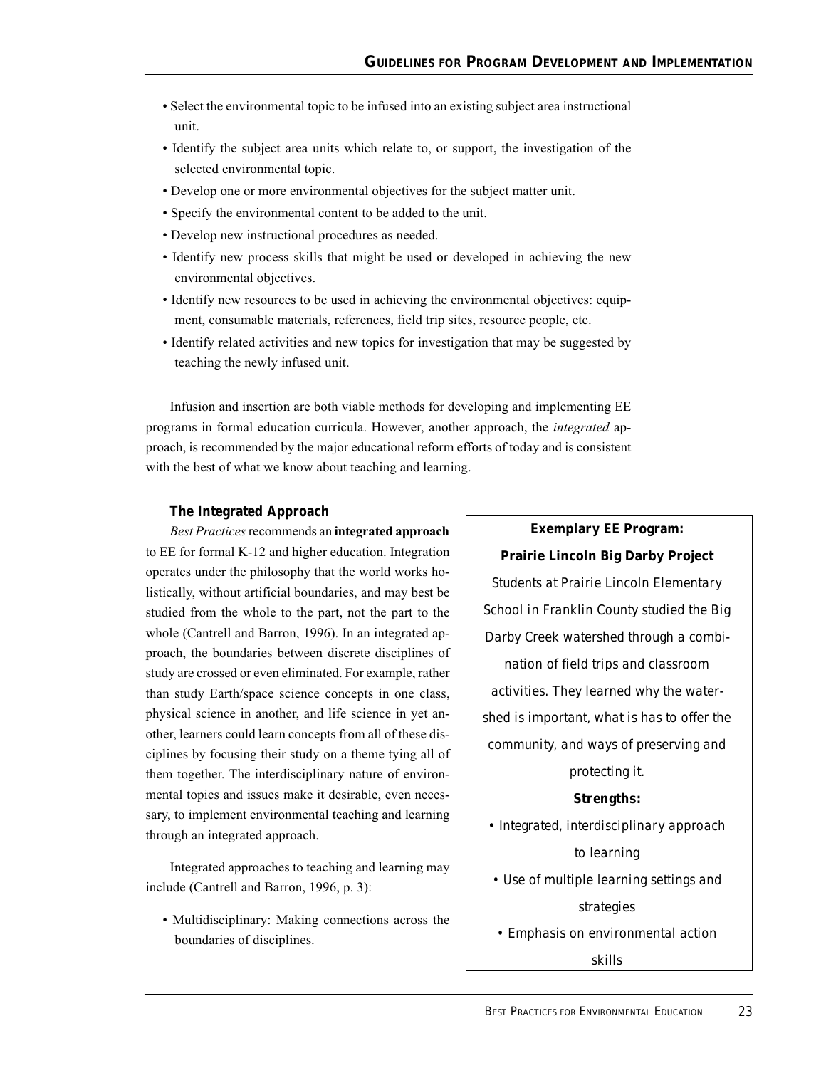- Select the environmental topic to be infused into an existing subject area instructional unit.
- Identify the subject area units which relate to, or support, the investigation of the selected environmental topic.
- Develop one or more environmental objectives for the subject matter unit.
- Specify the environmental content to be added to the unit.
- Develop new instructional procedures as needed.
- Identify new process skills that might be used or developed in achieving the new environmental objectives.
- Identify new resources to be used in achieving the environmental objectives: equipment, consumable materials, references, field trip sites, resource people, etc.
- Identify related activities and new topics for investigation that may be suggested by teaching the newly infused unit.

Infusion and insertion are both viable methods for developing and implementing EE programs in formal education curricula. However, another approach, the *integrated* approach, is recommended by the major educational reform efforts of today and is consistent with the best of what we know about teaching and learning.

### The Integrated Approach

*Best Practices* recommends an **integrated approach** to EE for formal K-12 and higher education. Integration operates under the philosophy that the world works holistically, without artificial boundaries, and may best be studied from the whole to the part, not the part to the whole (Cantrell and Barron, 1996). In an integrated approach, the boundaries between discrete disciplines of study are crossed or even eliminated. For example, rather than study Earth/space science concepts in one class, physical science in another, and life science in yet another, learners could learn concepts from all of these disciplines by focusing their study on a theme tying all of them together. The interdisciplinary nature of environmental topics and issues make it desirable, even necessary, to implement environmental teaching and learning through an integrated approach.

Integrated approaches to teaching and learning may include (Cantrell and Barron, 1996, p. 3):

- Multidisciplinary: Making connections across the boundaries of disciplines.

> **Exemplary EE Program:**
> **Prairie Lincoln Big Darby Project**
>
> *Students at Prairie Lincoln Elementary School in Franklin County studied the Big Darby Creek watershed through a combination of field trips and classroom activities. They learned why the watershed is important, what is has to offer the community, and ways of preserving and protecting it.*
>
> **Strengths:**
>
> - *Integrated, interdisciplinary approach to learning*
> - *Use of multiple learning settings and strategies*
> - *Emphasis on environmental action skills*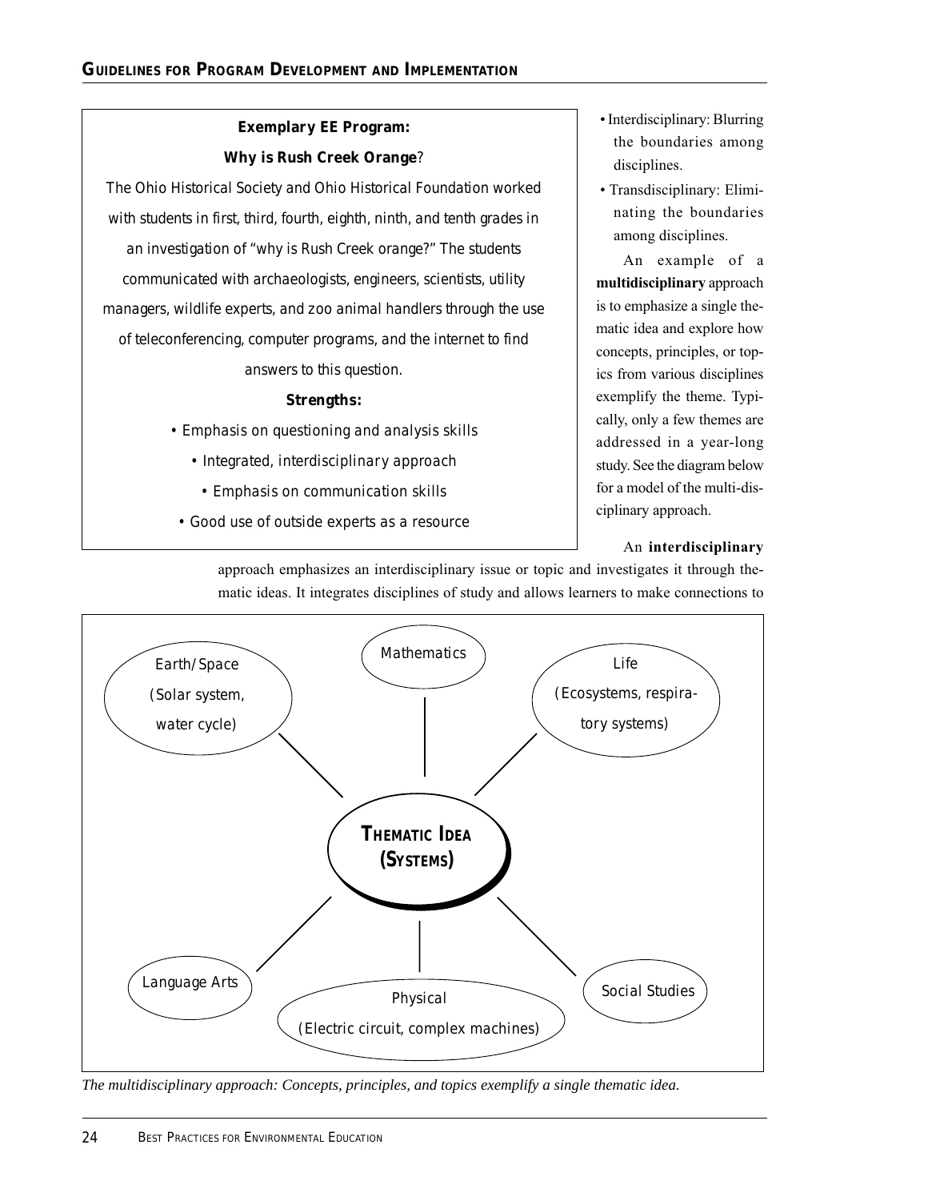**Exemplary EE Program:**

**Why is Rush Creek Orange?**

The Ohio Historical Society and Ohio Historical Foundation worked with students in first, third, fourth, eighth, ninth, and tenth grades in an investigation of "why is Rush Creek orange?" The students communicated with archaeologists, engineers, scientists, utility managers, wildlife experts, and zoo animal handlers through the use of teleconferencing, computer programs, and the internet to find answers to this question.

**Strengths:**

- Emphasis on questioning and analysis skills
- Integrated, interdisciplinary approach
- Emphasis on communication skills
- Good use of outside experts as a resource

- Interdisciplinary: Blurring the boundaries among disciplines.
- Transdisciplinary: Eliminating the boundaries among disciplines.

An example of a **multidisciplinary** approach is to emphasize a single thematic idea and explore how concepts, principles, or topics from various disciplines exemplify the theme. Typically, only a few themes are addressed in a year-long study. See the diagram below for a model of the multi-disciplinary approach.

An **interdisciplinary** approach emphasizes an interdisciplinary issue or topic and investigates it through thematic ideas. It integrates disciplines of study and allows learners to make connections to

- **THEMATIC IDEA (SYSTEMS)**
  - Earth/Space (Solar system, water cycle)
  - Mathematics
  - Life (Ecosystems, respiratory systems)
  - Language Arts
  - Physical (Electric circuit, complex machines)
  - Social Studies

*The multidisciplinary approach: Concepts, principles, and topics exemplify a single thematic idea.*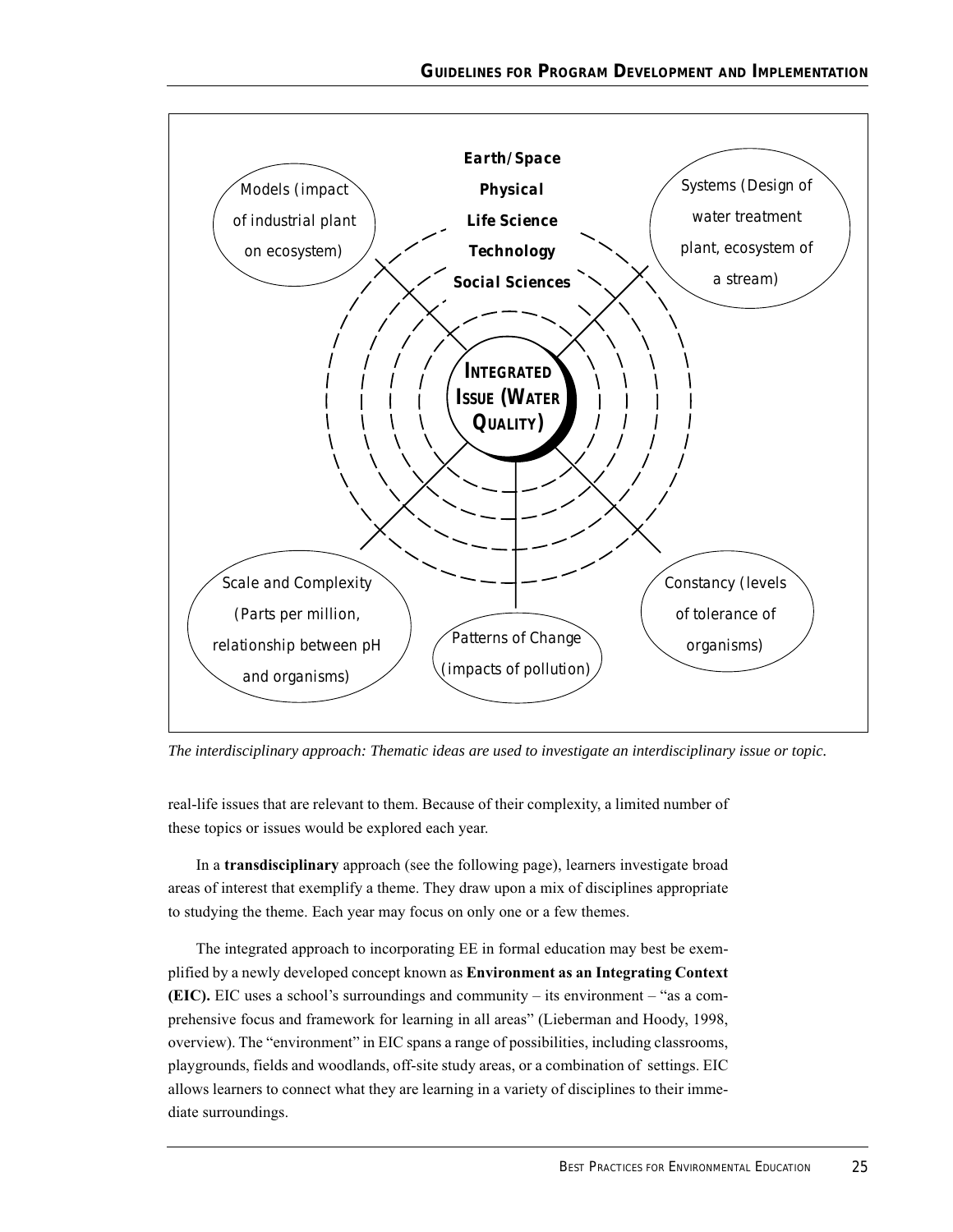Earth/Space

Physical

Life Science

Technology

Social Sciences

Models (impact of industrial plant on ecosystem)

Systems (Design of water treatment plant, ecosystem of a stream)

INTEGRATED ISSUE (WATER QUALITY)

Scale and Complexity (Parts per million, relationship between pH and organisms)

Patterns of Change (impacts of pollution)

Constancy (levels of tolerance of organisms)

*The interdisciplinary approach: Thematic ideas are used to investigate an interdisciplinary issue or topic.*

real-life issues that are relevant to them. Because of their complexity, a limited number of these topics or issues would be explored each year.

In a **transdisciplinary** approach (see the following page), learners investigate broad areas of interest that exemplify a theme. They draw upon a mix of disciplines appropriate to studying the theme. Each year may focus on only one or a few themes.

The integrated approach to incorporating EE in formal education may best be exemplified by a newly developed concept known as **Environment as an Integrating Context (EIC).** EIC uses a school's surroundings and community – its environment – "as a comprehensive focus and framework for learning in all areas" (Lieberman and Hoody, 1998, overview). The "environment" in EIC spans a range of possibilities, including classrooms, playgrounds, fields and woodlands, off-site study areas, or a combination of settings. EIC allows learners to connect what they are learning in a variety of disciplines to their immediate surroundings.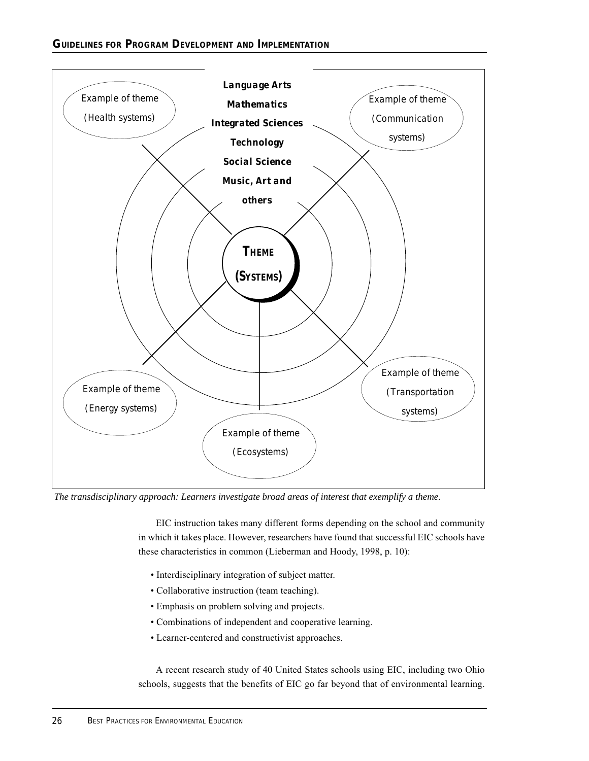Language Arts

Mathematics

Integrated Sciences

Technology

Social Science

Music, Art and others

THEME (SYSTEMS)

Example of theme (Health systems)

Example of theme (Communication systems)

Example of theme (Energy systems)

Example of theme (Ecosystems)

Example of theme (Transportation systems)

*The transdisciplinary approach: Learners investigate broad areas of interest that exemplify a theme.*

EIC instruction takes many different forms depending on the school and community in which it takes place. However, researchers have found that successful EIC schools have these characteristics in common (Lieberman and Hoody, 1998, p. 10):

- Interdisciplinary integration of subject matter.
- Collaborative instruction (team teaching).
- Emphasis on problem solving and projects.
- Combinations of independent and cooperative learning.
- Learner-centered and constructivist approaches.

A recent research study of 40 United States schools using EIC, including two Ohio schools, suggests that the benefits of EIC go far beyond that of environmental learning.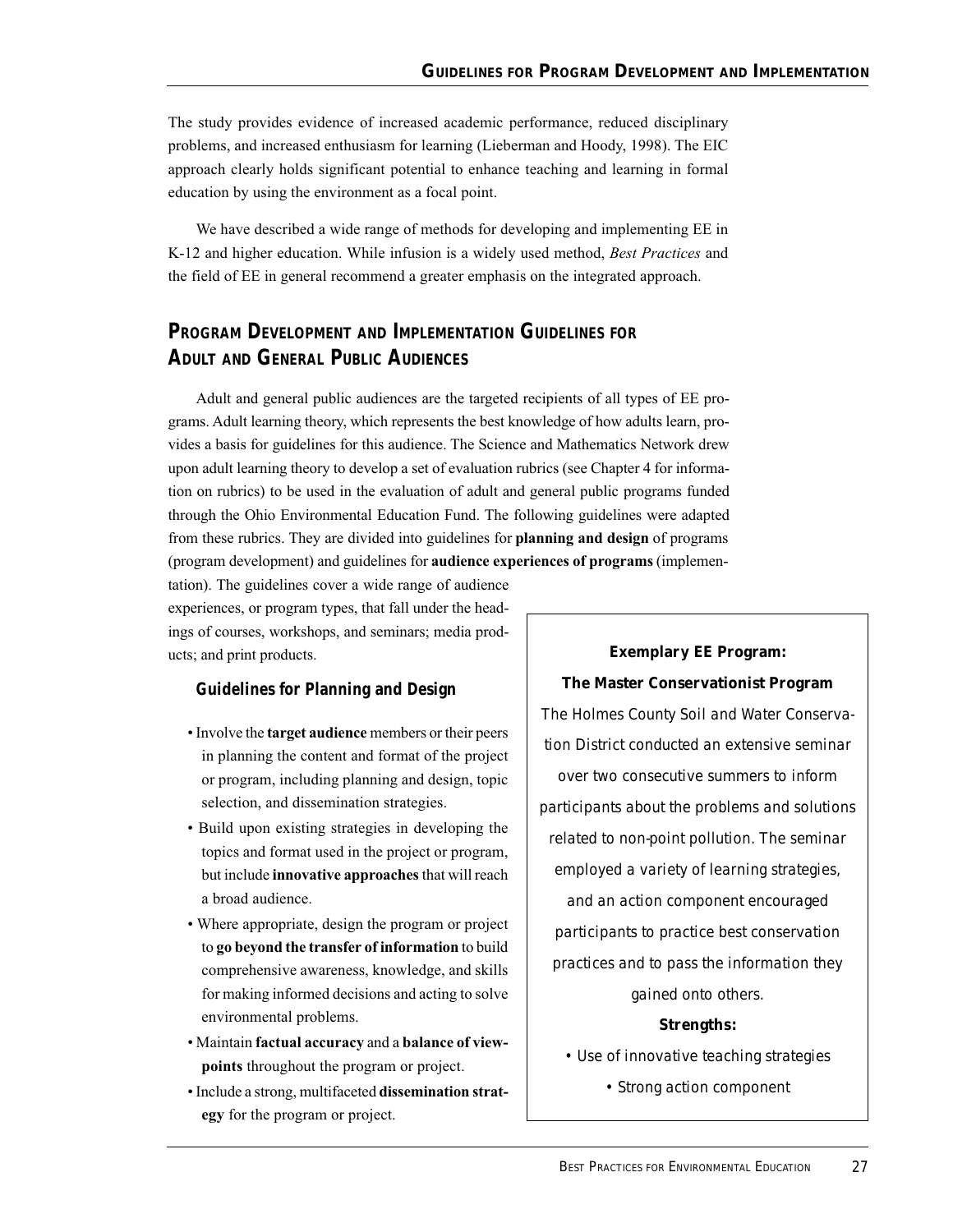The study provides evidence of increased academic performance, reduced disciplinary problems, and increased enthusiasm for learning (Lieberman and Hoody, 1998). The EIC approach clearly holds significant potential to enhance teaching and learning in formal education by using the environment as a focal point.

We have described a wide range of methods for developing and implementing EE in K-12 and higher education. While infusion is a widely used method, *Best Practices* and the field of EE in general recommend a greater emphasis on the integrated approach.

## Program Development and Implementation Guidelines for Adult and General Public Audiences

Adult and general public audiences are the targeted recipients of all types of EE programs. Adult learning theory, which represents the best knowledge of how adults learn, provides a basis for guidelines for this audience. The Science and Mathematics Network drew upon adult learning theory to develop a set of evaluation rubrics (see Chapter 4 for information on rubrics) to be used in the evaluation of adult and general public programs funded through the Ohio Environmental Education Fund. The following guidelines were adapted from these rubrics. They are divided into guidelines for **planning and design** of programs (program development) and guidelines for **audience experiences of programs** (implementation). The guidelines cover a wide range of audience experiences, or program types, that fall under the headings of courses, workshops, and seminars; media products; and print products.

### Guidelines for Planning and Design

- Involve the **target audience** members or their peers in planning the content and format of the project or program, including planning and design, topic selection, and dissemination strategies.
- Build upon existing strategies in developing the topics and format used in the project or program, but include **innovative approaches** that will reach a broad audience.
- Where appropriate, design the program or project to **go beyond the transfer of information** to build comprehensive awareness, knowledge, and skills for making informed decisions and acting to solve environmental problems.
- Maintain **factual accuracy** and a **balance of viewpoints** throughout the program or project.
- Include a strong, multifaceted **dissemination strategy** for the program or project.

**Exemplary EE Program:**

**The Master Conservationist Program**

The Holmes County Soil and Water Conservation District conducted an extensive seminar over two consecutive summers to inform participants about the problems and solutions related to non-point pollution. The seminar employed a variety of learning strategies, and an action component encouraged participants to practice best conservation practices and to pass the information they gained onto others.

**Strengths:**

- Use of innovative teaching strategies
- Strong action component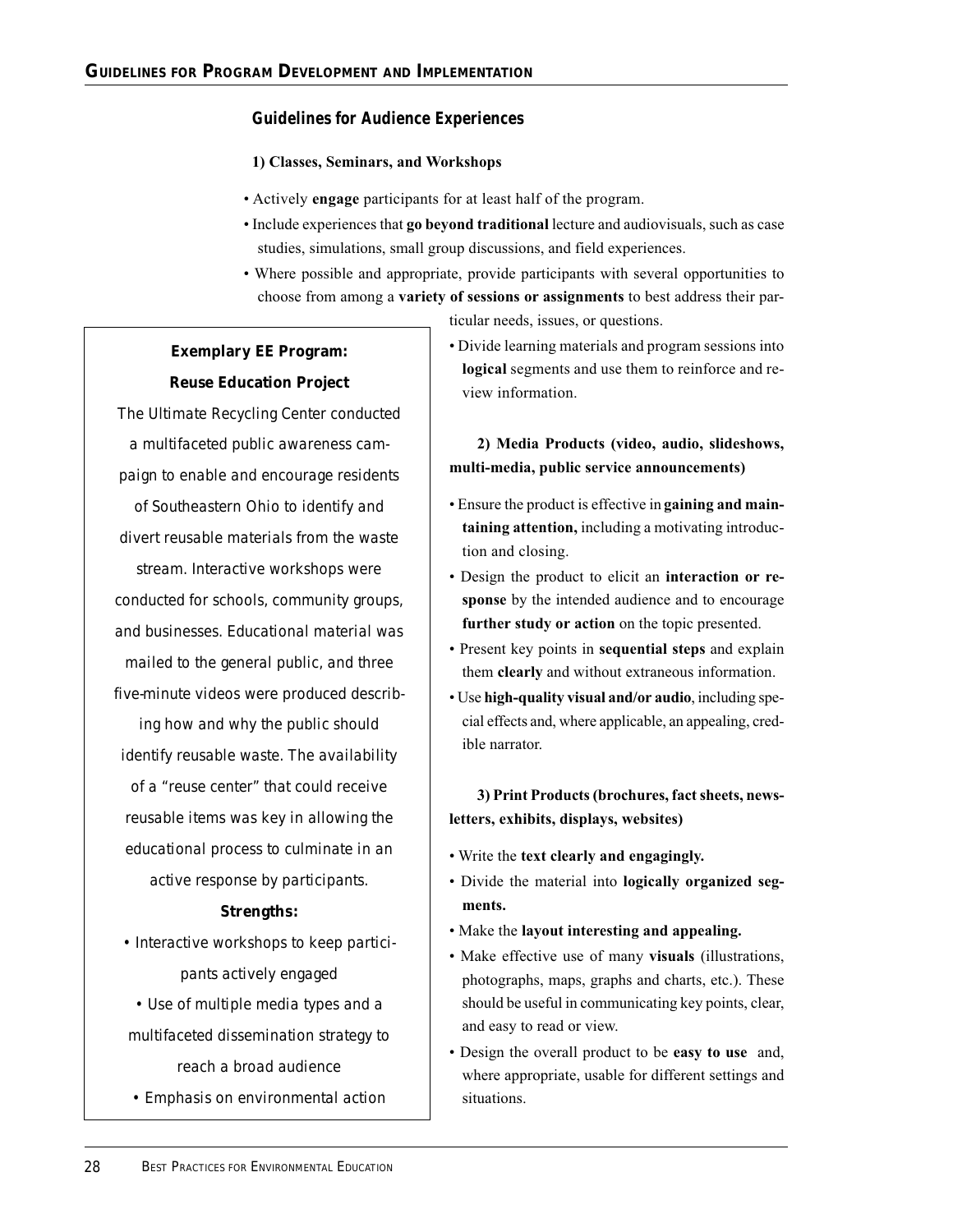## Guidelines for Audience Experiences

**1) Classes, Seminars, and Workshops**

- Actively **engage** participants for at least half of the program.
- Include experiences that **go beyond traditional** lecture and audiovisuals, such as case studies, simulations, small group discussions, and field experiences.
- Where possible and appropriate, provide participants with several opportunities to choose from among a **variety of sessions or assignments** to best address their particular needs, issues, or questions.
- Divide learning materials and program sessions into **logical** segments and use them to reinforce and review information.

**2) Media Products (video, audio, slideshows, multi-media, public service announcements)**

- Ensure the product is effective in **gaining and maintaining attention,** including a motivating introduction and closing.
- Design the product to elicit an **interaction or response** by the intended audience and to encourage **further study or action** on the topic presented.
- Present key points in **sequential steps** and explain them **clearly** and without extraneous information.
- Use **high-quality visual and/or audio**, including special effects and, where applicable, an appealing, credible narrator.

**3) Print Products (brochures, fact sheets, newsletters, exhibits, displays, websites)**

- Write the **text clearly and engagingly.**
- Divide the material into **logically organized segments.**
- Make the **layout interesting and appealing.**
- Make effective use of many **visuals** (illustrations, photographs, maps, graphs and charts, etc.). These should be useful in communicating key points, clear, and easy to read or view.
- Design the overall product to be **easy to use** and, where appropriate, usable for different settings and situations.

---

**Exemplary EE Program:**
**Reuse Education Project**

The Ultimate Recycling Center conducted a multifaceted public awareness campaign to enable and encourage residents of Southeastern Ohio to identify and divert reusable materials from the waste stream. Interactive workshops were conducted for schools, community groups, and businesses. Educational material was mailed to the general public, and three five-minute videos were produced describing how and why the public should identify reusable waste. The availability of a "reuse center" that could receive reusable items was key in allowing the educational process to culminate in an active response by participants.

**Strengths:**

- Interactive workshops to keep participants actively engaged
- Use of multiple media types and a multifaceted dissemination strategy to reach a broad audience
- Emphasis on environmental action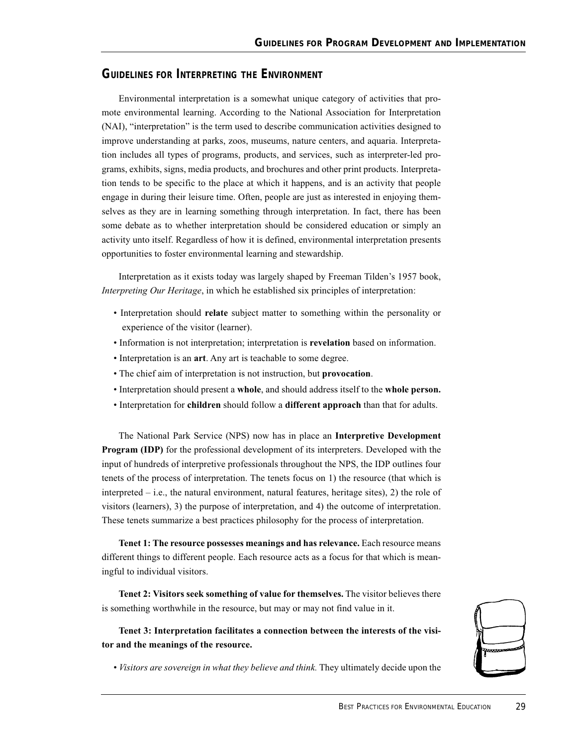## Guidelines for Interpreting the Environment

Environmental interpretation is a somewhat unique category of activities that promote environmental learning. According to the National Association for Interpretation (NAI), "interpretation" is the term used to describe communication activities designed to improve understanding at parks, zoos, museums, nature centers, and aquaria. Interpretation includes all types of programs, products, and services, such as interpreter-led programs, exhibits, signs, media products, and brochures and other print products. Interpretation tends to be specific to the place at which it happens, and is an activity that people engage in during their leisure time. Often, people are just as interested in enjoying themselves as they are in learning something through interpretation. In fact, there has been some debate as to whether interpretation should be considered education or simply an activity unto itself. Regardless of how it is defined, environmental interpretation presents opportunities to foster environmental learning and stewardship.

Interpretation as it exists today was largely shaped by Freeman Tilden's 1957 book, *Interpreting Our Heritage*, in which he established six principles of interpretation:

- Interpretation should **relate** subject matter to something within the personality or experience of the visitor (learner).
- Information is not interpretation; interpretation is **revelation** based on information.
- Interpretation is an **art**. Any art is teachable to some degree.
- The chief aim of interpretation is not instruction, but **provocation**.
- Interpretation should present a **whole**, and should address itself to the **whole person.**
- Interpretation for **children** should follow a **different approach** than that for adults.

The National Park Service (NPS) now has in place an **Interpretive Development Program (IDP)** for the professional development of its interpreters. Developed with the input of hundreds of interpretive professionals throughout the NPS, the IDP outlines four tenets of the process of interpretation. The tenets focus on 1) the resource (that which is interpreted – i.e., the natural environment, natural features, heritage sites), 2) the role of visitors (learners), 3) the purpose of interpretation, and 4) the outcome of interpretation. These tenets summarize a best practices philosophy for the process of interpretation.

**Tenet 1: The resource possesses meanings and has relevance.** Each resource means different things to different people. Each resource acts as a focus for that which is meaningful to individual visitors.

**Tenet 2: Visitors seek something of value for themselves.** The visitor believes there is something worthwhile in the resource, but may or may not find value in it.

**Tenet 3: Interpretation facilitates a connection between the interests of the visitor and the meanings of the resource.**

- *Visitors are sovereign in what they believe and think.* They ultimately decide upon the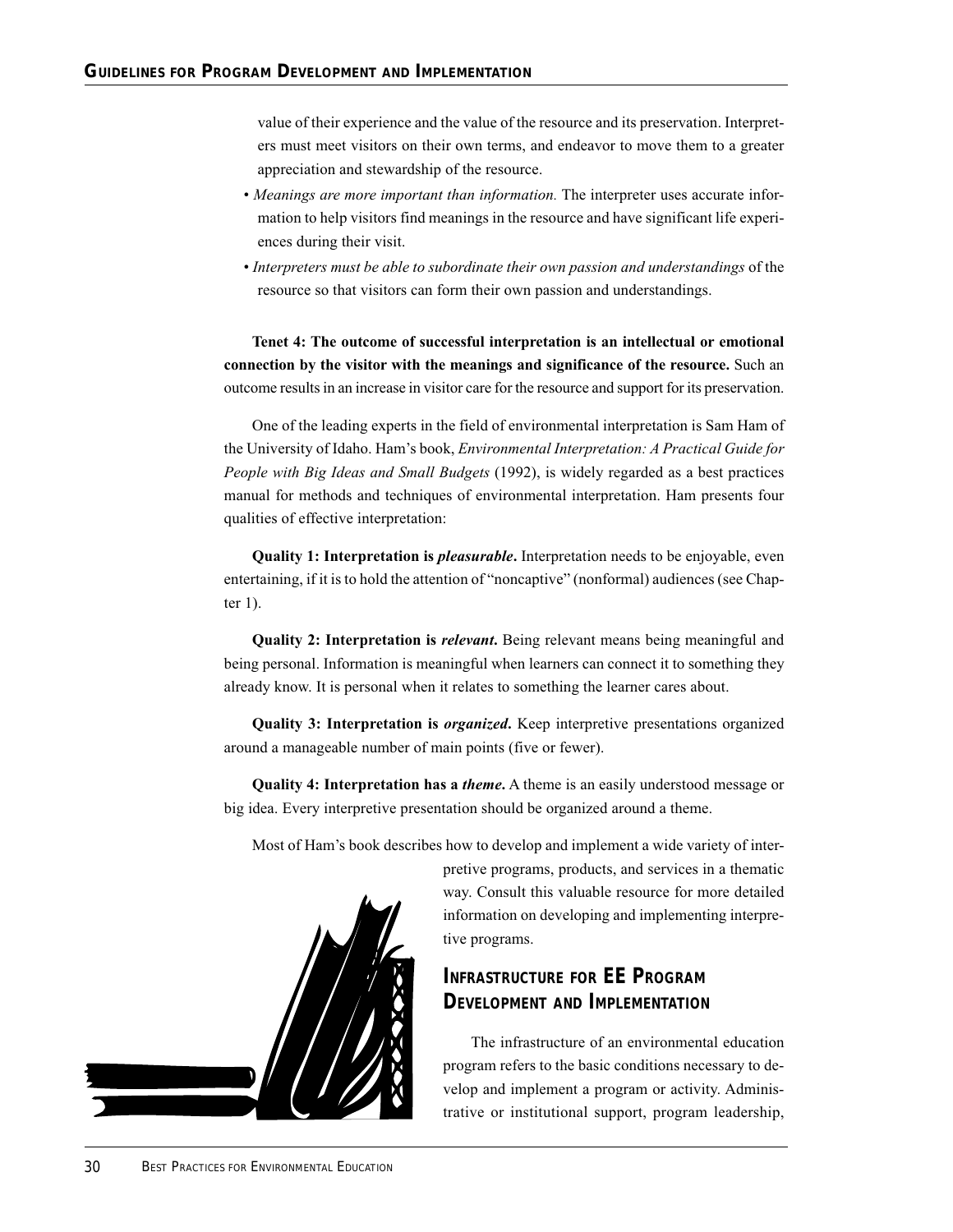value of their experience and the value of the resource and its preservation. Interpreters must meet visitors on their own terms, and endeavor to move them to a greater appreciation and stewardship of the resource.

- *Meanings are more important than information.* The interpreter uses accurate information to help visitors find meanings in the resource and have significant life experiences during their visit.
- *Interpreters must be able to subordinate their own passion and understandings* of the resource so that visitors can form their own passion and understandings.

**Tenet 4: The outcome of successful interpretation is an intellectual or emotional connection by the visitor with the meanings and significance of the resource.** Such an outcome results in an increase in visitor care for the resource and support for its preservation.

One of the leading experts in the field of environmental interpretation is Sam Ham of the University of Idaho. Ham's book, *Environmental Interpretation: A Practical Guide for People with Big Ideas and Small Budgets* (1992), is widely regarded as a best practices manual for methods and techniques of environmental interpretation. Ham presents four qualities of effective interpretation:

**Quality 1: Interpretation is *pleasurable*.** Interpretation needs to be enjoyable, even entertaining, if it is to hold the attention of "noncaptive" (nonformal) audiences (see Chapter 1).

**Quality 2: Interpretation is *relevant*.** Being relevant means being meaningful and being personal. Information is meaningful when learners can connect it to something they already know. It is personal when it relates to something the learner cares about.

**Quality 3: Interpretation is *organized*.** Keep interpretive presentations organized around a manageable number of main points (five or fewer).

**Quality 4: Interpretation has a *theme*.** A theme is an easily understood message or big idea. Every interpretive presentation should be organized around a theme.

Most of Ham's book describes how to develop and implement a wide variety of interpretive programs, products, and services in a thematic way. Consult this valuable resource for more detailed information on developing and implementing interpretive programs.

## Infrastructure for EE Program Development and Implementation

The infrastructure of an environmental education program refers to the basic conditions necessary to develop and implement a program or activity. Administrative or institutional support, program leadership,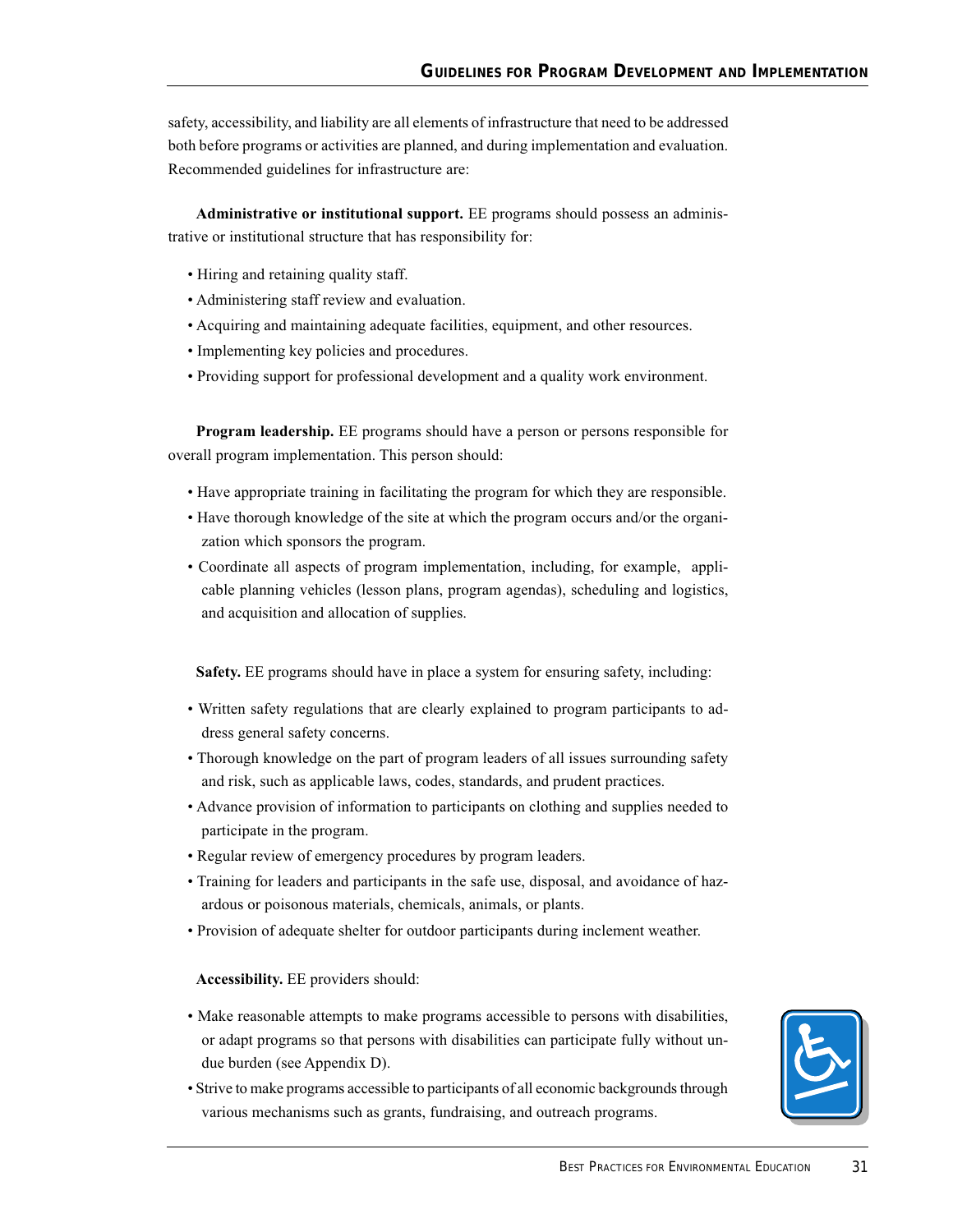safety, accessibility, and liability are all elements of infrastructure that need to be addressed both before programs or activities are planned, and during implementation and evaluation. Recommended guidelines for infrastructure are:

**Administrative or institutional support.** EE programs should possess an administrative or institutional structure that has responsibility for:

- Hiring and retaining quality staff.
- Administering staff review and evaluation.
- Acquiring and maintaining adequate facilities, equipment, and other resources.
- Implementing key policies and procedures.
- Providing support for professional development and a quality work environment.

**Program leadership.** EE programs should have a person or persons responsible for overall program implementation. This person should:

- Have appropriate training in facilitating the program for which they are responsible.
- Have thorough knowledge of the site at which the program occurs and/or the organization which sponsors the program.
- Coordinate all aspects of program implementation, including, for example, applicable planning vehicles (lesson plans, program agendas), scheduling and logistics, and acquisition and allocation of supplies.

**Safety.** EE programs should have in place a system for ensuring safety, including:

- Written safety regulations that are clearly explained to program participants to address general safety concerns.
- Thorough knowledge on the part of program leaders of all issues surrounding safety and risk, such as applicable laws, codes, standards, and prudent practices.
- Advance provision of information to participants on clothing and supplies needed to participate in the program.
- Regular review of emergency procedures by program leaders.
- Training for leaders and participants in the safe use, disposal, and avoidance of hazardous or poisonous materials, chemicals, animals, or plants.
- Provision of adequate shelter for outdoor participants during inclement weather.

**Accessibility.** EE providers should:

- Make reasonable attempts to make programs accessible to persons with disabilities, or adapt programs so that persons with disabilities can participate fully without undue burden (see Appendix D).
- Strive to make programs accessible to participants of all economic backgrounds through various mechanisms such as grants, fundraising, and outreach programs.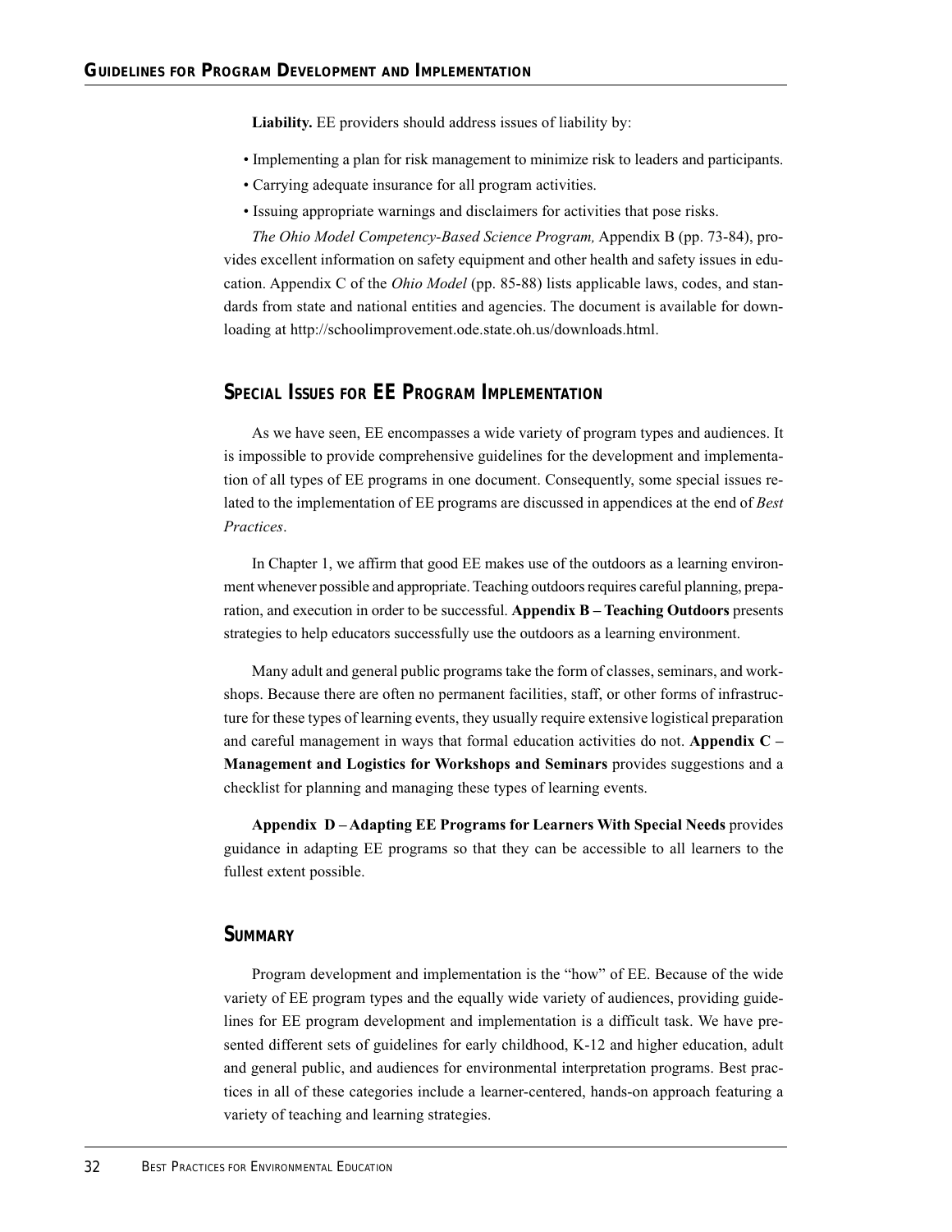**Liability.** EE providers should address issues of liability by:

- Implementing a plan for risk management to minimize risk to leaders and participants.
- Carrying adequate insurance for all program activities.
- Issuing appropriate warnings and disclaimers for activities that pose risks.

*The Ohio Model Competency-Based Science Program,* Appendix B (pp. 73-84), provides excellent information on safety equipment and other health and safety issues in education. Appendix C of the *Ohio Model* (pp. 85-88) lists applicable laws, codes, and standards from state and national entities and agencies. The document is available for downloading at http://schoolimprovement.ode.state.oh.us/downloads.html.

## Special Issues for EE Program Implementation

As we have seen, EE encompasses a wide variety of program types and audiences. It is impossible to provide comprehensive guidelines for the development and implementation of all types of EE programs in one document. Consequently, some special issues related to the implementation of EE programs are discussed in appendices at the end of *Best Practices*.

In Chapter 1, we affirm that good EE makes use of the outdoors as a learning environment whenever possible and appropriate. Teaching outdoors requires careful planning, preparation, and execution in order to be successful. **Appendix B – Teaching Outdoors** presents strategies to help educators successfully use the outdoors as a learning environment.

Many adult and general public programs take the form of classes, seminars, and workshops. Because there are often no permanent facilities, staff, or other forms of infrastructure for these types of learning events, they usually require extensive logistical preparation and careful management in ways that formal education activities do not. **Appendix C – Management and Logistics for Workshops and Seminars** provides suggestions and a checklist for planning and managing these types of learning events.

**Appendix D – Adapting EE Programs for Learners With Special Needs** provides guidance in adapting EE programs so that they can be accessible to all learners to the fullest extent possible.

## Summary

Program development and implementation is the "how" of EE. Because of the wide variety of EE program types and the equally wide variety of audiences, providing guidelines for EE program development and implementation is a difficult task. We have presented different sets of guidelines for early childhood, K-12 and higher education, adult and general public, and audiences for environmental interpretation programs. Best practices in all of these categories include a learner-centered, hands-on approach featuring a variety of teaching and learning strategies.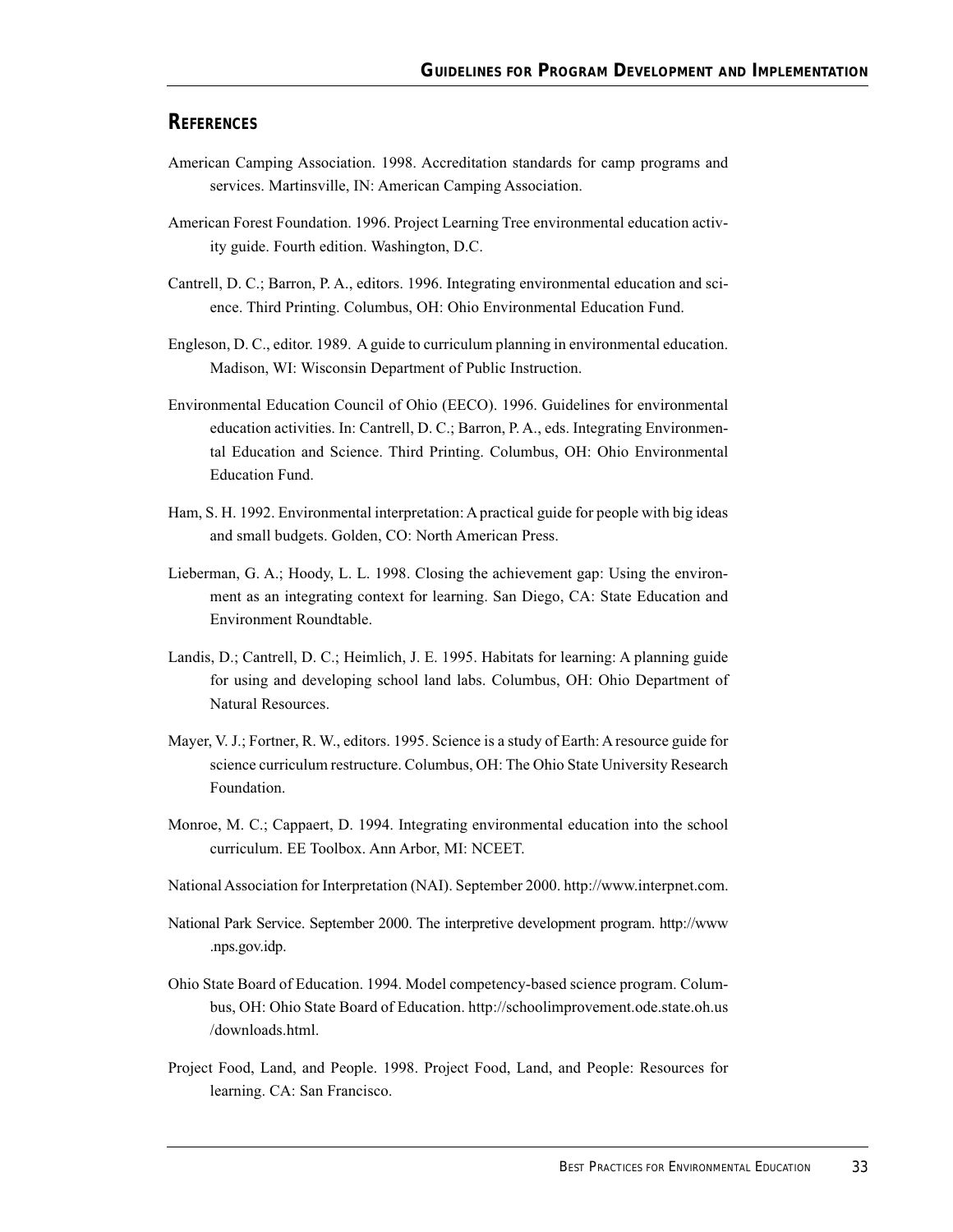## References

American Camping Association. 1998. Accreditation standards for camp programs and services. Martinsville, IN: American Camping Association.

American Forest Foundation. 1996. Project Learning Tree environmental education activity guide. Fourth edition. Washington, D.C.

Cantrell, D. C.; Barron, P. A., editors. 1996. Integrating environmental education and science. Third Printing. Columbus, OH: Ohio Environmental Education Fund.

Engleson, D. C., editor. 1989. A guide to curriculum planning in environmental education. Madison, WI: Wisconsin Department of Public Instruction.

Environmental Education Council of Ohio (EECO). 1996. Guidelines for environmental education activities. In: Cantrell, D. C.; Barron, P. A., eds. Integrating Environmental Education and Science. Third Printing. Columbus, OH: Ohio Environmental Education Fund.

Ham, S. H. 1992. Environmental interpretation: A practical guide for people with big ideas and small budgets. Golden, CO: North American Press.

Lieberman, G. A.; Hoody, L. L. 1998. Closing the achievement gap: Using the environment as an integrating context for learning. San Diego, CA: State Education and Environment Roundtable.

Landis, D.; Cantrell, D. C.; Heimlich, J. E. 1995. Habitats for learning: A planning guide for using and developing school land labs. Columbus, OH: Ohio Department of Natural Resources.

Mayer, V. J.; Fortner, R. W., editors. 1995. Science is a study of Earth: A resource guide for science curriculum restructure. Columbus, OH: The Ohio State University Research Foundation.

Monroe, M. C.; Cappaert, D. 1994. Integrating environmental education into the school curriculum. EE Toolbox. Ann Arbor, MI: NCEET.

National Association for Interpretation (NAI). September 2000. http://www.interpnet.com.

National Park Service. September 2000. The interpretive development program. http://www.nps.gov.idp.

Ohio State Board of Education. 1994. Model competency-based science program. Columbus, OH: Ohio State Board of Education. http://schoolimprovement.ode.state.oh.us/downloads.html.

Project Food, Land, and People. 1998. Project Food, Land, and People: Resources for learning. CA: San Francisco.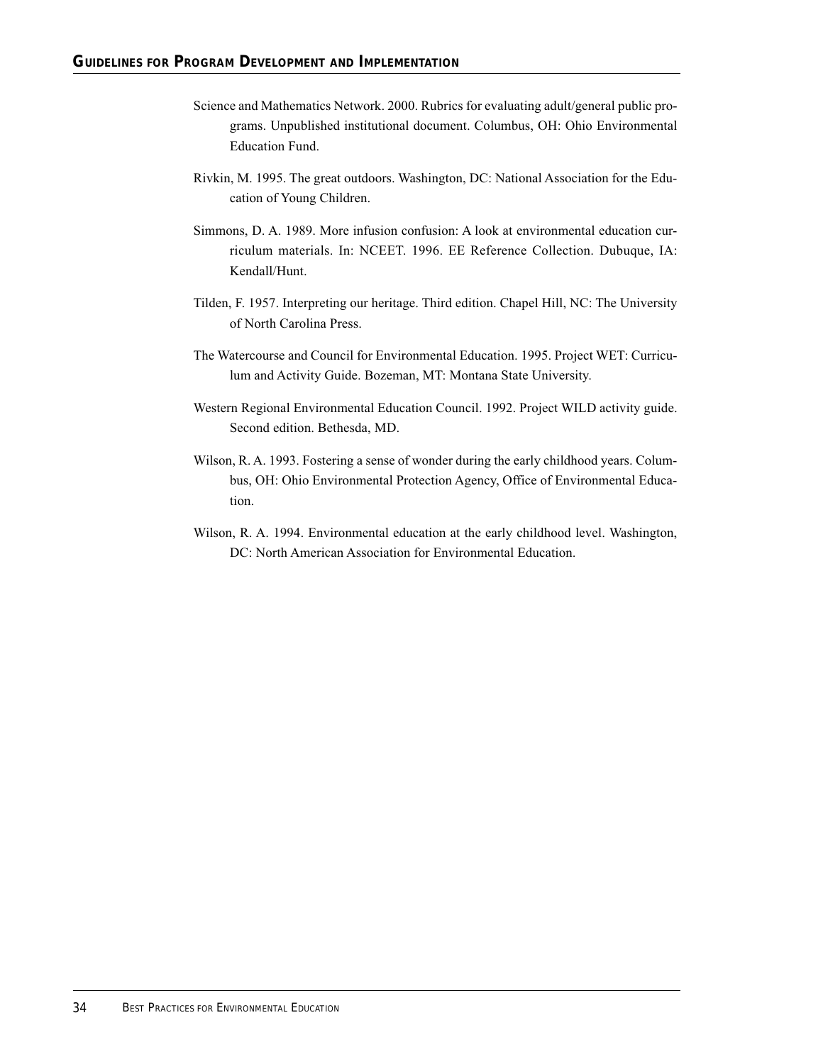Science and Mathematics Network. 2000. Rubrics for evaluating adult/general public programs. Unpublished institutional document. Columbus, OH: Ohio Environmental Education Fund.

Rivkin, M. 1995. The great outdoors. Washington, DC: National Association for the Education of Young Children.

Simmons, D. A. 1989. More infusion confusion: A look at environmental education curriculum materials. In: NCEET. 1996. EE Reference Collection. Dubuque, IA: Kendall/Hunt.

Tilden, F. 1957. Interpreting our heritage. Third edition. Chapel Hill, NC: The University of North Carolina Press.

The Watercourse and Council for Environmental Education. 1995. Project WET: Curriculum and Activity Guide. Bozeman, MT: Montana State University.

Western Regional Environmental Education Council. 1992. Project WILD activity guide. Second edition. Bethesda, MD.

Wilson, R. A. 1993. Fostering a sense of wonder during the early childhood years. Columbus, OH: Ohio Environmental Protection Agency, Office of Environmental Education.

Wilson, R. A. 1994. Environmental education at the early childhood level. Washington, DC: North American Association for Environmental Education.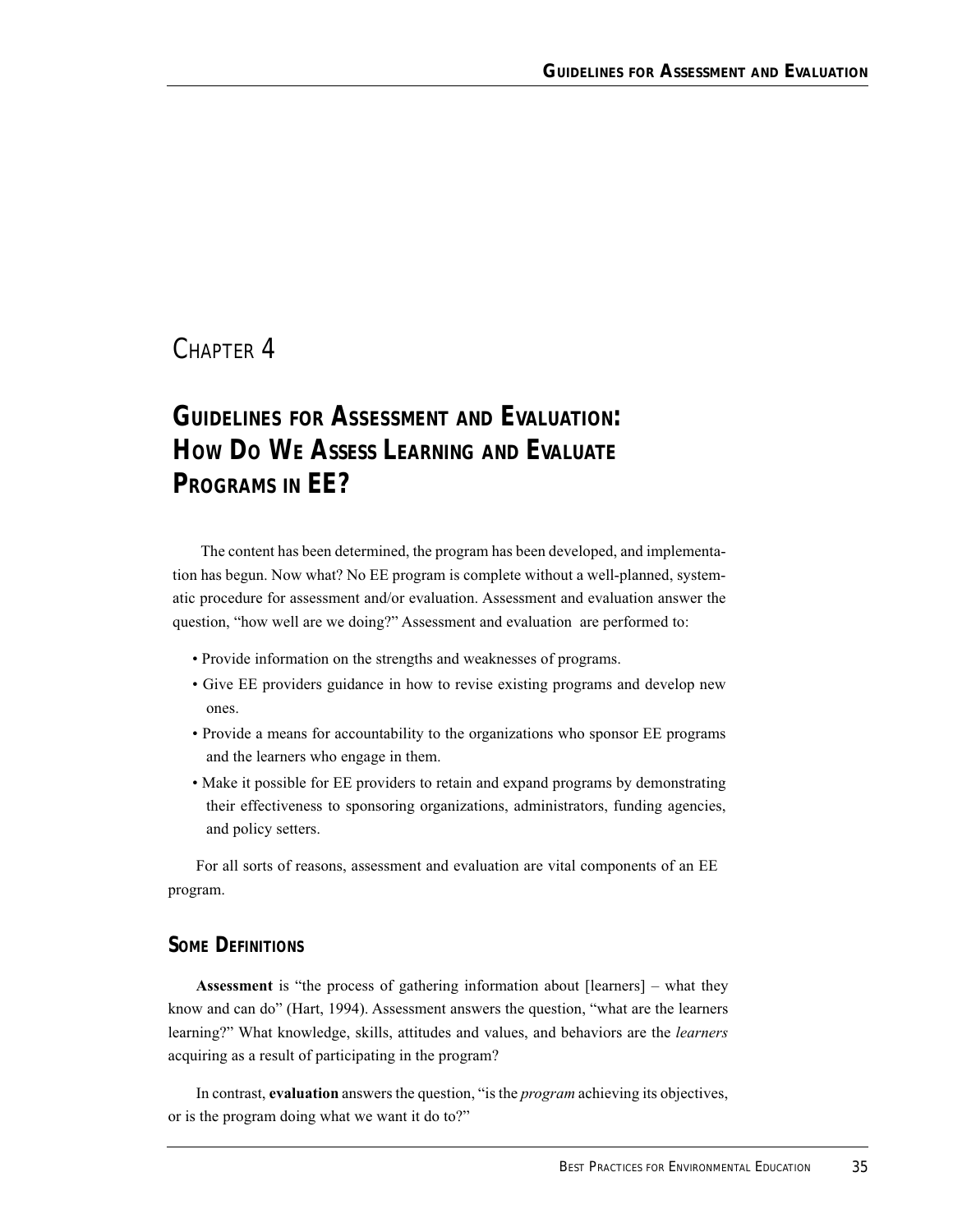## Chapter 4

# Guidelines for Assessment and Evaluation: How Do We Assess Learning and Evaluate Programs in EE?

The content has been determined, the program has been developed, and implementation has begun. Now what? No EE program is complete without a well-planned, systematic procedure for assessment and/or evaluation. Assessment and evaluation answer the question, "how well are we doing?" Assessment and evaluation are performed to:

- Provide information on the strengths and weaknesses of programs.
- Give EE providers guidance in how to revise existing programs and develop new ones.
- Provide a means for accountability to the organizations who sponsor EE programs and the learners who engage in them.
- Make it possible for EE providers to retain and expand programs by demonstrating their effectiveness to sponsoring organizations, administrators, funding agencies, and policy setters.

For all sorts of reasons, assessment and evaluation are vital components of an EE program.

### Some Definitions

**Assessment** is "the process of gathering information about [learners] – what they know and can do" (Hart, 1994). Assessment answers the question, "what are the learners learning?" What knowledge, skills, attitudes and values, and behaviors are the *learners* acquiring as a result of participating in the program?

In contrast, **evaluation** answers the question, "is the *program* achieving its objectives, or is the program doing what we want it do to?"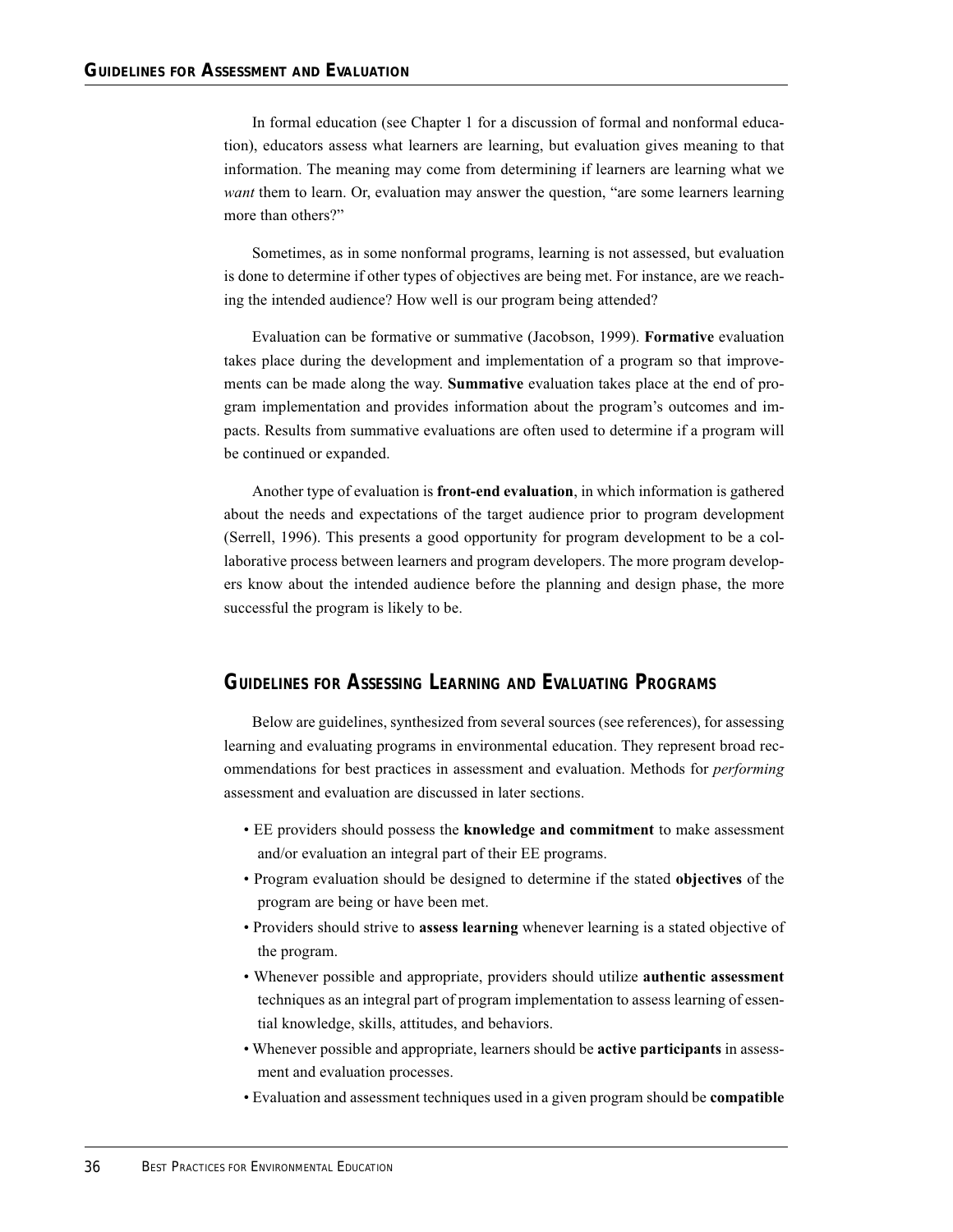In formal education (see Chapter 1 for a discussion of formal and nonformal education), educators assess what learners are learning, but evaluation gives meaning to that information. The meaning may come from determining if learners are learning what we *want* them to learn. Or, evaluation may answer the question, "are some learners learning more than others?"

Sometimes, as in some nonformal programs, learning is not assessed, but evaluation is done to determine if other types of objectives are being met. For instance, are we reaching the intended audience? How well is our program being attended?

Evaluation can be formative or summative (Jacobson, 1999). **Formative** evaluation takes place during the development and implementation of a program so that improvements can be made along the way. **Summative** evaluation takes place at the end of program implementation and provides information about the program's outcomes and impacts. Results from summative evaluations are often used to determine if a program will be continued or expanded.

Another type of evaluation is **front-end evaluation**, in which information is gathered about the needs and expectations of the target audience prior to program development (Serrell, 1996). This presents a good opportunity for program development to be a collaborative process between learners and program developers. The more program developers know about the intended audience before the planning and design phase, the more successful the program is likely to be.

## Guidelines for Assessing Learning and Evaluating Programs

Below are guidelines, synthesized from several sources (see references), for assessing learning and evaluating programs in environmental education. They represent broad recommendations for best practices in assessment and evaluation. Methods for *performing* assessment and evaluation are discussed in later sections.

- EE providers should possess the **knowledge and commitment** to make assessment and/or evaluation an integral part of their EE programs.
- Program evaluation should be designed to determine if the stated **objectives** of the program are being or have been met.
- Providers should strive to **assess learning** whenever learning is a stated objective of the program.
- Whenever possible and appropriate, providers should utilize **authentic assessment** techniques as an integral part of program implementation to assess learning of essential knowledge, skills, attitudes, and behaviors.
- Whenever possible and appropriate, learners should be **active participants** in assessment and evaluation processes.
- Evaluation and assessment techniques used in a given program should be **compatible**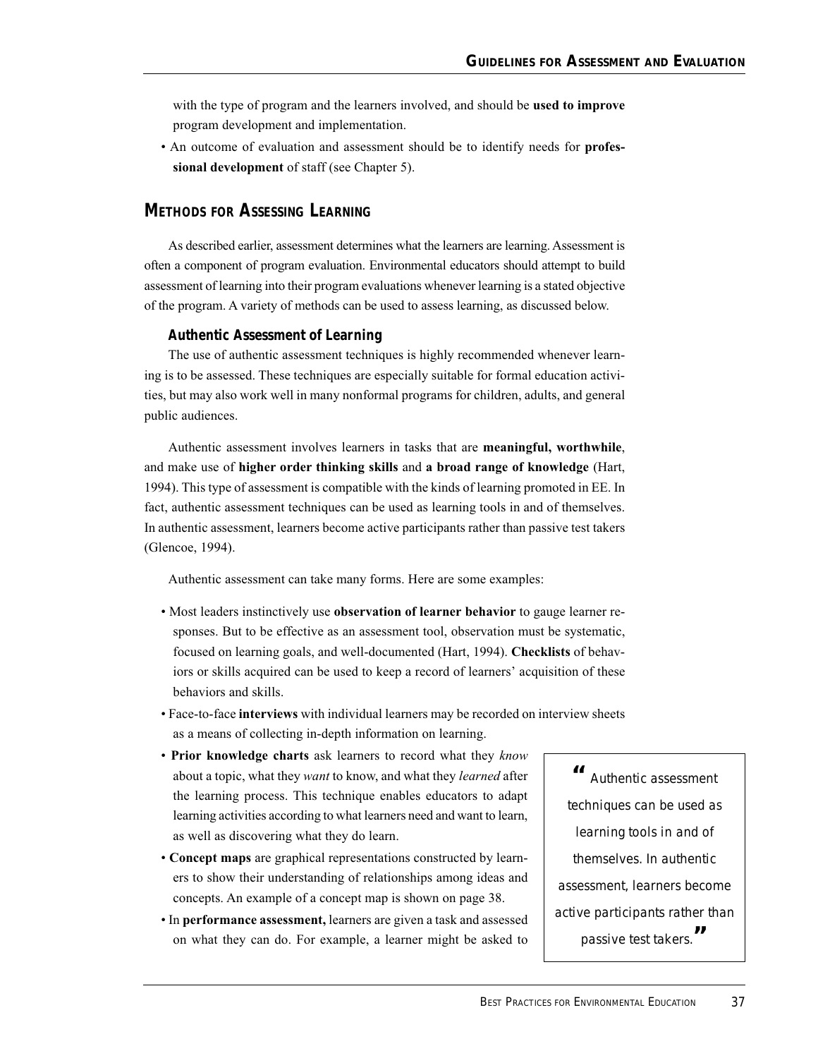with the type of program and the learners involved, and should be **used to improve** program development and implementation.

- An outcome of evaluation and assessment should be to identify needs for **professional development** of staff (see Chapter 5).

## METHODS FOR ASSESSING LEARNING

As described earlier, assessment determines what the learners are learning. Assessment is often a component of program evaluation. Environmental educators should attempt to build assessment of learning into their program evaluations whenever learning is a stated objective of the program. A variety of methods can be used to assess learning, as discussed below.

### Authentic Assessment of Learning

The use of authentic assessment techniques is highly recommended whenever learning is to be assessed. These techniques are especially suitable for formal education activities, but may also work well in many nonformal programs for children, adults, and general public audiences.

Authentic assessment involves learners in tasks that are **meaningful, worthwhile**, and make use of **higher order thinking skills** and **a broad range of knowledge** (Hart, 1994). This type of assessment is compatible with the kinds of learning promoted in EE. In fact, authentic assessment techniques can be used as learning tools in and of themselves. In authentic assessment, learners become active participants rather than passive test takers (Glencoe, 1994).

Authentic assessment can take many forms. Here are some examples:

- Most leaders instinctively use **observation of learner behavior** to gauge learner responses. But to be effective as an assessment tool, observation must be systematic, focused on learning goals, and well-documented (Hart, 1994). **Checklists** of behaviors or skills acquired can be used to keep a record of learners' acquisition of these behaviors and skills.
- Face-to-face **interviews** with individual learners may be recorded on interview sheets as a means of collecting in-depth information on learning.
- **Prior knowledge charts** ask learners to record what they *know* about a topic, what they *want* to know, and what they *learned* after the learning process. This technique enables educators to adapt learning activities according to what learners need and want to learn, as well as discovering what they do learn.
- **Concept maps** are graphical representations constructed by learners to show their understanding of relationships among ideas and concepts. An example of a concept map is shown on page 38.
- In **performance assessment,** learners are given a task and assessed on what they can do. For example, a learner might be asked to

> "Authentic assessment techniques can be used as learning tools in and of themselves. In authentic assessment, learners become active participants rather than passive test takers."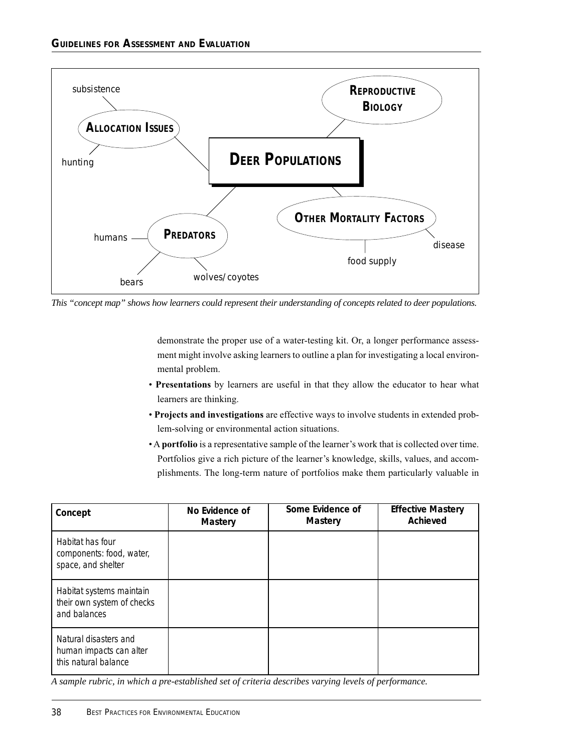DEER POPULATIONS

ALLOCATION ISSUES

subsistence

hunting

REPRODUCTIVE BIOLOGY

PREDATORS

humans

bears

wolves/coyotes

OTHER MORTALITY FACTORS

disease

food supply

*This "concept map" shows how learners could represent their understanding of concepts related to deer populations.*

demonstrate the proper use of a water-testing kit. Or, a longer performance assessment might involve asking learners to outline a plan for investigating a local environmental problem.

- **Presentations** by learners are useful in that they allow the educator to hear what learners are thinking.
- **Projects and investigations** are effective ways to involve students in extended problem-solving or environmental action situations.
- A **portfolio** is a representative sample of the learner's work that is collected over time. Portfolios give a rich picture of the learner's knowledge, skills, values, and accomplishments. The long-term nature of portfolios make them particularly valuable in

| Concept | No Evidence of Mastery | Some Evidence of Mastery | Effective Mastery Achieved |
|---|---|---|---|
| Habitat has four components: food, water, space, and shelter | | | |
| Habitat systems maintain their own system of checks and balances | | | |
| Natural disasters and human impacts can alter this natural balance | | | |

*A sample rubric, in which a pre-established set of criteria describes varying levels of performance.*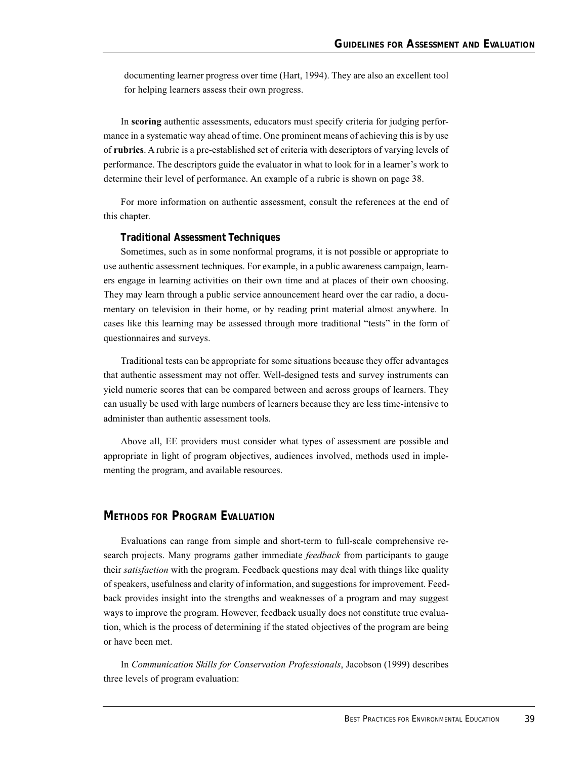documenting learner progress over time (Hart, 1994). They are also an excellent tool for helping learners assess their own progress.

In **scoring** authentic assessments, educators must specify criteria for judging performance in a systematic way ahead of time. One prominent means of achieving this is by use of **rubrics**. A rubric is a pre-established set of criteria with descriptors of varying levels of performance. The descriptors guide the evaluator in what to look for in a learner's work to determine their level of performance. An example of a rubric is shown on page 38.

For more information on authentic assessment, consult the references at the end of this chapter.

### Traditional Assessment Techniques

Sometimes, such as in some nonformal programs, it is not possible or appropriate to use authentic assessment techniques. For example, in a public awareness campaign, learners engage in learning activities on their own time and at places of their own choosing. They may learn through a public service announcement heard over the car radio, a documentary on television in their home, or by reading print material almost anywhere. In cases like this learning may be assessed through more traditional "tests" in the form of questionnaires and surveys.

Traditional tests can be appropriate for some situations because they offer advantages that authentic assessment may not offer. Well-designed tests and survey instruments can yield numeric scores that can be compared between and across groups of learners. They can usually be used with large numbers of learners because they are less time-intensive to administer than authentic assessment tools.

Above all, EE providers must consider what types of assessment are possible and appropriate in light of program objectives, audiences involved, methods used in implementing the program, and available resources.

## Methods for Program Evaluation

Evaluations can range from simple and short-term to full-scale comprehensive research projects. Many programs gather immediate *feedback* from participants to gauge their *satisfaction* with the program. Feedback questions may deal with things like quality of speakers, usefulness and clarity of information, and suggestions for improvement. Feedback provides insight into the strengths and weaknesses of a program and may suggest ways to improve the program. However, feedback usually does not constitute true evaluation, which is the process of determining if the stated objectives of the program are being or have been met.

In *Communication Skills for Conservation Professionals*, Jacobson (1999) describes three levels of program evaluation: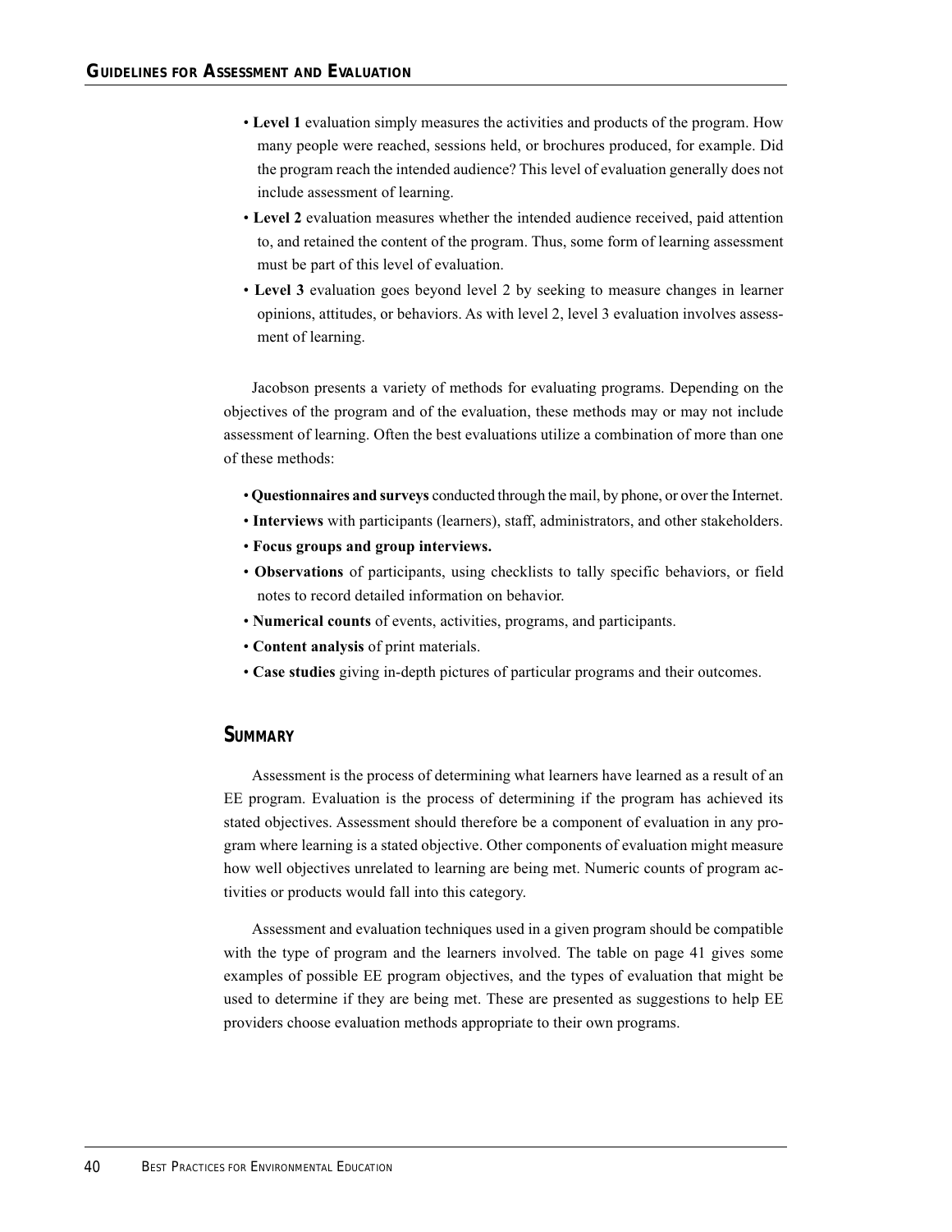- **Level 1** evaluation simply measures the activities and products of the program. How many people were reached, sessions held, or brochures produced, for example. Did the program reach the intended audience? This level of evaluation generally does not include assessment of learning.
- **Level 2** evaluation measures whether the intended audience received, paid attention to, and retained the content of the program. Thus, some form of learning assessment must be part of this level of evaluation.
- **Level 3** evaluation goes beyond level 2 by seeking to measure changes in learner opinions, attitudes, or behaviors. As with level 2, level 3 evaluation involves assessment of learning.

Jacobson presents a variety of methods for evaluating programs. Depending on the objectives of the program and of the evaluation, these methods may or may not include assessment of learning. Often the best evaluations utilize a combination of more than one of these methods:

- **Questionnaires and surveys** conducted through the mail, by phone, or over the Internet.
- **Interviews** with participants (learners), staff, administrators, and other stakeholders.
- **Focus groups and group interviews.**
- **Observations** of participants, using checklists to tally specific behaviors, or field notes to record detailed information on behavior.
- **Numerical counts** of events, activities, programs, and participants.
- **Content analysis** of print materials.
- **Case studies** giving in-depth pictures of particular programs and their outcomes.

## Summary

Assessment is the process of determining what learners have learned as a result of an EE program. Evaluation is the process of determining if the program has achieved its stated objectives. Assessment should therefore be a component of evaluation in any program where learning is a stated objective. Other components of evaluation might measure how well objectives unrelated to learning are being met. Numeric counts of program activities or products would fall into this category.

Assessment and evaluation techniques used in a given program should be compatible with the type of program and the learners involved. The table on page 41 gives some examples of possible EE program objectives, and the types of evaluation that might be used to determine if they are being met. These are presented as suggestions to help EE providers choose evaluation methods appropriate to their own programs.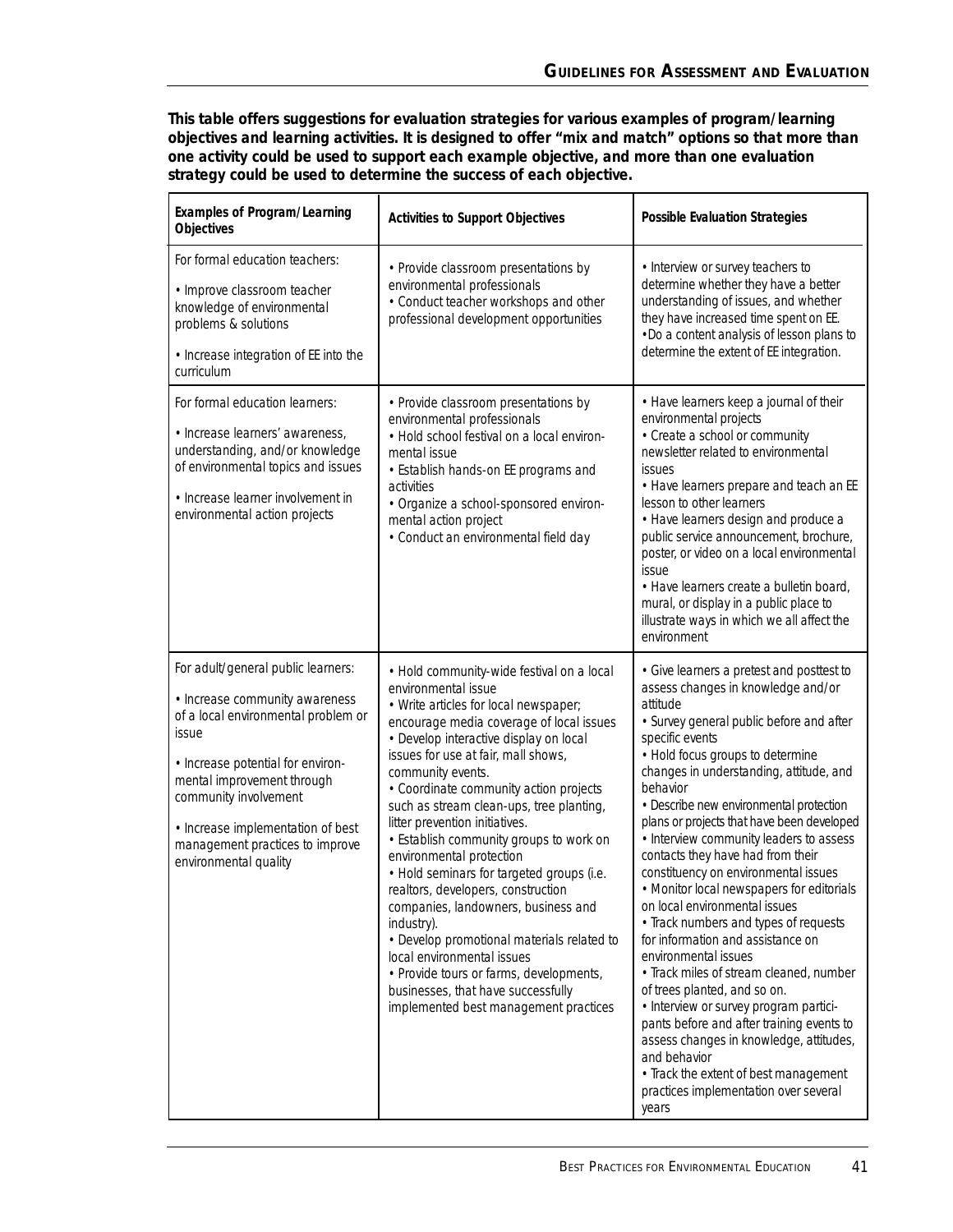**This table offers suggestions for evaluation strategies for various examples of program/learning objectives and learning activities. It is designed to offer "mix and match" options so that more than one activity could be used to support each example objective, and more than one evaluation strategy could be used to determine the success of each objective.**

| Examples of Program/Learning Objectives | Activities to Support Objectives | Possible Evaluation Strategies |
|---|---|---|
| For formal education teachers:<br><br>• Improve classroom teacher knowledge of environmental problems & solutions<br><br>• Increase integration of EE into the curriculum | • Provide classroom presentations by environmental professionals<br>• Conduct teacher workshops and other professional development opportunities | • Interview or survey teachers to determine whether they have a better understanding of issues, and whether they have increased time spent on EE.<br>•Do a content analysis of lesson plans to determine the extent of EE integration. |
| For formal education learners:<br><br>• Increase learners' awareness, understanding, and/or knowledge of environmental topics and issues<br><br>• Increase learner involvement in environmental action projects | • Provide classroom presentations by environmental professionals<br>• Hold school festival on a local environmental issue<br>• Establish hands-on EE programs and activities<br>• Organize a school-sponsored environmental action project<br>• Conduct an environmental field day | • Have learners keep a journal of their environmental projects<br>• Create a school or community newsletter related to environmental issues<br>• Have learners prepare and teach an EE lesson to other learners<br>• Have learners design and produce a public service announcement, brochure, poster, or video on a local environmental issue<br>• Have learners create a bulletin board, mural, or display in a public place to illustrate ways in which we all affect the environment |
| For adult/general public learners:<br><br>• Increase community awareness of a local environmental problem or issue<br><br>• Increase potential for environmental improvement through community involvement<br><br>• Increase implementation of best management practices to improve environmental quality | • Hold community-wide festival on a local environmental issue<br>• Write articles for local newspaper; encourage media coverage of local issues<br>• Develop interactive display on local issues for use at fair, mall shows, community events.<br>• Coordinate community action projects such as stream clean-ups, tree planting, litter prevention initiatives.<br>• Establish community groups to work on environmental protection<br>• Hold seminars for targeted groups (i.e. realtors, developers, construction companies, landowners, business and industry).<br>• Develop promotional materials related to local environmental issues<br>• Provide tours or farms, developments, businesses, that have successfully implemented best management practices | • Give learners a pretest and posttest to assess changes in knowledge and/or attitude<br>• Survey general public before and after specific events<br>• Hold focus groups to determine changes in understanding, attitude, and behavior<br>• Describe new environmental protection plans or projects that have been developed<br>• Interview community leaders to assess contacts they have had from their constituency on environmental issues<br>• Monitor local newspapers for editorials on local environmental issues<br>• Track numbers and types of requests for information and assistance on environmental issues<br>• Track miles of stream cleaned, number of trees planted, and so on.<br>• Interview or survey program participants before and after training events to assess changes in knowledge, attitudes, and behavior<br>• Track the extent of best management practices implementation over several years |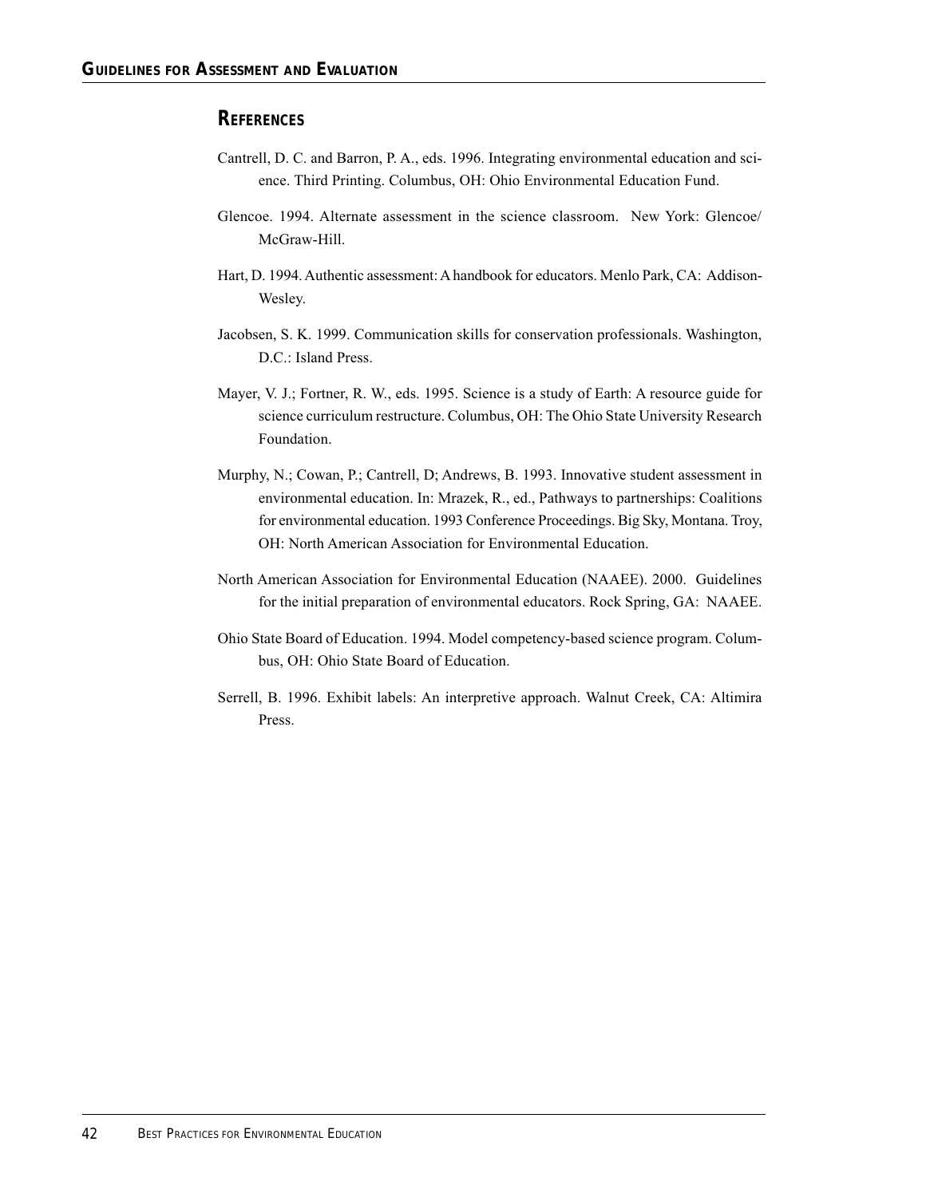## References

Cantrell, D. C. and Barron, P. A., eds. 1996. Integrating environmental education and science. Third Printing. Columbus, OH: Ohio Environmental Education Fund.

Glencoe. 1994. Alternate assessment in the science classroom. New York: Glencoe/McGraw-Hill.

Hart, D. 1994. Authentic assessment: A handbook for educators. Menlo Park, CA: Addison-Wesley.

Jacobsen, S. K. 1999. Communication skills for conservation professionals. Washington, D.C.: Island Press.

Mayer, V. J.; Fortner, R. W., eds. 1995. Science is a study of Earth: A resource guide for science curriculum restructure. Columbus, OH: The Ohio State University Research Foundation.

Murphy, N.; Cowan, P.; Cantrell, D; Andrews, B. 1993. Innovative student assessment in environmental education. In: Mrazek, R., ed., Pathways to partnerships: Coalitions for environmental education. 1993 Conference Proceedings. Big Sky, Montana. Troy, OH: North American Association for Environmental Education.

North American Association for Environmental Education (NAAEE). 2000. Guidelines for the initial preparation of environmental educators. Rock Spring, GA: NAAEE.

Ohio State Board of Education. 1994. Model competency-based science program. Columbus, OH: Ohio State Board of Education.

Serrell, B. 1996. Exhibit labels: An interpretive approach. Walnut Creek, CA: Altimira Press.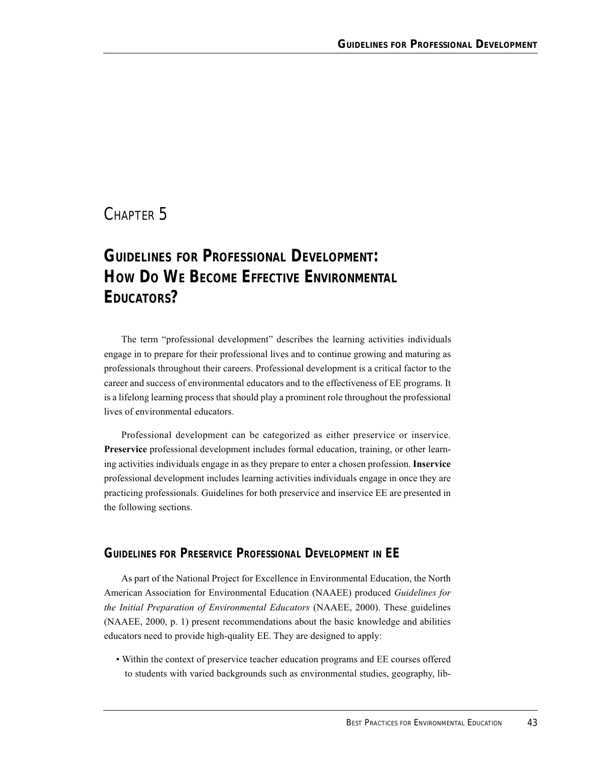# CHAPTER 5

# GUIDELINES FOR PROFESSIONAL DEVELOPMENT: HOW DO WE BECOME EFFECTIVE ENVIRONMENTAL EDUCATORS?

The term "professional development" describes the learning activities individuals engage in to prepare for their professional lives and to continue growing and maturing as professionals throughout their careers. Professional development is a critical factor to the career and success of environmental educators and to the effectiveness of EE programs. It is a lifelong learning process that should play a prominent role throughout the professional lives of environmental educators.

Professional development can be categorized as either preservice or inservice. **Preservice** professional development includes formal education, training, or other learning activities individuals engage in as they prepare to enter a chosen profession. **Inservice** professional development includes learning activities individuals engage in once they are practicing professionals. Guidelines for both preservice and inservice EE are presented in the following sections.

## GUIDELINES FOR PRESERVICE PROFESSIONAL DEVELOPMENT IN EE

As part of the National Project for Excellence in Environmental Education, the North American Association for Environmental Education (NAAEE) produced *Guidelines for the Initial Preparation of Environmental Educators* (NAAEE, 2000). These guidelines (NAAEE, 2000, p. 1) present recommendations about the basic knowledge and abilities educators need to provide high-quality EE. They are designed to apply:

- Within the context of preservice teacher education programs and EE courses offered to students with varied backgrounds such as environmental studies, geography, lib-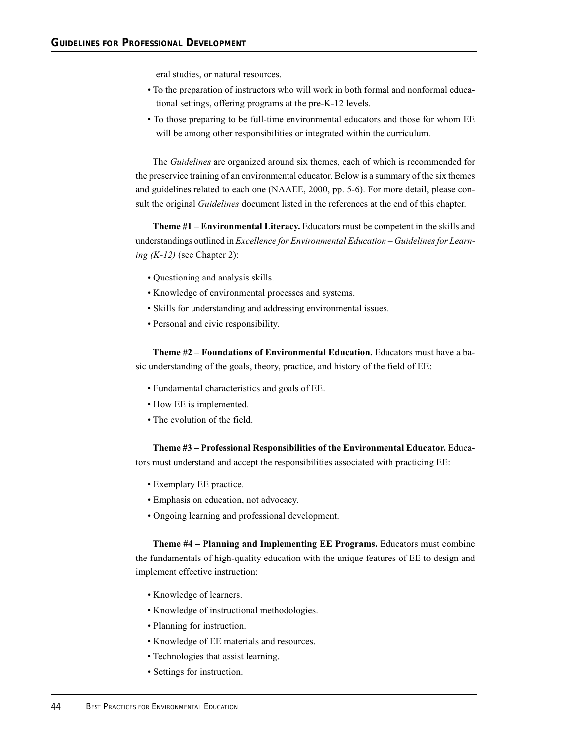eral studies, or natural resources.

- To the preparation of instructors who will work in both formal and nonformal educational settings, offering programs at the pre-K-12 levels.
- To those preparing to be full-time environmental educators and those for whom EE will be among other responsibilities or integrated within the curriculum.

The *Guidelines* are organized around six themes, each of which is recommended for the preservice training of an environmental educator. Below is a summary of the six themes and guidelines related to each one (NAAEE, 2000, pp. 5-6). For more detail, please consult the original *Guidelines* document listed in the references at the end of this chapter.

**Theme #1 – Environmental Literacy.** Educators must be competent in the skills and understandings outlined in *Excellence for Environmental Education – Guidelines for Learning (K-12)* (see Chapter 2):

- Questioning and analysis skills.
- Knowledge of environmental processes and systems.
- Skills for understanding and addressing environmental issues.
- Personal and civic responsibility.

**Theme #2 – Foundations of Environmental Education.** Educators must have a basic understanding of the goals, theory, practice, and history of the field of EE:

- Fundamental characteristics and goals of EE.
- How EE is implemented.
- The evolution of the field.

**Theme #3 – Professional Responsibilities of the Environmental Educator.** Educators must understand and accept the responsibilities associated with practicing EE:

- Exemplary EE practice.
- Emphasis on education, not advocacy.
- Ongoing learning and professional development.

**Theme #4 – Planning and Implementing EE Programs.** Educators must combine the fundamentals of high-quality education with the unique features of EE to design and implement effective instruction:

- Knowledge of learners.
- Knowledge of instructional methodologies.
- Planning for instruction.
- Knowledge of EE materials and resources.
- Technologies that assist learning.
- Settings for instruction.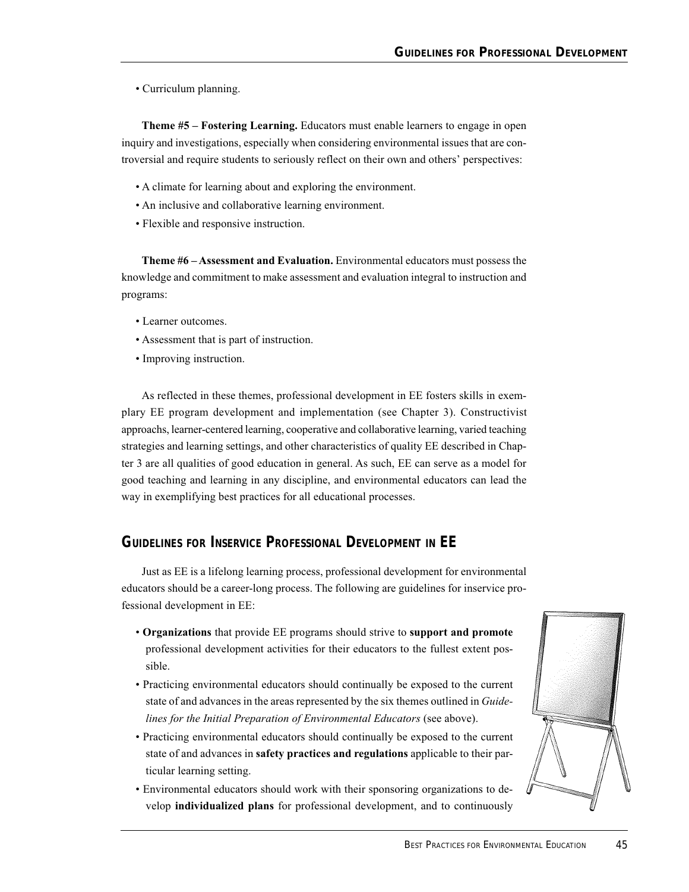- Curriculum planning.

**Theme #5 – Fostering Learning.** Educators must enable learners to engage in open inquiry and investigations, especially when considering environmental issues that are controversial and require students to seriously reflect on their own and others' perspectives:

- A climate for learning about and exploring the environment.
- An inclusive and collaborative learning environment.
- Flexible and responsive instruction.

**Theme #6 – Assessment and Evaluation.** Environmental educators must possess the knowledge and commitment to make assessment and evaluation integral to instruction and programs:

- Learner outcomes.
- Assessment that is part of instruction.
- Improving instruction.

As reflected in these themes, professional development in EE fosters skills in exemplary EE program development and implementation (see Chapter 3). Constructivist approachs, learner-centered learning, cooperative and collaborative learning, varied teaching strategies and learning settings, and other characteristics of quality EE described in Chapter 3 are all qualities of good education in general. As such, EE can serve as a model for good teaching and learning in any discipline, and environmental educators can lead the way in exemplifying best practices for all educational processes.

## Guidelines for Inservice Professional Development in EE

Just as EE is a lifelong learning process, professional development for environmental educators should be a career-long process. The following are guidelines for inservice professional development in EE:

- **Organizations** that provide EE programs should strive to **support and promote** professional development activities for their educators to the fullest extent possible.
- Practicing environmental educators should continually be exposed to the current state of and advances in the areas represented by the six themes outlined in *Guidelines for the Initial Preparation of Environmental Educators* (see above).
- Practicing environmental educators should continually be exposed to the current state of and advances in **safety practices and regulations** applicable to their particular learning setting.
- Environmental educators should work with their sponsoring organizations to develop **individualized plans** for professional development, and to continuously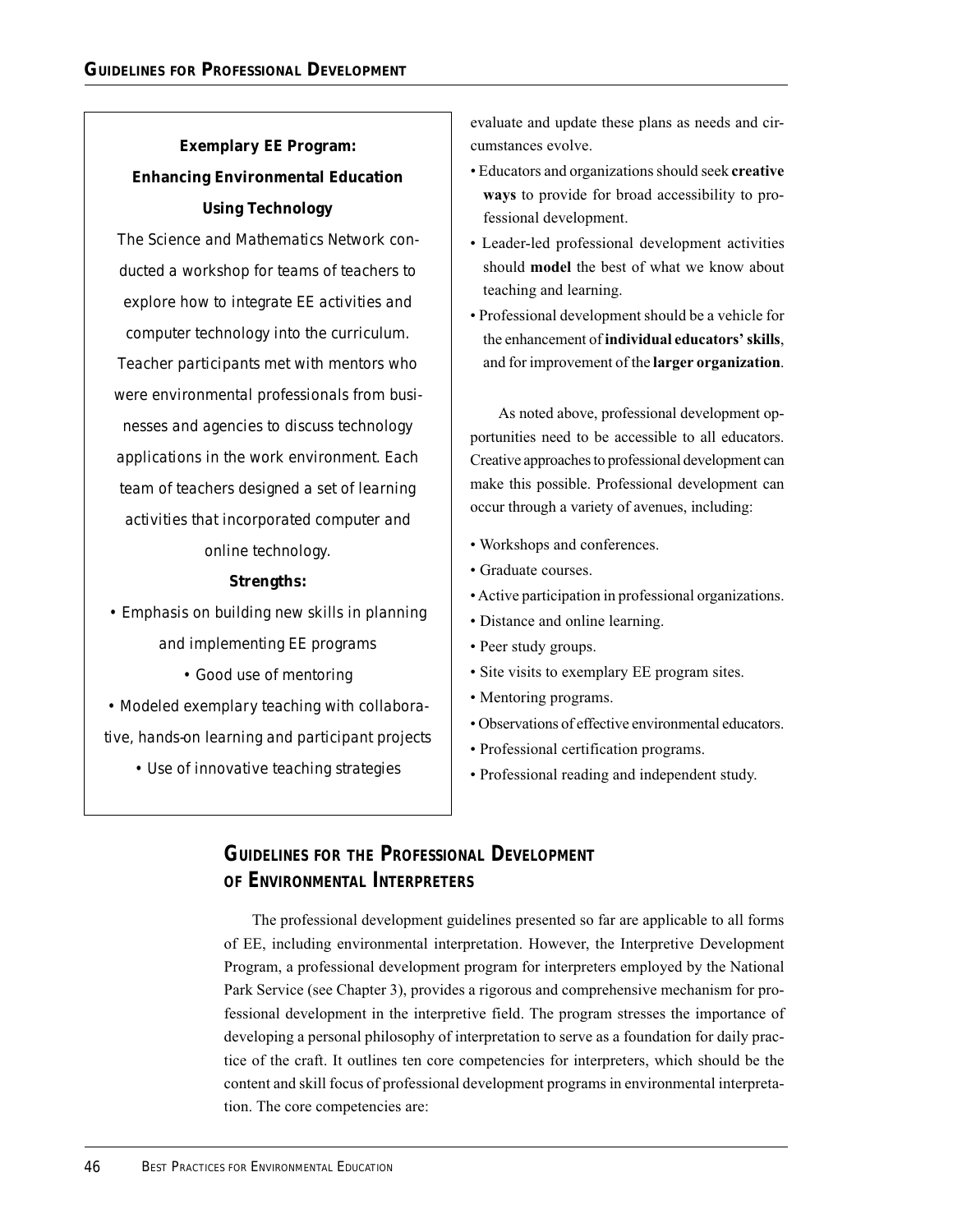**Exemplary EE Program: Enhancing Environmental Education Using Technology**

The Science and Mathematics Network conducted a workshop for teams of teachers to explore how to integrate EE activities and computer technology into the curriculum. Teacher participants met with mentors who were environmental professionals from businesses and agencies to discuss technology applications in the work environment. Each team of teachers designed a set of learning activities that incorporated computer and online technology.

**Strengths:**

- Emphasis on building new skills in planning and implementing EE programs
- Good use of mentoring
- Modeled exemplary teaching with collaborative, hands-on learning and participant projects
- Use of innovative teaching strategies

evaluate and update these plans as needs and circumstances evolve.

- Educators and organizations should seek **creative ways** to provide for broad accessibility to professional development.
- Leader-led professional development activities should **model** the best of what we know about teaching and learning.
- Professional development should be a vehicle for the enhancement of **individual educators' skills**, and for improvement of the **larger organization**.

As noted above, professional development opportunities need to be accessible to all educators. Creative approaches to professional development can make this possible. Professional development can occur through a variety of avenues, including:

- Workshops and conferences.
- Graduate courses.
- Active participation in professional organizations.
- Distance and online learning.
- Peer study groups.
- Site visits to exemplary EE program sites.
- Mentoring programs.
- Observations of effective environmental educators.
- Professional certification programs.
- Professional reading and independent study.

## Guidelines for the Professional Development of Environmental Interpreters

The professional development guidelines presented so far are applicable to all forms of EE, including environmental interpretation. However, the Interpretive Development Program, a professional development program for interpreters employed by the National Park Service (see Chapter 3), provides a rigorous and comprehensive mechanism for professional development in the interpretive field. The program stresses the importance of developing a personal philosophy of interpretation to serve as a foundation for daily practice of the craft. It outlines ten core competencies for interpreters, which should be the content and skill focus of professional development programs in environmental interpretation. The core competencies are: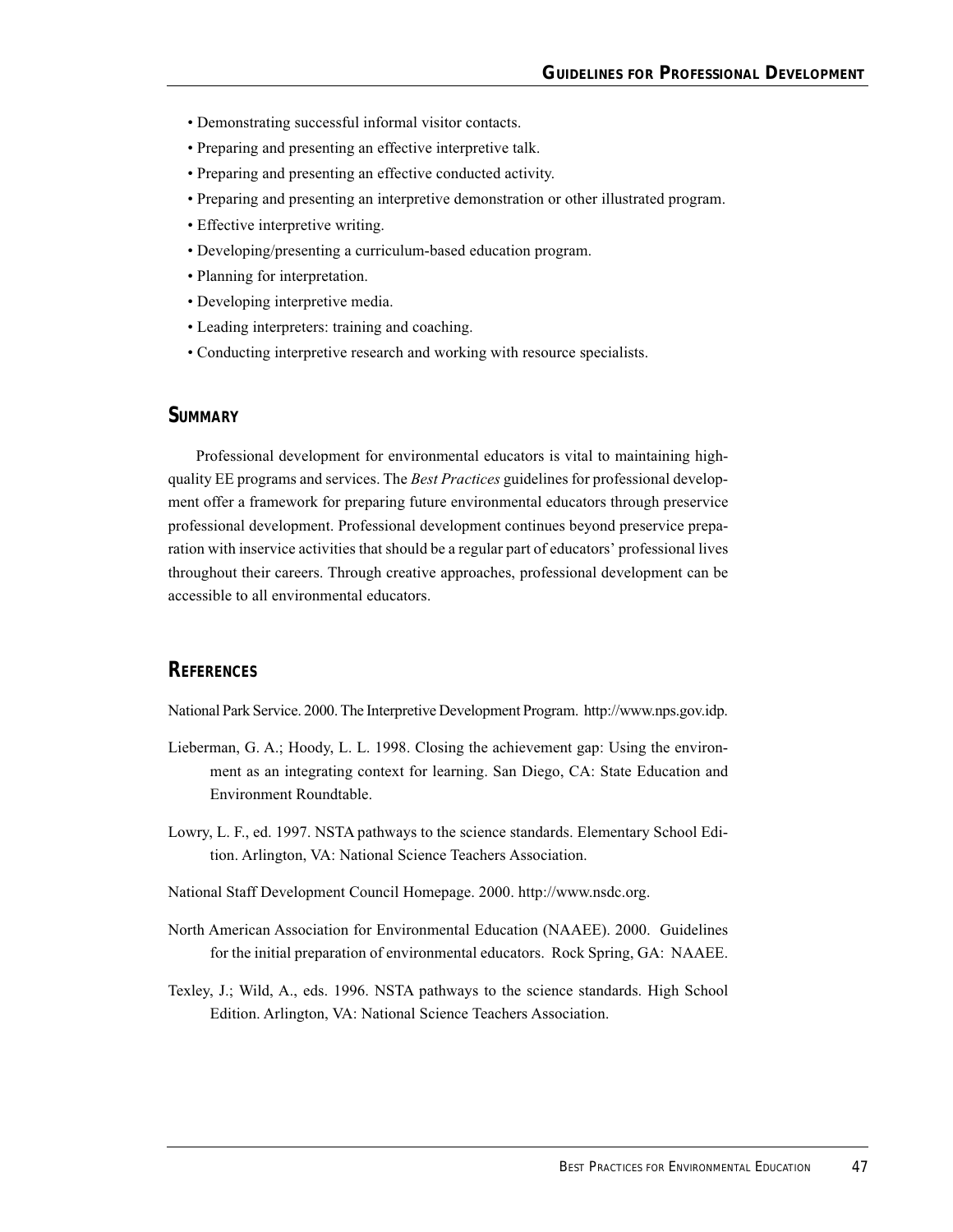- Demonstrating successful informal visitor contacts.
- Preparing and presenting an effective interpretive talk.
- Preparing and presenting an effective conducted activity.
- Preparing and presenting an interpretive demonstration or other illustrated program.
- Effective interpretive writing.
- Developing/presenting a curriculum-based education program.
- Planning for interpretation.
- Developing interpretive media.
- Leading interpreters: training and coaching.
- Conducting interpretive research and working with resource specialists.

## Summary

Professional development for environmental educators is vital to maintaining high-quality EE programs and services. The *Best Practices* guidelines for professional development offer a framework for preparing future environmental educators through preservice professional development. Professional development continues beyond preservice preparation with inservice activities that should be a regular part of educators' professional lives throughout their careers. Through creative approaches, professional development can be accessible to all environmental educators.

## References

National Park Service. 2000. The Interpretive Development Program. http://www.nps.gov.idp.

Lieberman, G. A.; Hoody, L. L. 1998. Closing the achievement gap: Using the environment as an integrating context for learning. San Diego, CA: State Education and Environment Roundtable.

Lowry, L. F., ed. 1997. NSTA pathways to the science standards. Elementary School Edition. Arlington, VA: National Science Teachers Association.

National Staff Development Council Homepage. 2000. http://www.nsdc.org.

North American Association for Environmental Education (NAAEE). 2000. Guidelines for the initial preparation of environmental educators. Rock Spring, GA: NAAEE.

Texley, J.; Wild, A., eds. 1996. NSTA pathways to the science standards. High School Edition. Arlington, VA: National Science Teachers Association.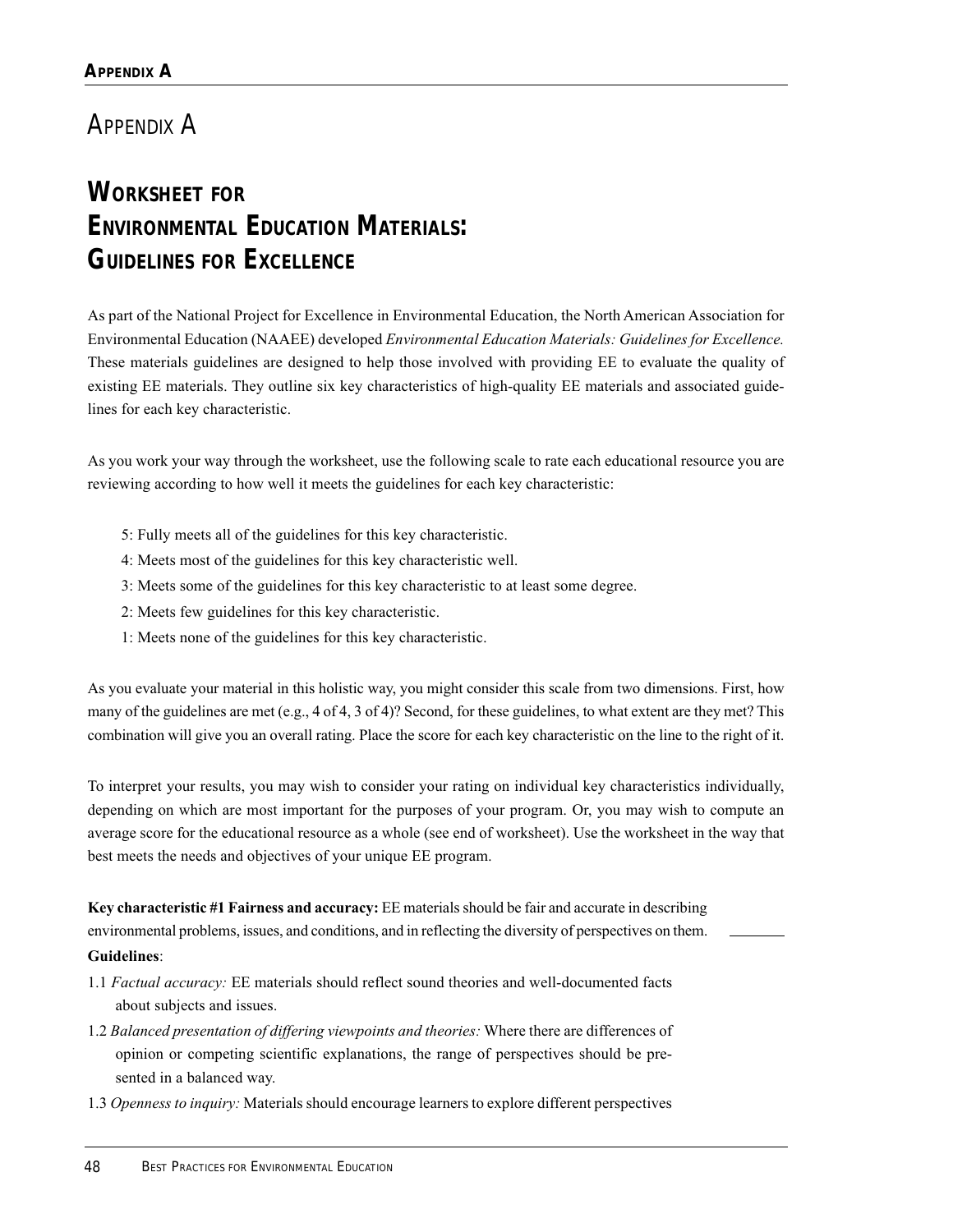# APPENDIX A

## WORKSHEET FOR ENVIRONMENTAL EDUCATION MATERIALS: GUIDELINES FOR EXCELLENCE

As part of the National Project for Excellence in Environmental Education, the North American Association for Environmental Education (NAAEE) developed *Environmental Education Materials: Guidelines for Excellence.* These materials guidelines are designed to help those involved with providing EE to evaluate the quality of existing EE materials. They outline six key characteristics of high-quality EE materials and associated guidelines for each key characteristic.

As you work your way through the worksheet, use the following scale to rate each educational resource you are reviewing according to how well it meets the guidelines for each key characteristic:

5: Fully meets all of the guidelines for this key characteristic.
4: Meets most of the guidelines for this key characteristic well.
3: Meets some of the guidelines for this key characteristic to at least some degree.
2: Meets few guidelines for this key characteristic.
1: Meets none of the guidelines for this key characteristic.

As you evaluate your material in this holistic way, you might consider this scale from two dimensions. First, how many of the guidelines are met (e.g., 4 of 4, 3 of 4)? Second, for these guidelines, to what extent are they met? This combination will give you an overall rating. Place the score for each key characteristic on the line to the right of it.

To interpret your results, you may wish to consider your rating on individual key characteristics individually, depending on which are most important for the purposes of your program. Or, you may wish to compute an average score for the educational resource as a whole (see end of worksheet). Use the worksheet in the way that best meets the needs and objectives of your unique EE program.

**Key characteristic #1 Fairness and accuracy:** EE materials should be fair and accurate in describing environmental problems, issues, and conditions, and in reflecting the diversity of perspectives on them. _______

**Guidelines**:

1.1 *Factual accuracy:* EE materials should reflect sound theories and well-documented facts about subjects and issues.

1.2 *Balanced presentation of differing viewpoints and theories:* Where there are differences of opinion or competing scientific explanations, the range of perspectives should be presented in a balanced way.

1.3 *Openness to inquiry:* Materials should encourage learners to explore different perspectives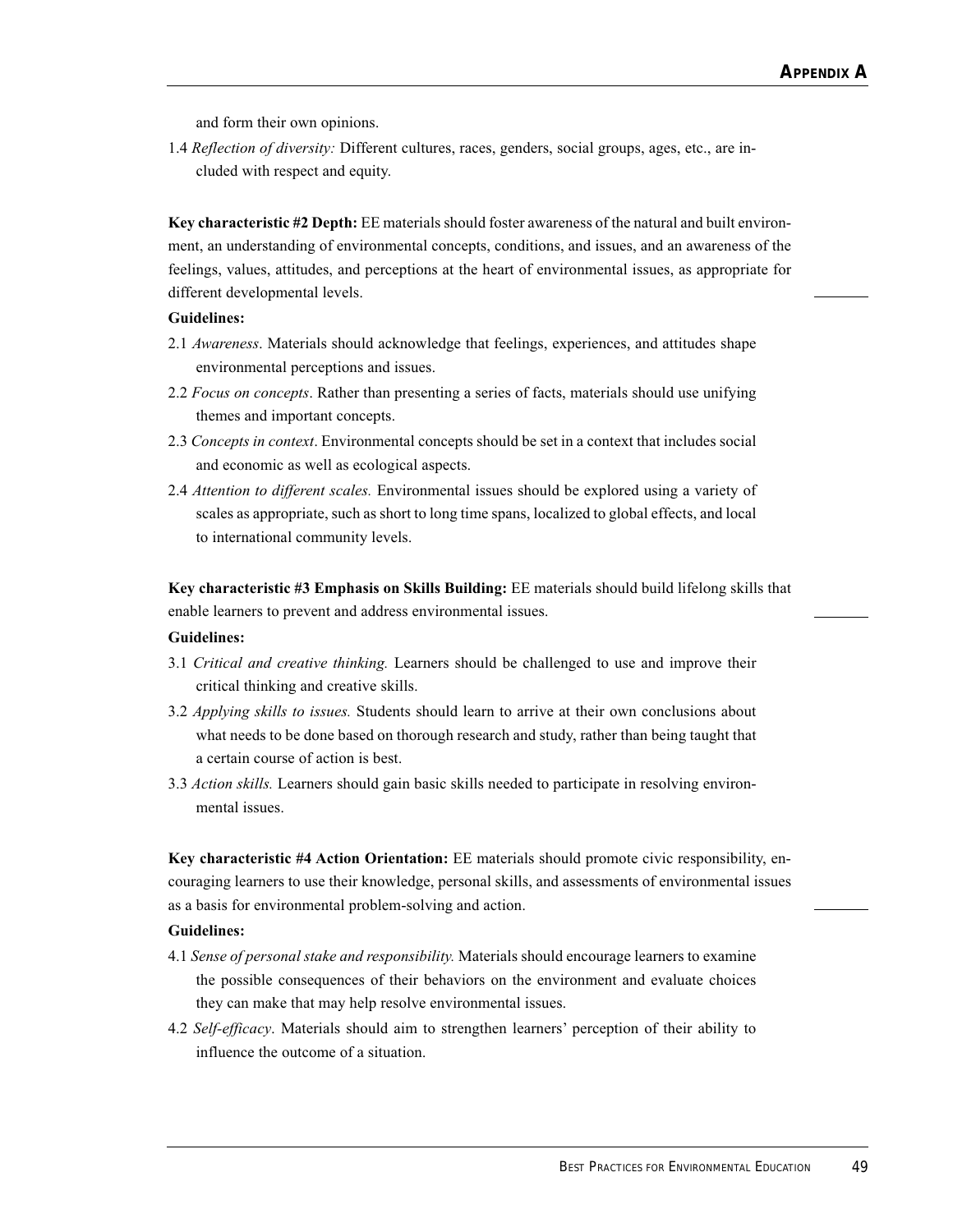and form their own opinions.

1.4 *Reflection of diversity:* Different cultures, races, genders, social groups, ages, etc., are included with respect and equity.

**Key characteristic #2 Depth:** EE materials should foster awareness of the natural and built environment, an understanding of environmental concepts, conditions, and issues, and an awareness of the feelings, values, attitudes, and perceptions at the heart of environmental issues, as appropriate for different developmental levels.

**Guidelines:**

2.1 *Awareness*. Materials should acknowledge that feelings, experiences, and attitudes shape environmental perceptions and issues.

2.2 *Focus on concepts*. Rather than presenting a series of facts, materials should use unifying themes and important concepts.

2.3 *Concepts in context*. Environmental concepts should be set in a context that includes social and economic as well as ecological aspects.

2.4 *Attention to different scales.* Environmental issues should be explored using a variety of scales as appropriate, such as short to long time spans, localized to global effects, and local to international community levels.

**Key characteristic #3 Emphasis on Skills Building:** EE materials should build lifelong skills that enable learners to prevent and address environmental issues.

**Guidelines:**

3.1 *Critical and creative thinking.* Learners should be challenged to use and improve their critical thinking and creative skills.

3.2 *Applying skills to issues.* Students should learn to arrive at their own conclusions about what needs to be done based on thorough research and study, rather than being taught that a certain course of action is best.

3.3 *Action skills.* Learners should gain basic skills needed to participate in resolving environmental issues.

**Key characteristic #4 Action Orientation:** EE materials should promote civic responsibility, encouraging learners to use their knowledge, personal skills, and assessments of environmental issues as a basis for environmental problem-solving and action.

**Guidelines:**

4.1 *Sense of personal stake and responsibility.* Materials should encourage learners to examine the possible consequences of their behaviors on the environment and evaluate choices they can make that may help resolve environmental issues.

4.2 *Self-efficacy*. Materials should aim to strengthen learners' perception of their ability to influence the outcome of a situation.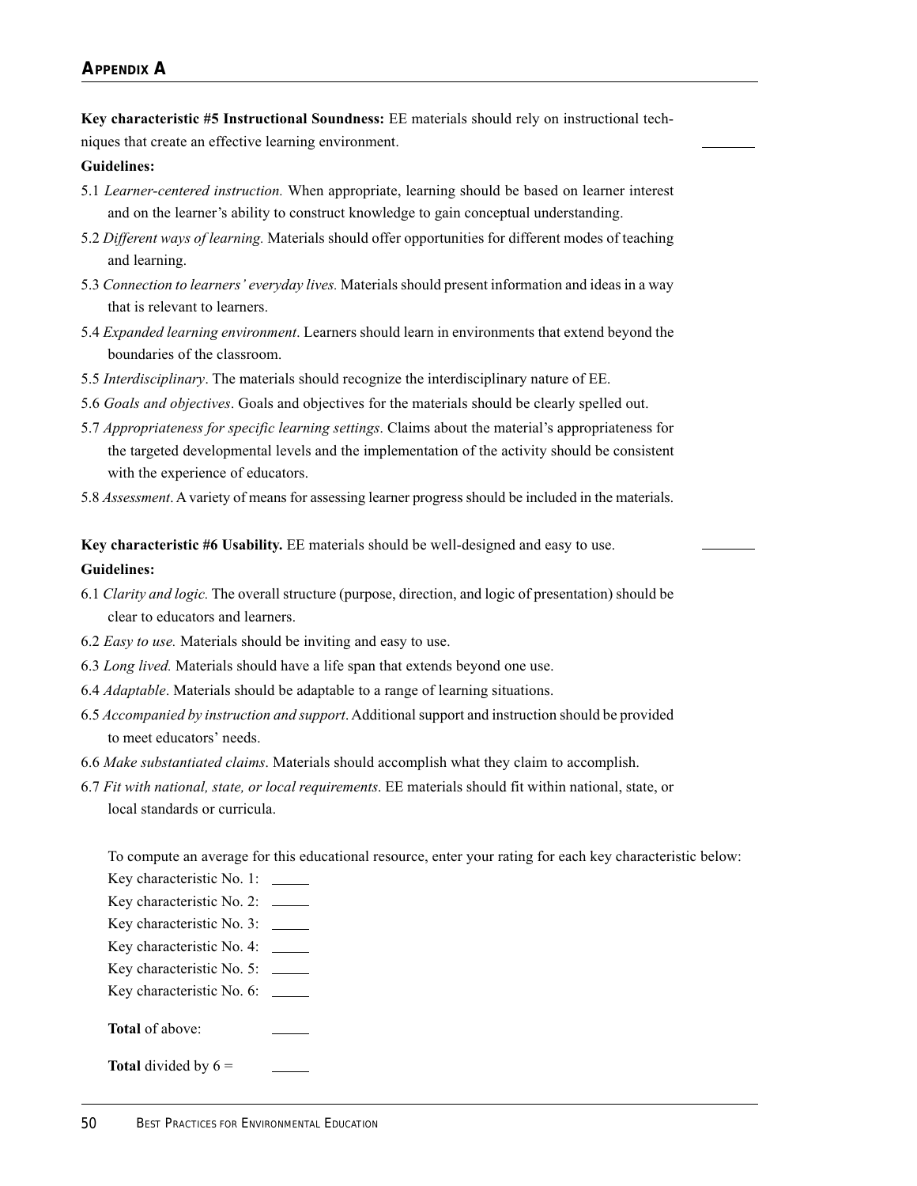**Key characteristic #5 Instructional Soundness:** EE materials should rely on instructional techniques that create an effective learning environment. ______

**Guidelines:**

5.1 *Learner-centered instruction.* When appropriate, learning should be based on learner interest and on the learner's ability to construct knowledge to gain conceptual understanding.

5.2 *Different ways of learning.* Materials should offer opportunities for different modes of teaching and learning.

5.3 *Connection to learners' everyday lives.* Materials should present information and ideas in a way that is relevant to learners.

5.4 *Expanded learning environment*. Learners should learn in environments that extend beyond the boundaries of the classroom.

5.5 *Interdisciplinary*. The materials should recognize the interdisciplinary nature of EE.

5.6 *Goals and objectives*. Goals and objectives for the materials should be clearly spelled out.

5.7 *Appropriateness for specific learning settings*. Claims about the material's appropriateness for the targeted developmental levels and the implementation of the activity should be consistent with the experience of educators.

5.8 *Assessment*. A variety of means for assessing learner progress should be included in the materials.

**Key characteristic #6 Usability.** EE materials should be well-designed and easy to use. ______

**Guidelines:**

6.1 *Clarity and logic.* The overall structure (purpose, direction, and logic of presentation) should be clear to educators and learners.

6.2 *Easy to use.* Materials should be inviting and easy to use.

6.3 *Long lived.* Materials should have a life span that extends beyond one use.

6.4 *Adaptable*. Materials should be adaptable to a range of learning situations.

6.5 *Accompanied by instruction and support*. Additional support and instruction should be provided to meet educators' needs.

6.6 *Make substantiated claims*. Materials should accomplish what they claim to accomplish.

6.7 *Fit with national, state, or local requirements*. EE materials should fit within national, state, or local standards or curricula.

To compute an average for this educational resource, enter your rating for each key characteristic below:

Key characteristic No. 1: ______

Key characteristic No. 2: ______

Key characteristic No. 3: ______

Key characteristic No. 4: ______

Key characteristic No. 5: ______

Key characteristic No. 6: ______

**Total** of above: ______

**Total** divided by 6 = ______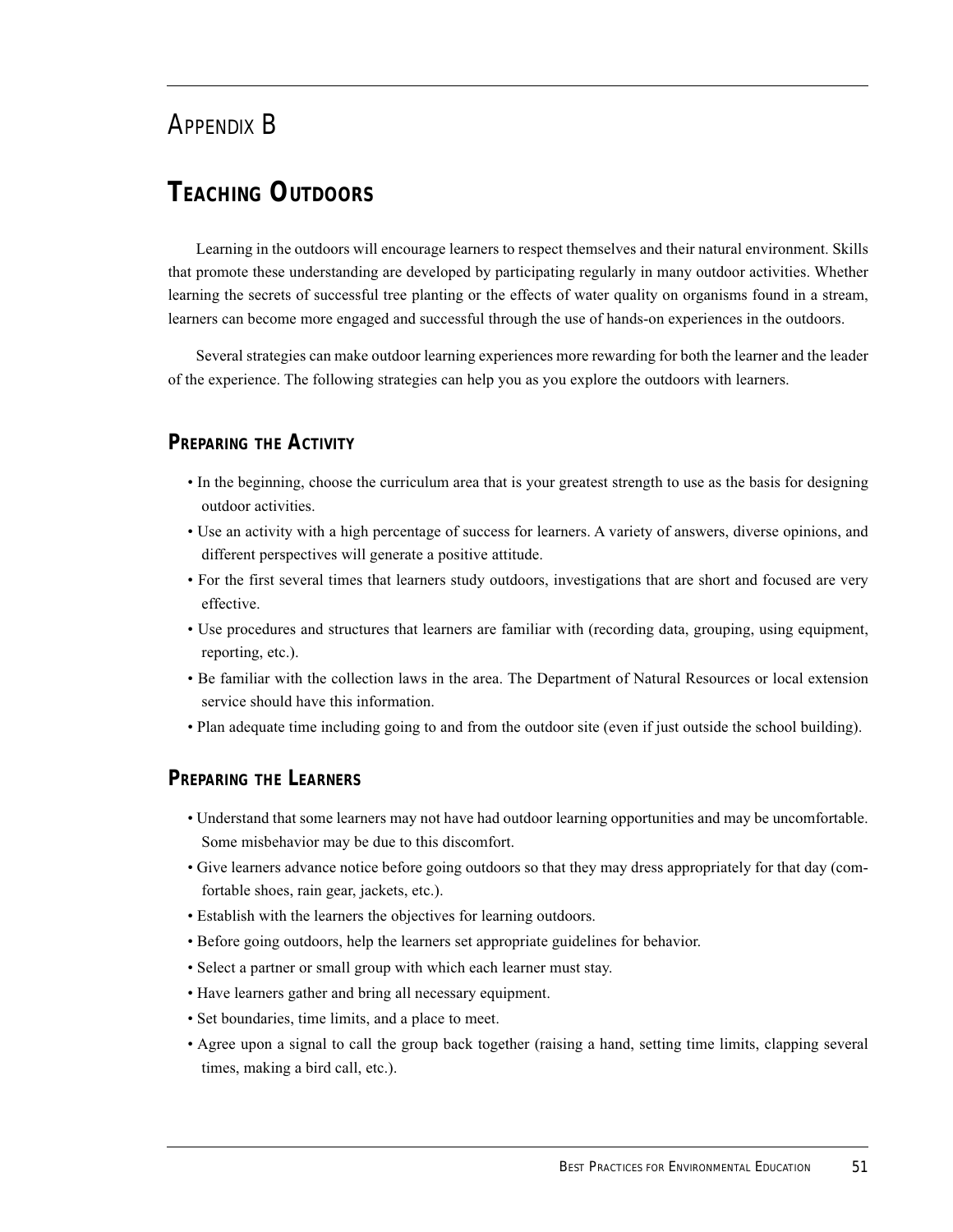# Appendix B

# Teaching Outdoors

Learning in the outdoors will encourage learners to respect themselves and their natural environment. Skills that promote these understanding are developed by participating regularly in many outdoor activities. Whether learning the secrets of successful tree planting or the effects of water quality on organisms found in a stream, learners can become more engaged and successful through the use of hands-on experiences in the outdoors.

Several strategies can make outdoor learning experiences more rewarding for both the learner and the leader of the experience. The following strategies can help you as you explore the outdoors with learners.

## Preparing the Activity

- In the beginning, choose the curriculum area that is your greatest strength to use as the basis for designing outdoor activities.
- Use an activity with a high percentage of success for learners. A variety of answers, diverse opinions, and different perspectives will generate a positive attitude.
- For the first several times that learners study outdoors, investigations that are short and focused are very effective.
- Use procedures and structures that learners are familiar with (recording data, grouping, using equipment, reporting, etc.).
- Be familiar with the collection laws in the area. The Department of Natural Resources or local extension service should have this information.
- Plan adequate time including going to and from the outdoor site (even if just outside the school building).

## Preparing the Learners

- Understand that some learners may not have had outdoor learning opportunities and may be uncomfortable. Some misbehavior may be due to this discomfort.
- Give learners advance notice before going outdoors so that they may dress appropriately for that day (comfortable shoes, rain gear, jackets, etc.).
- Establish with the learners the objectives for learning outdoors.
- Before going outdoors, help the learners set appropriate guidelines for behavior.
- Select a partner or small group with which each learner must stay.
- Have learners gather and bring all necessary equipment.
- Set boundaries, time limits, and a place to meet.
- Agree upon a signal to call the group back together (raising a hand, setting time limits, clapping several times, making a bird call, etc.).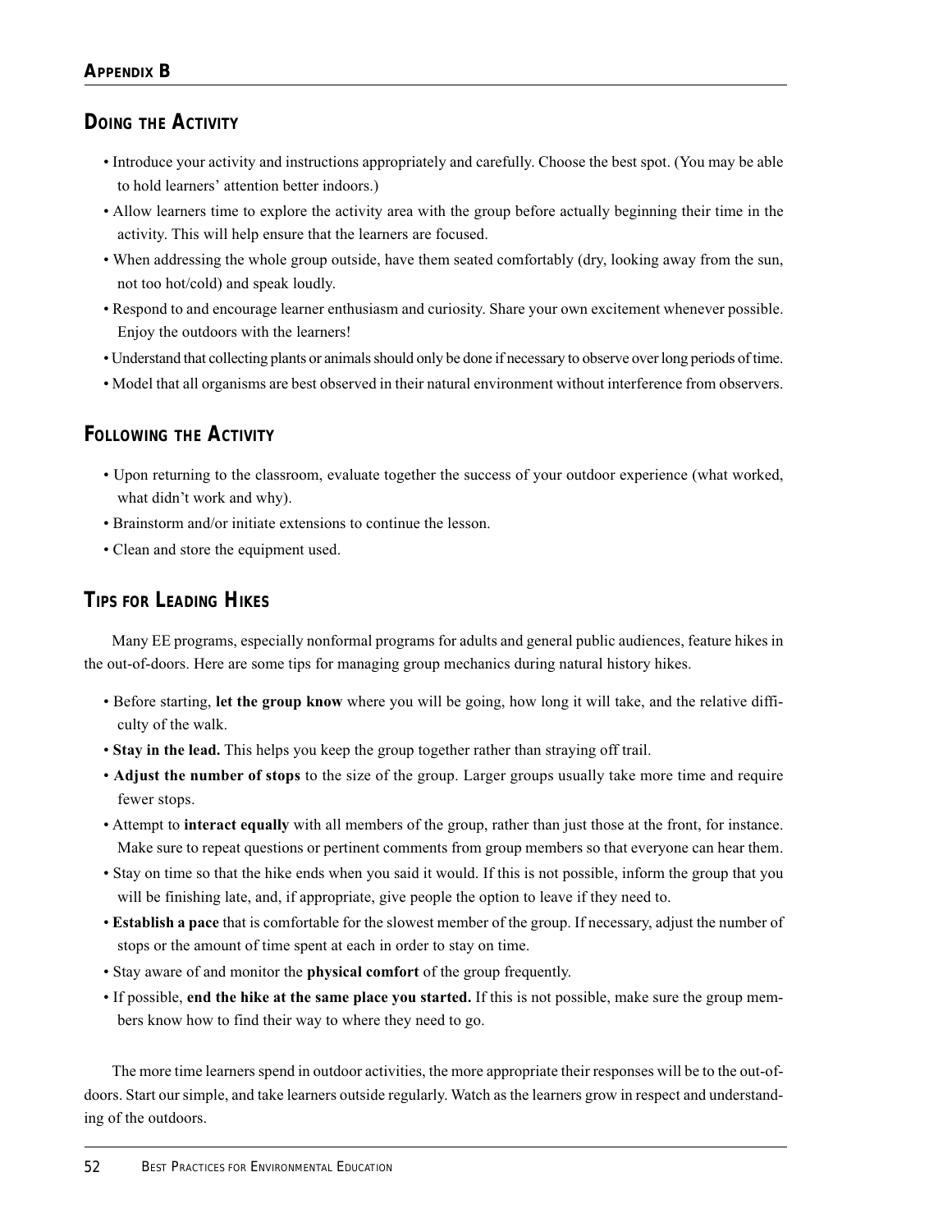## Doing the Activity

- Introduce your activity and instructions appropriately and carefully. Choose the best spot. (You may be able to hold learners' attention better indoors.)
- Allow learners time to explore the activity area with the group before actually beginning their time in the activity. This will help ensure that the learners are focused.
- When addressing the whole group outside, have them seated comfortably (dry, looking away from the sun, not too hot/cold) and speak loudly.
- Respond to and encourage learner enthusiasm and curiosity. Share your own excitement whenever possible. Enjoy the outdoors with the learners!
- Understand that collecting plants or animals should only be done if necessary to observe over long periods of time.
- Model that all organisms are best observed in their natural environment without interference from observers.

## Following the Activity

- Upon returning to the classroom, evaluate together the success of your outdoor experience (what worked, what didn't work and why).
- Brainstorm and/or initiate extensions to continue the lesson.
- Clean and store the equipment used.

## Tips for Leading Hikes

Many EE programs, especially nonformal programs for adults and general public audiences, feature hikes in the out-of-doors. Here are some tips for managing group mechanics during natural history hikes.

- Before starting, **let the group know** where you will be going, how long it will take, and the relative difficulty of the walk.
- **Stay in the lead.** This helps you keep the group together rather than straying off trail.
- **Adjust the number of stops** to the size of the group. Larger groups usually take more time and require fewer stops.
- Attempt to **interact equally** with all members of the group, rather than just those at the front, for instance. Make sure to repeat questions or pertinent comments from group members so that everyone can hear them.
- Stay on time so that the hike ends when you said it would. If this is not possible, inform the group that you will be finishing late, and, if appropriate, give people the option to leave if they need to.
- **Establish a pace** that is comfortable for the slowest member of the group. If necessary, adjust the number of stops or the amount of time spent at each in order to stay on time.
- Stay aware of and monitor the **physical comfort** of the group frequently.
- If possible, **end the hike at the same place you started.** If this is not possible, make sure the group members know how to find their way to where they need to go.

The more time learners spend in outdoor activities, the more appropriate their responses will be to the out-of-doors. Start our simple, and take learners outside regularly. Watch as the learners grow in respect and understanding of the outdoors.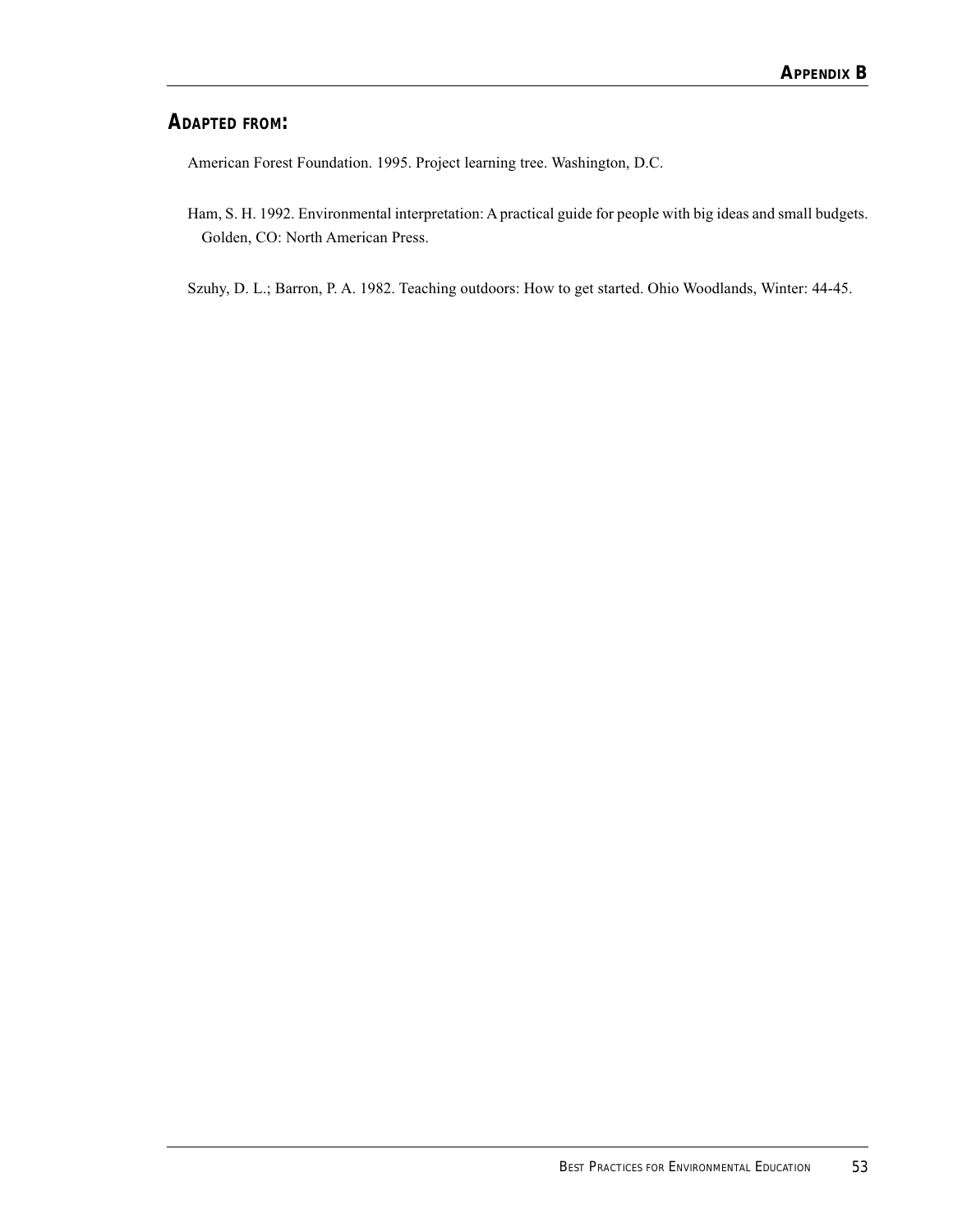## Adapted from:

American Forest Foundation. 1995. Project learning tree. Washington, D.C.

Ham, S. H. 1992. Environmental interpretation: A practical guide for people with big ideas and small budgets. Golden, CO: North American Press.

Szuhy, D. L.; Barron, P. A. 1982. Teaching outdoors: How to get started. Ohio Woodlands, Winter: 44-45.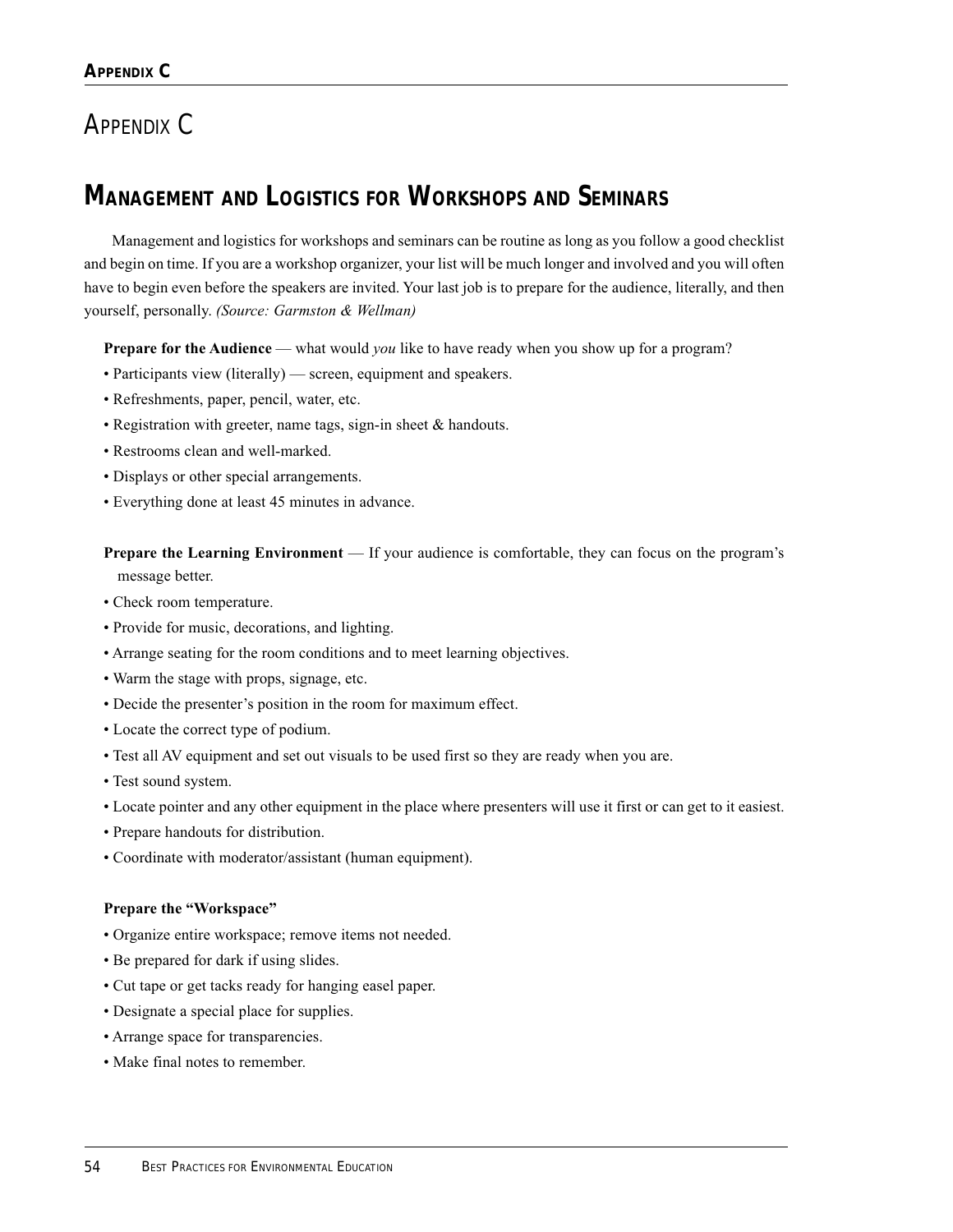# Appendix C

## Management and Logistics for Workshops and Seminars

Management and logistics for workshops and seminars can be routine as long as you follow a good checklist and begin on time. If you are a workshop organizer, your list will be much longer and involved and you will often have to begin even before the speakers are invited. Your last job is to prepare for the audience, literally, and then yourself, personally. *(Source: Garmston & Wellman)*

**Prepare for the Audience** — what would *you* like to have ready when you show up for a program?

- Participants view (literally) — screen, equipment and speakers.
- Refreshments, paper, pencil, water, etc.
- Registration with greeter, name tags, sign-in sheet & handouts.
- Restrooms clean and well-marked.
- Displays or other special arrangements.
- Everything done at least 45 minutes in advance.

**Prepare the Learning Environment** — If your audience is comfortable, they can focus on the program's message better.

- Check room temperature.
- Provide for music, decorations, and lighting.
- Arrange seating for the room conditions and to meet learning objectives.
- Warm the stage with props, signage, etc.
- Decide the presenter's position in the room for maximum effect.
- Locate the correct type of podium.
- Test all AV equipment and set out visuals to be used first so they are ready when you are.
- Test sound system.
- Locate pointer and any other equipment in the place where presenters will use it first or can get to it easiest.
- Prepare handouts for distribution.
- Coordinate with moderator/assistant (human equipment).

**Prepare the "Workspace"**

- Organize entire workspace; remove items not needed.
- Be prepared for dark if using slides.
- Cut tape or get tacks ready for hanging easel paper.
- Designate a special place for supplies.
- Arrange space for transparencies.
- Make final notes to remember.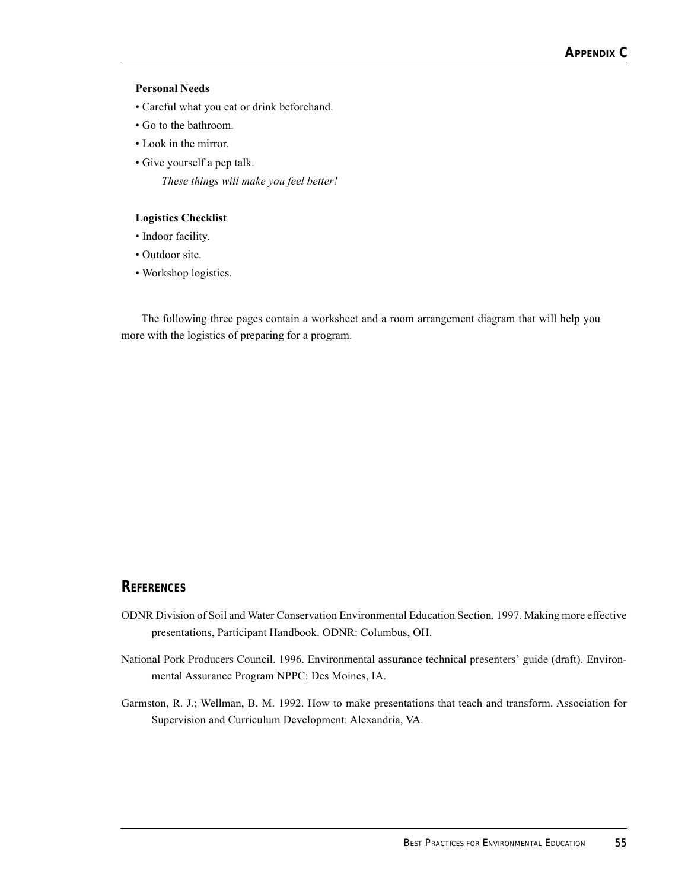**Personal Needs**

- Careful what you eat or drink beforehand.
- Go to the bathroom.
- Look in the mirror.
- Give yourself a pep talk.

  *These things will make you feel better!*

**Logistics Checklist**

- Indoor facility.
- Outdoor site.
- Workshop logistics.

The following three pages contain a worksheet and a room arrangement diagram that will help you more with the logistics of preparing for a program.

## REFERENCES

ODNR Division of Soil and Water Conservation Environmental Education Section. 1997. Making more effective presentations, Participant Handbook. ODNR: Columbus, OH.

National Pork Producers Council. 1996. Environmental assurance technical presenters' guide (draft). Environmental Assurance Program NPPC: Des Moines, IA.

Garmston, R. J.; Wellman, B. M. 1992. How to make presentations that teach and transform. Association for Supervision and Curriculum Development: Alexandria, VA.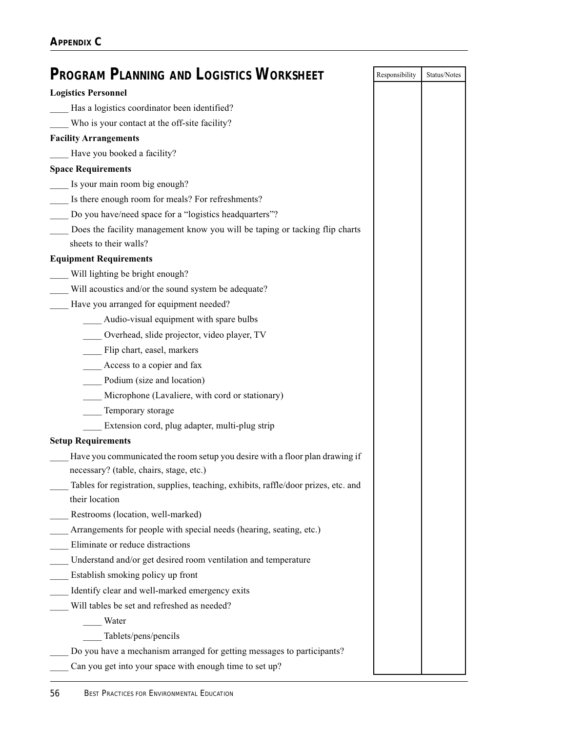## Appendix C

# Program Planning and Logistics Worksheet

| | Responsibility | Status/Notes |
|---|---|---|
| **Logistics Personnel** | | |
| ____ Has a logistics coordinator been identified? | | |
| ____ Who is your contact at the off-site facility? | | |
| **Facility Arrangements** | | |
| ____ Have you booked a facility? | | |
| **Space Requirements** | | |
| ____ Is your main room big enough? | | |
| ____ Is there enough room for meals? For refreshments? | | |
| ____ Do you have/need space for a "logistics headquarters"? | | |
| ____ Does the facility management know you will be taping or tacking flip charts sheets to their walls? | | |
| **Equipment Requirements** | | |
| ____ Will lighting be bright enough? | | |
| ____ Will acoustics and/or the sound system be adequate? | | |
| ____ Have you arranged for equipment needed? | | |
| &nbsp;&nbsp;&nbsp;&nbsp;____ Audio-visual equipment with spare bulbs | | |
| &nbsp;&nbsp;&nbsp;&nbsp;____ Overhead, slide projector, video player, TV | | |
| &nbsp;&nbsp;&nbsp;&nbsp;____ Flip chart, easel, markers | | |
| &nbsp;&nbsp;&nbsp;&nbsp;____ Access to a copier and fax | | |
| &nbsp;&nbsp;&nbsp;&nbsp;____ Podium (size and location) | | |
| &nbsp;&nbsp;&nbsp;&nbsp;____ Microphone (Lavaliere, with cord or stationary) | | |
| &nbsp;&nbsp;&nbsp;&nbsp;____ Temporary storage | | |
| &nbsp;&nbsp;&nbsp;&nbsp;____ Extension cord, plug adapter, multi-plug strip | | |
| **Setup Requirements** | | |
| ____ Have you communicated the room setup you desire with a floor plan drawing if necessary? (table, chairs, stage, etc.) | | |
| ____ Tables for registration, supplies, teaching, exhibits, raffle/door prizes, etc. and their location | | |
| ____ Restrooms (location, well-marked) | | |
| ____ Arrangements for people with special needs (hearing, seating, etc.) | | |
| ____ Eliminate or reduce distractions | | |
| ____ Understand and/or get desired room ventilation and temperature | | |
| ____ Establish smoking policy up front | | |
| ____ Identify clear and well-marked emergency exits | | |
| ____ Will tables be set and refreshed as needed? | | |
| &nbsp;&nbsp;&nbsp;&nbsp;____ Water | | |
| &nbsp;&nbsp;&nbsp;&nbsp;____ Tablets/pens/pencils | | |
| ____ Do you have a mechanism arranged for getting messages to participants? | | |
| ____ Can you get into your space with enough time to set up? | | |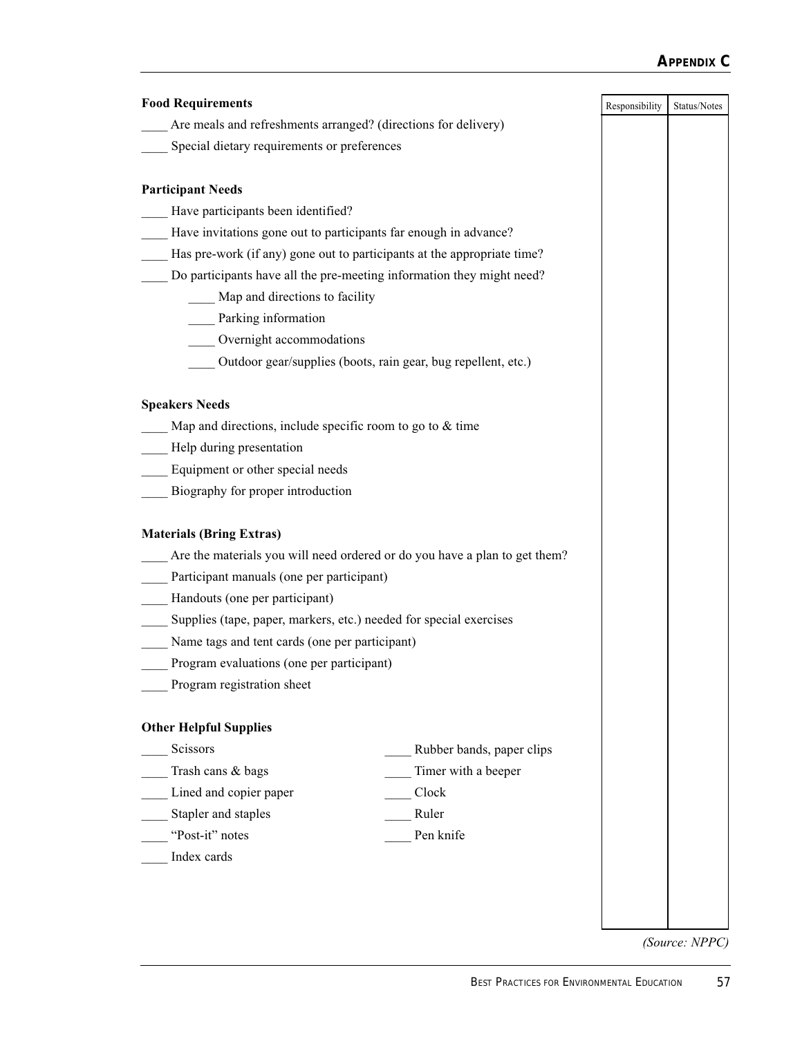**Food Requirements**

| | Responsibility | Status/Notes |
|---|---|---|
| ____ Are meals and refreshments arranged? (directions for delivery) | | |
| ____ Special dietary requirements or preferences | | |

**Participant Needs**

____ Have participants been identified?

____ Have invitations gone out to participants far enough in advance?

____ Has pre-work (if any) gone out to participants at the appropriate time?

____ Do participants have all the pre-meeting information they might need?

- ____ Map and directions to facility
- ____ Parking information
- ____ Overnight accommodations
- ____ Outdoor gear/supplies (boots, rain gear, bug repellent, etc.)

**Speakers Needs**

____ Map and directions, include specific room to go to & time

____ Help during presentation

____ Equipment or other special needs

____ Biography for proper introduction

**Materials (Bring Extras)**

____ Are the materials you will need ordered or do you have a plan to get them?

____ Participant manuals (one per participant)

____ Handouts (one per participant)

____ Supplies (tape, paper, markers, etc.) needed for special exercises

____ Name tags and tent cards (one per participant)

____ Program evaluations (one per participant)

____ Program registration sheet

**Other Helpful Supplies**

____ Scissors

____ Trash cans & bags

____ Lined and copier paper

____ Stapler and staples

____ "Post-it" notes

____ Index cards

____ Rubber bands, paper clips

____ Timer with a beeper

____ Clock

____ Ruler

____ Pen knife

*(Source: NPPC)*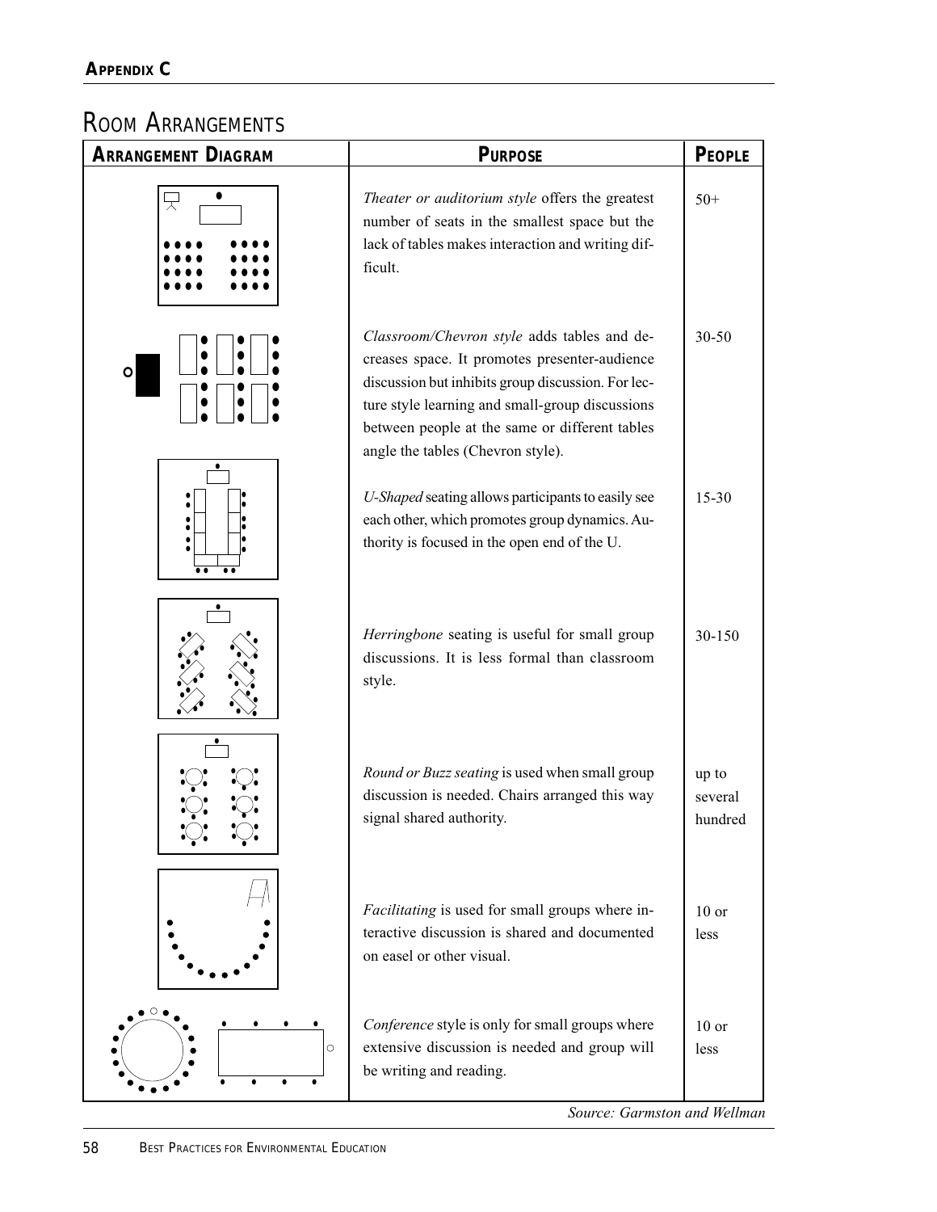## ROOM ARRANGEMENTS

| ARRANGEMENT DIAGRAM | PURPOSE | PEOPLE |
|---|---|---|
| | *Theater or auditorium style* offers the greatest number of seats in the smallest space but the lack of tables makes interaction and writing difficult. | 50+ |
| | *Classroom/Chevron style* adds tables and decreases space. It promotes presenter-audience discussion but inhibits group discussion. For lecture style learning and small-group discussions between people at the same or different tables angle the tables (Chevron style). | 30-50 |
| | *U-Shaped* seating allows participants to easily see each other, which promotes group dynamics. Authority is focused in the open end of the U. | 15-30 |
| | *Herringbone* seating is useful for small group discussions. It is less formal than classroom style. | 30-150 |
| | *Round or Buzz seating* is used when small group discussion is needed. Chairs arranged this way signal shared authority. | up to several hundred |
| | *Facilitating* is used for small groups where interactive discussion is shared and documented on easel or other visual. | 10 or less |
| | *Conference* style is only for small groups where extensive discussion is needed and group will be writing and reading. | 10 or less |

*Source: Garmston and Wellman*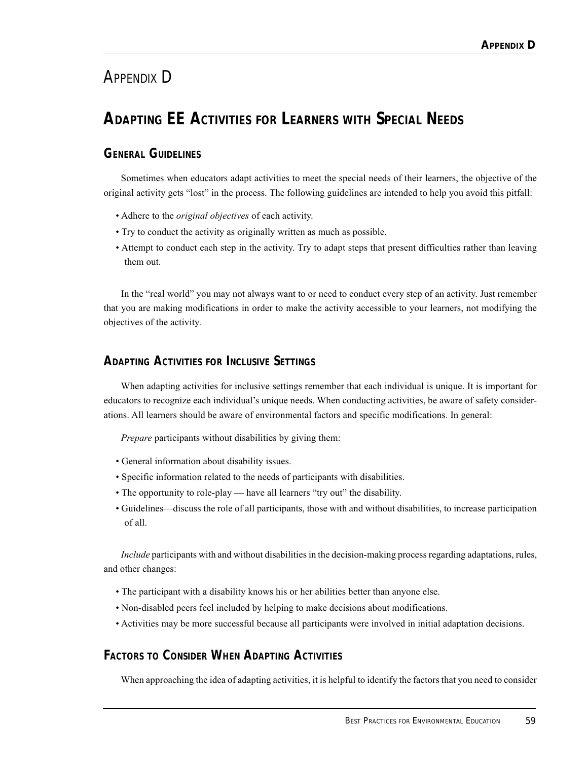# Appendix D

## Adapting EE Activities for Learners with Special Needs

### General Guidelines

Sometimes when educators adapt activities to meet the special needs of their learners, the objective of the original activity gets "lost" in the process. The following guidelines are intended to help you avoid this pitfall:

- Adhere to the *original objectives* of each activity.
- Try to conduct the activity as originally written as much as possible.
- Attempt to conduct each step in the activity. Try to adapt steps that present difficulties rather than leaving them out.

In the "real world" you may not always want to or need to conduct every step of an activity. Just remember that you are making modifications in order to make the activity accessible to your learners, not modifying the objectives of the activity.

### Adapting Activities for Inclusive Settings

When adapting activities for inclusive settings remember that each individual is unique. It is important for educators to recognize each individual's unique needs. When conducting activities, be aware of safety considerations. All learners should be aware of environmental factors and specific modifications. In general:

*Prepare* participants without disabilities by giving them:

- General information about disability issues.
- Specific information related to the needs of participants with disabilities.
- The opportunity to role-play — have all learners "try out" the disability.
- Guidelines—discuss the role of all participants, those with and without disabilities, to increase participation of all.

*Include* participants with and without disabilities in the decision-making process regarding adaptations, rules, and other changes:

- The participant with a disability knows his or her abilities better than anyone else.
- Non-disabled peers feel included by helping to make decisions about modifications.
- Activities may be more successful because all participants were involved in initial adaptation decisions.

### Factors to Consider When Adapting Activities

When approaching the idea of adapting activities, it is helpful to identify the factors that you need to consider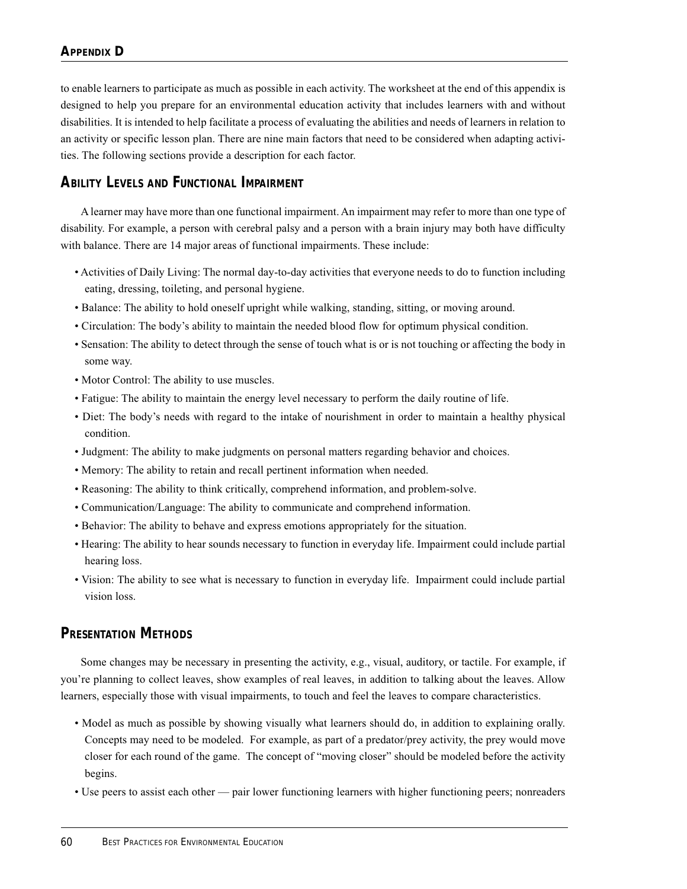to enable learners to participate as much as possible in each activity. The worksheet at the end of this appendix is designed to help you prepare for an environmental education activity that includes learners with and without disabilities. It is intended to help facilitate a process of evaluating the abilities and needs of learners in relation to an activity or specific lesson plan. There are nine main factors that need to be considered when adapting activities. The following sections provide a description for each factor.

## Ability Levels and Functional Impairment

A learner may have more than one functional impairment. An impairment may refer to more than one type of disability. For example, a person with cerebral palsy and a person with a brain injury may both have difficulty with balance. There are 14 major areas of functional impairments. These include:

- Activities of Daily Living: The normal day-to-day activities that everyone needs to do to function including eating, dressing, toileting, and personal hygiene.
- Balance: The ability to hold oneself upright while walking, standing, sitting, or moving around.
- Circulation: The body's ability to maintain the needed blood flow for optimum physical condition.
- Sensation: The ability to detect through the sense of touch what is or is not touching or affecting the body in some way.
- Motor Control: The ability to use muscles.
- Fatigue: The ability to maintain the energy level necessary to perform the daily routine of life.
- Diet: The body's needs with regard to the intake of nourishment in order to maintain a healthy physical condition.
- Judgment: The ability to make judgments on personal matters regarding behavior and choices.
- Memory: The ability to retain and recall pertinent information when needed.
- Reasoning: The ability to think critically, comprehend information, and problem-solve.
- Communication/Language: The ability to communicate and comprehend information.
- Behavior: The ability to behave and express emotions appropriately for the situation.
- Hearing: The ability to hear sounds necessary to function in everyday life. Impairment could include partial hearing loss.
- Vision: The ability to see what is necessary to function in everyday life. Impairment could include partial vision loss.

## Presentation Methods

Some changes may be necessary in presenting the activity, e.g., visual, auditory, or tactile. For example, if you're planning to collect leaves, show examples of real leaves, in addition to talking about the leaves. Allow learners, especially those with visual impairments, to touch and feel the leaves to compare characteristics.

- Model as much as possible by showing visually what learners should do, in addition to explaining orally. Concepts may need to be modeled. For example, as part of a predator/prey activity, the prey would move closer for each round of the game. The concept of "moving closer" should be modeled before the activity begins.
- Use peers to assist each other — pair lower functioning learners with higher functioning peers; nonreaders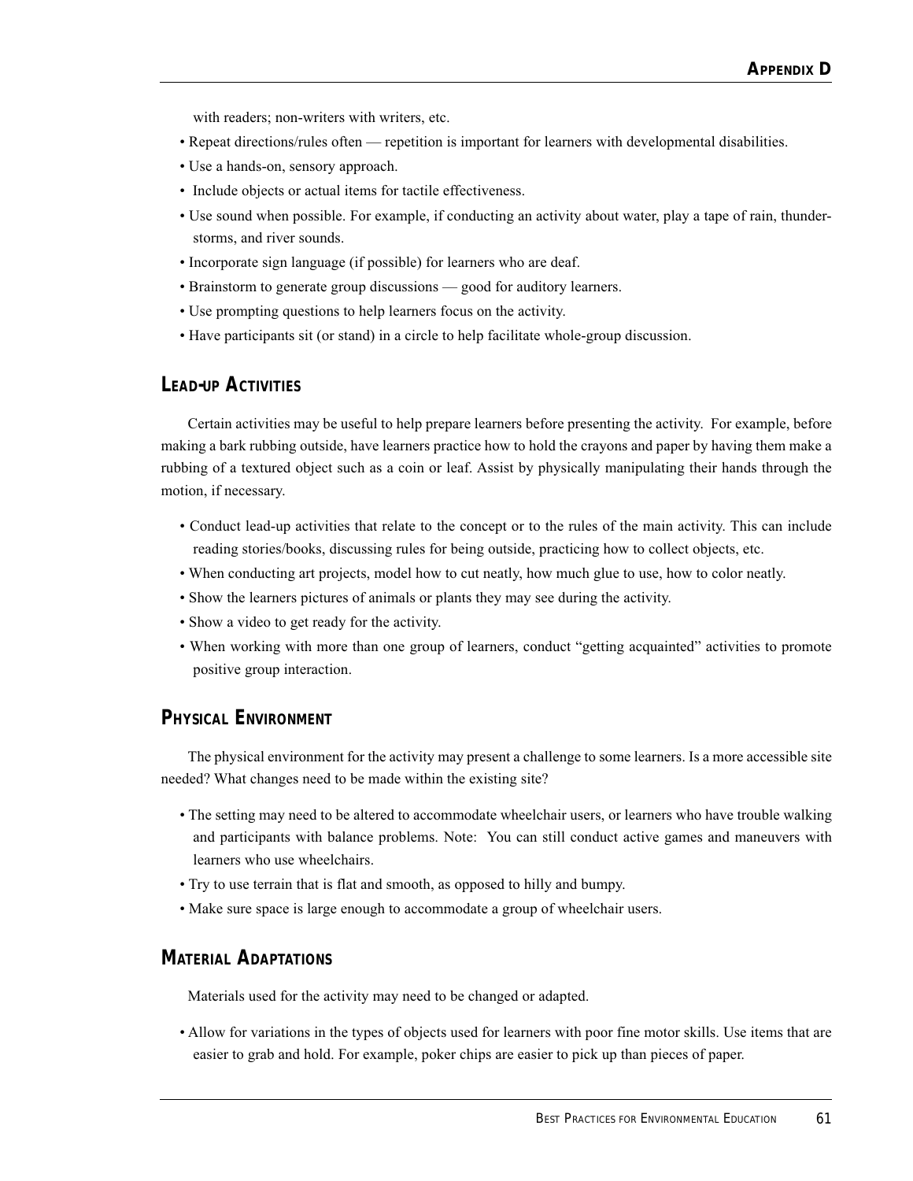with readers; non-writers with writers, etc.

- Repeat directions/rules often — repetition is important for learners with developmental disabilities.
- Use a hands-on, sensory approach.
- Include objects or actual items for tactile effectiveness.
- Use sound when possible. For example, if conducting an activity about water, play a tape of rain, thunderstorms, and river sounds.
- Incorporate sign language (if possible) for learners who are deaf.
- Brainstorm to generate group discussions — good for auditory learners.
- Use prompting questions to help learners focus on the activity.
- Have participants sit (or stand) in a circle to help facilitate whole-group discussion.

## Lead-up Activities

Certain activities may be useful to help prepare learners before presenting the activity. For example, before making a bark rubbing outside, have learners practice how to hold the crayons and paper by having them make a rubbing of a textured object such as a coin or leaf. Assist by physically manipulating their hands through the motion, if necessary.

- Conduct lead-up activities that relate to the concept or to the rules of the main activity. This can include reading stories/books, discussing rules for being outside, practicing how to collect objects, etc.
- When conducting art projects, model how to cut neatly, how much glue to use, how to color neatly.
- Show the learners pictures of animals or plants they may see during the activity.
- Show a video to get ready for the activity.
- When working with more than one group of learners, conduct "getting acquainted" activities to promote positive group interaction.

## Physical Environment

The physical environment for the activity may present a challenge to some learners. Is a more accessible site needed? What changes need to be made within the existing site?

- The setting may need to be altered to accommodate wheelchair users, or learners who have trouble walking and participants with balance problems. Note: You can still conduct active games and maneuvers with learners who use wheelchairs.
- Try to use terrain that is flat and smooth, as opposed to hilly and bumpy.
- Make sure space is large enough to accommodate a group of wheelchair users.

## Material Adaptations

Materials used for the activity may need to be changed or adapted.

- Allow for variations in the types of objects used for learners with poor fine motor skills. Use items that are easier to grab and hold. For example, poker chips are easier to pick up than pieces of paper.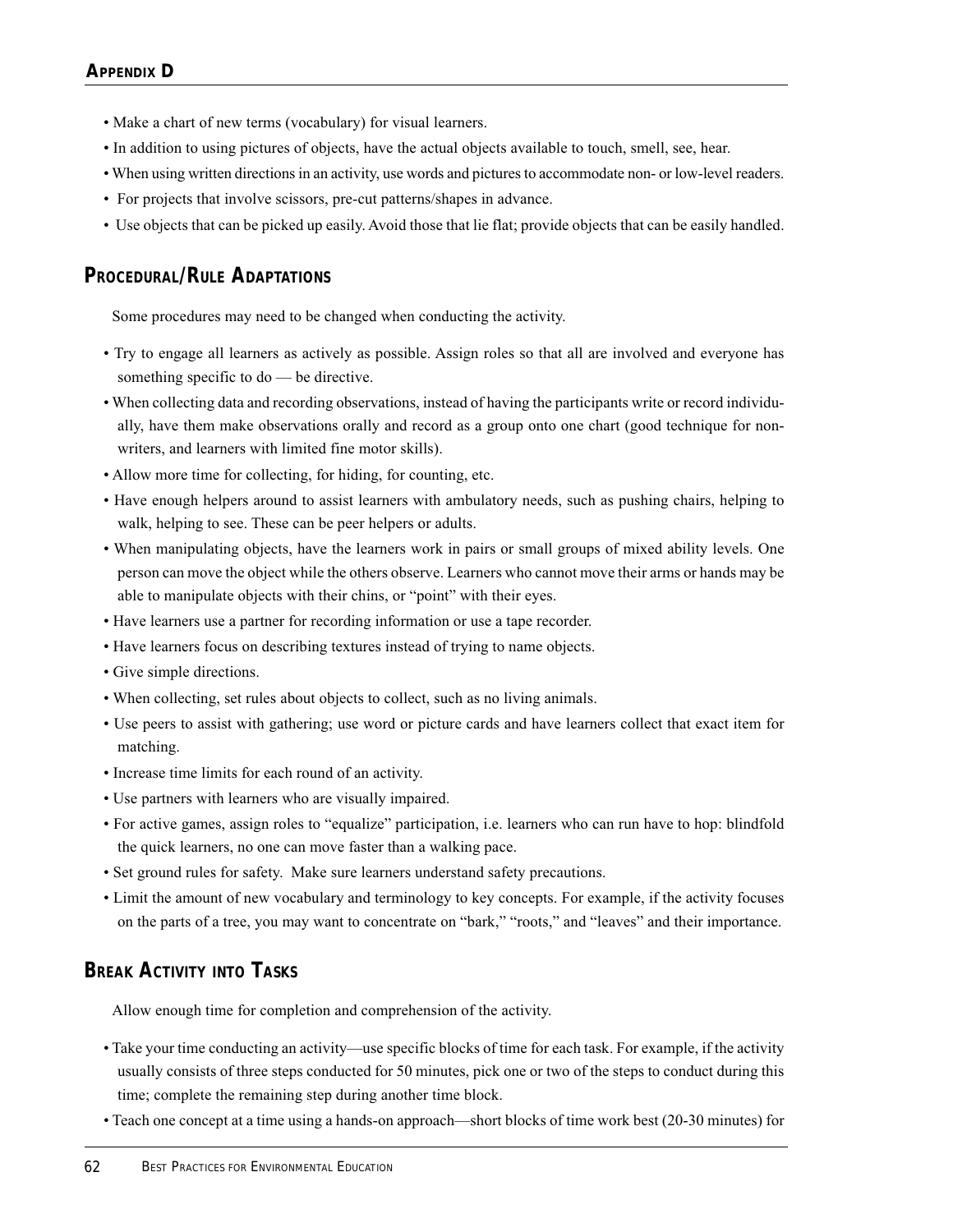- Make a chart of new terms (vocabulary) for visual learners.
- In addition to using pictures of objects, have the actual objects available to touch, smell, see, hear.
- When using written directions in an activity, use words and pictures to accommodate non- or low-level readers.
- For projects that involve scissors, pre-cut patterns/shapes in advance.
- Use objects that can be picked up easily. Avoid those that lie flat; provide objects that can be easily handled.

## Procedural/Rule Adaptations

Some procedures may need to be changed when conducting the activity.

- Try to engage all learners as actively as possible. Assign roles so that all are involved and everyone has something specific to do — be directive.
- When collecting data and recording observations, instead of having the participants write or record individually, have them make observations orally and record as a group onto one chart (good technique for non-writers, and learners with limited fine motor skills).
- Allow more time for collecting, for hiding, for counting, etc.
- Have enough helpers around to assist learners with ambulatory needs, such as pushing chairs, helping to walk, helping to see. These can be peer helpers or adults.
- When manipulating objects, have the learners work in pairs or small groups of mixed ability levels. One person can move the object while the others observe. Learners who cannot move their arms or hands may be able to manipulate objects with their chins, or "point" with their eyes.
- Have learners use a partner for recording information or use a tape recorder.
- Have learners focus on describing textures instead of trying to name objects.
- Give simple directions.
- When collecting, set rules about objects to collect, such as no living animals.
- Use peers to assist with gathering; use word or picture cards and have learners collect that exact item for matching.
- Increase time limits for each round of an activity.
- Use partners with learners who are visually impaired.
- For active games, assign roles to "equalize" participation, i.e. learners who can run have to hop: blindfold the quick learners, no one can move faster than a walking pace.
- Set ground rules for safety. Make sure learners understand safety precautions.
- Limit the amount of new vocabulary and terminology to key concepts. For example, if the activity focuses on the parts of a tree, you may want to concentrate on "bark," "roots," and "leaves" and their importance.

## Break Activity into Tasks

Allow enough time for completion and comprehension of the activity.

- Take your time conducting an activity—use specific blocks of time for each task. For example, if the activity usually consists of three steps conducted for 50 minutes, pick one or two of the steps to conduct during this time; complete the remaining step during another time block.
- Teach one concept at a time using a hands-on approach—short blocks of time work best (20-30 minutes) for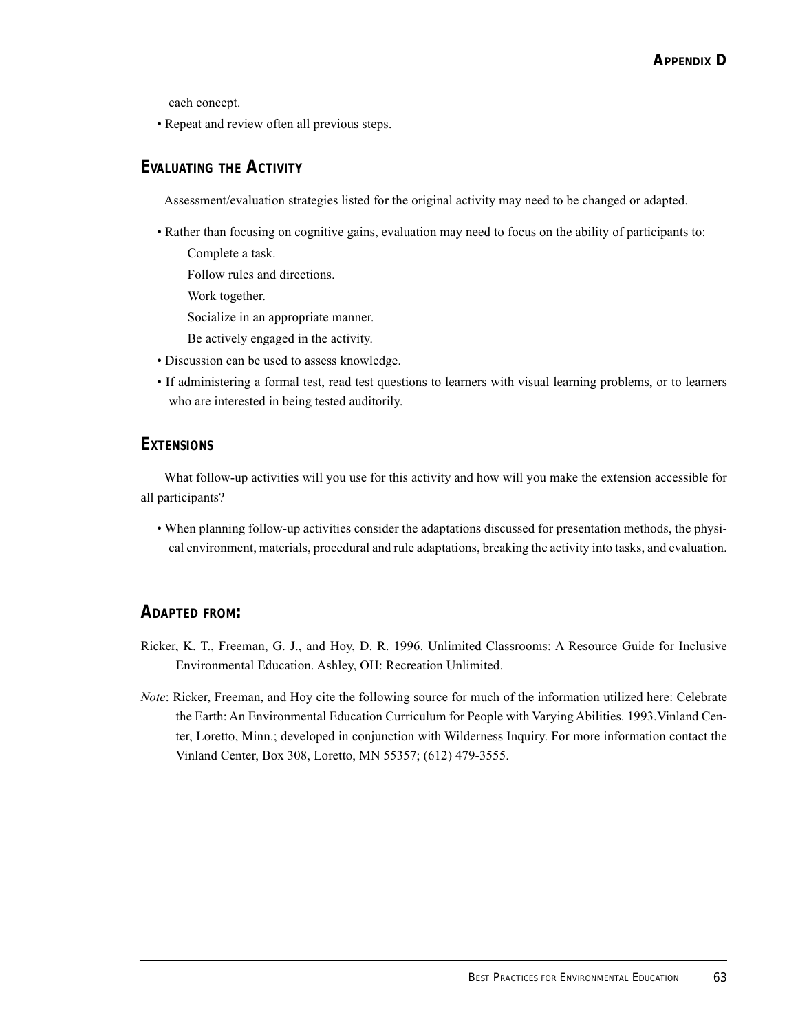each concept.

- Repeat and review often all previous steps.

## Evaluating the Activity

Assessment/evaluation strategies listed for the original activity may need to be changed or adapted.

- Rather than focusing on cognitive gains, evaluation may need to focus on the ability of participants to:
  - Complete a task.
  - Follow rules and directions.
  - Work together.
  - Socialize in an appropriate manner.
  - Be actively engaged in the activity.
- Discussion can be used to assess knowledge.
- If administering a formal test, read test questions to learners with visual learning problems, or to learners who are interested in being tested auditorily.

## Extensions

What follow-up activities will you use for this activity and how will you make the extension accessible for all participants?

- When planning follow-up activities consider the adaptations discussed for presentation methods, the physical environment, materials, procedural and rule adaptations, breaking the activity into tasks, and evaluation.

## Adapted from:

Ricker, K. T., Freeman, G. J., and Hoy, D. R. 1996. Unlimited Classrooms: A Resource Guide for Inclusive Environmental Education. Ashley, OH: Recreation Unlimited.

*Note*: Ricker, Freeman, and Hoy cite the following source for much of the information utilized here: Celebrate the Earth: An Environmental Education Curriculum for People with Varying Abilities. 1993.Vinland Center, Loretto, Minn.; developed in conjunction with Wilderness Inquiry. For more information contact the Vinland Center, Box 308, Loretto, MN 55357; (612) 479-3555.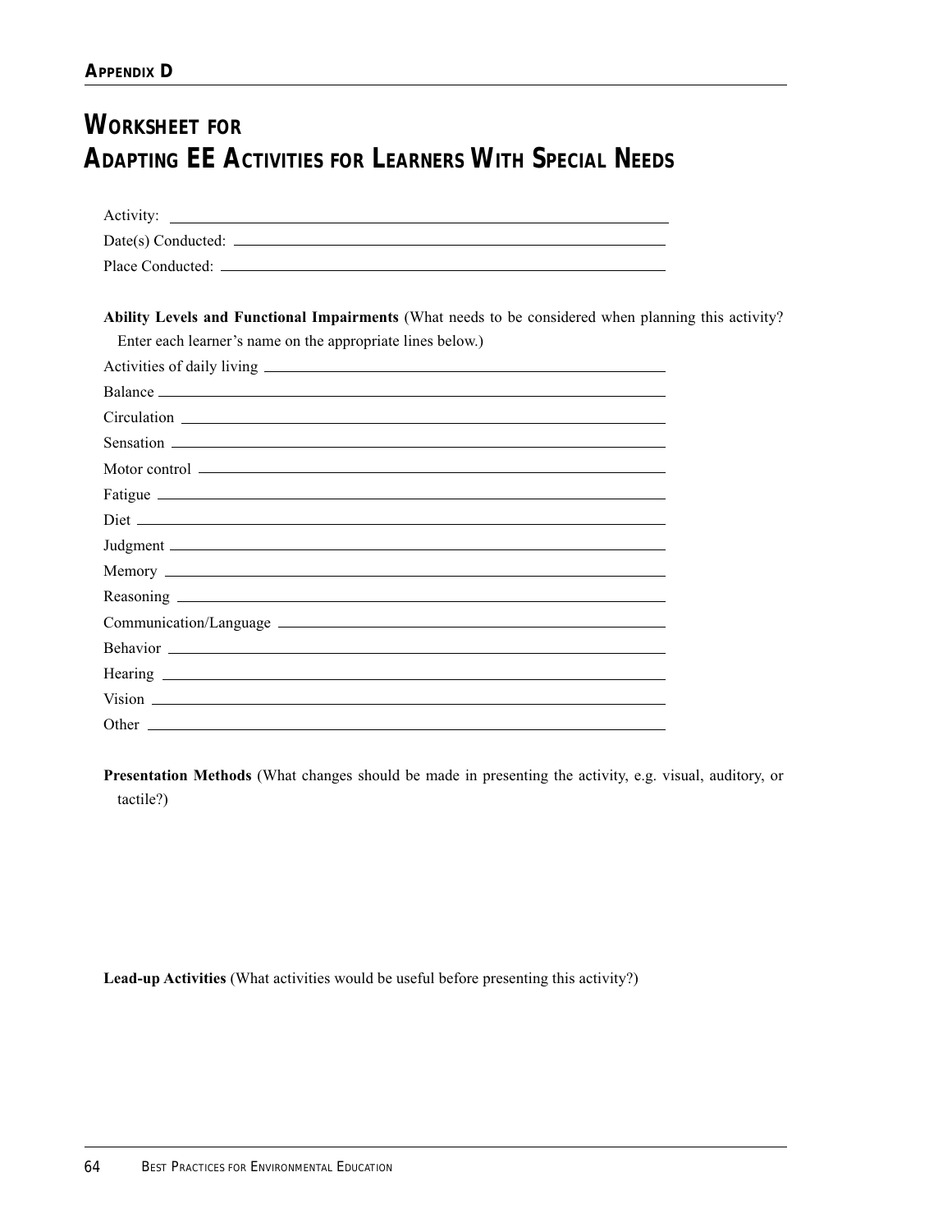## Appendix D

# Worksheet for Adapting EE Activities for Learners With Special Needs

Activity: ______________________________

Date(s) Conducted: ______________________________

Place Conducted: ______________________________

**Ability Levels and Functional Impairments** (What needs to be considered when planning this activity? Enter each learner's name on the appropriate lines below.)

Activities of daily living ______________________________

Balance ______________________________

Circulation ______________________________

Sensation ______________________________

Motor control ______________________________

Fatigue ______________________________

Diet ______________________________

Judgment ______________________________

Memory ______________________________

Reasoning ______________________________

Communication/Language ______________________________

Behavior ______________________________

Hearing ______________________________

Vision ______________________________

Other ______________________________

**Presentation Methods** (What changes should be made in presenting the activity, e.g. visual, auditory, or tactile?)

**Lead-up Activities** (What activities would be useful before presenting this activity?)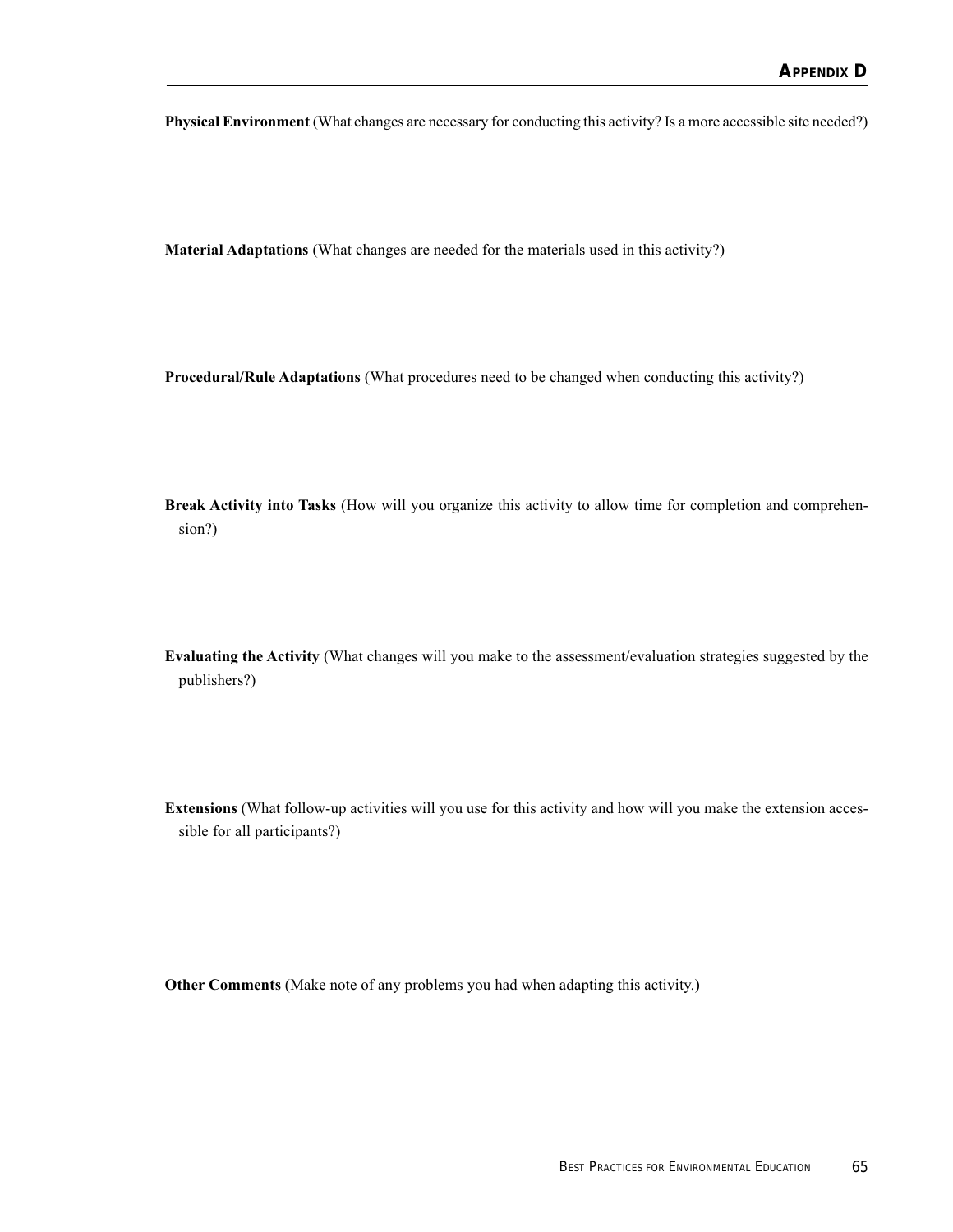**Physical Environment** (What changes are necessary for conducting this activity? Is a more accessible site needed?)

**Material Adaptations** (What changes are needed for the materials used in this activity?)

**Procedural/Rule Adaptations** (What procedures need to be changed when conducting this activity?)

**Break Activity into Tasks** (How will you organize this activity to allow time for completion and comprehension?)

**Evaluating the Activity** (What changes will you make to the assessment/evaluation strategies suggested by the publishers?)

**Extensions** (What follow-up activities will you use for this activity and how will you make the extension accessible for all participants?)

**Other Comments** (Make note of any problems you had when adapting this activity.)